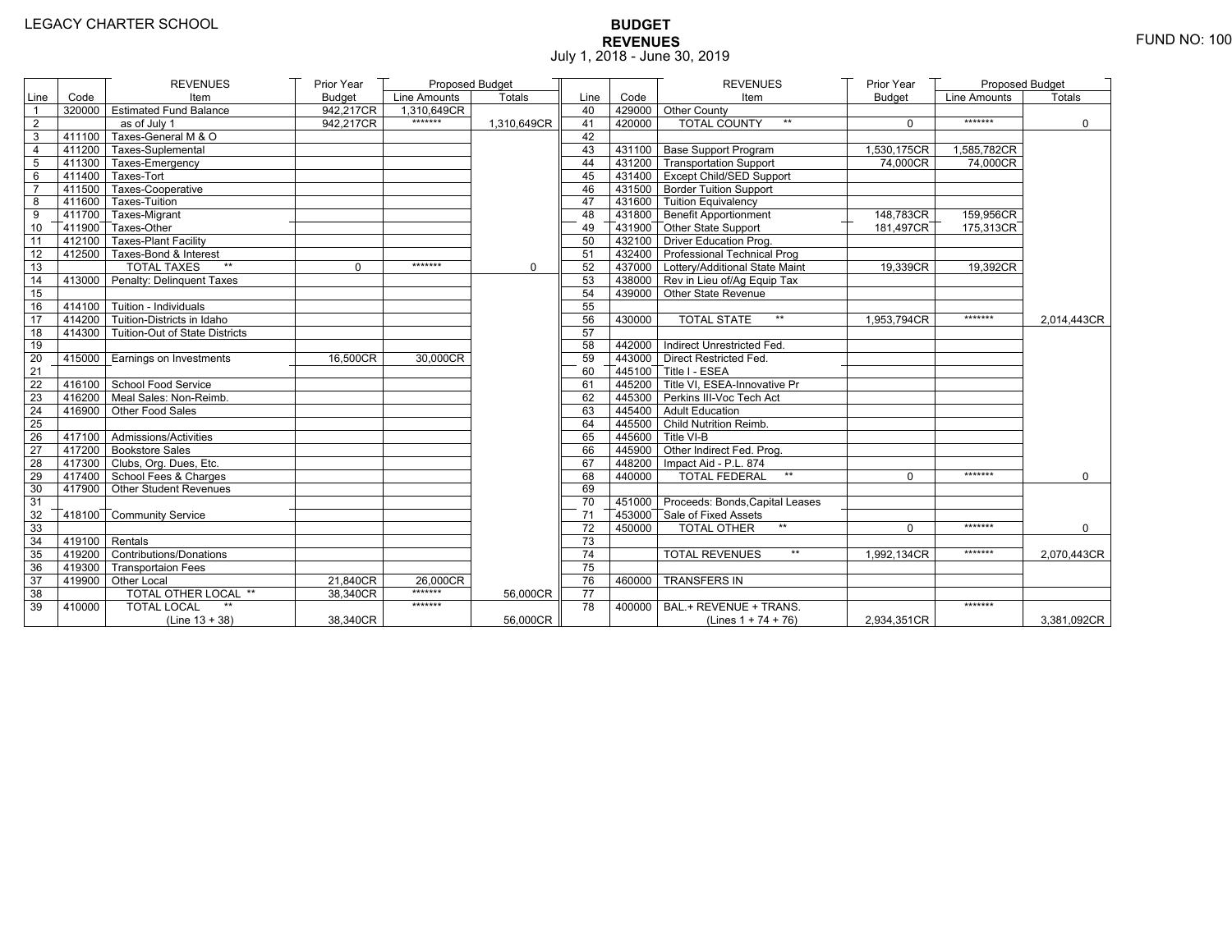LEGACY CHARTER SCHOOL

# BUDGET
## REVENUES
July 1, 2018 - June 30, 2019

FUND NO: 100

| Line | Code | REVENUES Item | Prior Year Budget | Proposed Budget Line Amounts | Proposed Budget Totals |
|---|---|---|---|---|---|
| 1 | 320000 | Estimated Fund Balance | 942,217CR | 1,310,649CR | |
| 2 | | as of July 1 | 942,217CR | ******* | 1,310,649CR |
| 3 | 411100 | Taxes-General M & O | | | |
| 4 | 411200 | Taxes-Suplemental | | | |
| 5 | 411300 | Taxes-Emergency | | | |
| 6 | 411400 | Taxes-Tort | | | |
| 7 | 411500 | Taxes-Cooperative | | | |
| 8 | 411600 | Taxes-Tuition | | | |
| 9 | 411700 | Taxes-Migrant | | | |
| 10 | 411900 | Taxes-Other | | | |
| 11 | 412100 | Taxes-Plant Facility | | | |
| 12 | 412500 | Taxes-Bond & Interest | | | |
| 13 | | TOTAL TAXES ** | 0 | ******* | 0 |
| 14 | 413000 | Penalty: Delinquent Taxes | | | |
| 15 | | | | | |
| 16 | 414100 | Tuition - Individuals | | | |
| 17 | 414200 | Tuition-Districts in Idaho | | | |
| 18 | 414300 | Tuition-Out of State Districts | | | |
| 19 | | | | | |
| 20 | 415000 | Earnings on Investments | 16,500CR | 30,000CR | |
| 21 | | | | | |
| 22 | 416100 | School Food Service | | | |
| 23 | 416200 | Meal Sales: Non-Reimb. | | | |
| 24 | 416900 | Other Food Sales | | | |
| 25 | | | | | |
| 26 | 417100 | Admissions/Activities | | | |
| 27 | 417200 | Bookstore Sales | | | |
| 28 | 417300 | Clubs, Org. Dues, Etc. | | | |
| 29 | 417400 | School Fees & Charges | | | |
| 30 | 417900 | Other Student Revenues | | | |
| 31 | | | | | |
| 32 | 418100 | Community Service | | | |
| 33 | | | | | |
| 34 | 419100 | Rentals | | | |
| 35 | 419200 | Contributions/Donations | | | |
| 36 | 419300 | Transportaion Fees | | | |
| 37 | 419900 | Other Local | 21,840CR | 26,000CR | |
| 38 | | TOTAL OTHER LOCAL ** | 38,340CR | ******* | 56,000CR |
| 39 | 410000 | TOTAL LOCAL ** (Line 13 + 38) | 38,340CR | ******* | 56,000CR |
| 40 | 429000 | Other County | | | |
| 41 | 420000 | TOTAL COUNTY ** | 0 | ******* | 0 |
| 42 | | | | | |
| 43 | 431100 | Base Support Program | 1,530,175CR | 1,585,782CR | |
| 44 | 431200 | Transportation Support | 74,000CR | 74,000CR | |
| 45 | 431400 | Except Child/SED Support | | | |
| 46 | 431500 | Border Tuition Support | | | |
| 47 | 431600 | Tuition Equivalency | | | |
| 48 | 431800 | Benefit Apportionment | 148,783CR | 159,956CR | |
| 49 | 431900 | Other State Support | 181,497CR | 175,313CR | |
| 50 | 432100 | Driver Education Prog. | | | |
| 51 | 432400 | Professional Technical Prog | | | |
| 52 | 437000 | Lottery/Additional State Maint | 19,339CR | 19,392CR | |
| 53 | 438000 | Rev in Lieu of/Ag Equip Tax | | | |
| 54 | 439000 | Other State Revenue | | | |
| 55 | | | | | |
| 56 | 430000 | TOTAL STATE ** | 1,953,794CR | ******* | 2,014,443CR |
| 57 | | | | | |
| 58 | 442000 | Indirect Unrestricted Fed. | | | |
| 59 | 443000 | Direct Restricted Fed. | | | |
| 60 | 445100 | Title I - ESEA | | | |
| 61 | 445200 | Title VI, ESEA-Innovative Pr | | | |
| 62 | 445300 | Perkins III-Voc Tech Act | | | |
| 63 | 445400 | Adult Education | | | |
| 64 | 445500 | Child Nutrition Reimb. | | | |
| 65 | 445600 | Title VI-B | | | |
| 66 | 445900 | Other Indirect Fed. Prog. | | | |
| 67 | 448200 | Impact Aid - P.L. 874 | | | |
| 68 | 440000 | TOTAL FEDERAL ** | 0 | ******* | 0 |
| 69 | | | | | |
| 70 | 451000 | Proceeds: Bonds,Capital Leases | | | |
| 71 | 453000 | Sale of Fixed Assets | | | |
| 72 | 450000 | TOTAL OTHER ** | 0 | ******* | 0 |
| 73 | | | | | |
| 74 | | TOTAL REVENUES ** | 1,992,134CR | ******* | 2,070,443CR |
| 75 | | | | | |
| 76 | 460000 | TRANSFERS IN | | | |
| 77 | | | | | |
| 78 | 400000 | BAL.+ REVENUE + TRANS. (Lines 1 + 74 + 76) | 2,934,351CR | ******* | 3,381,092CR |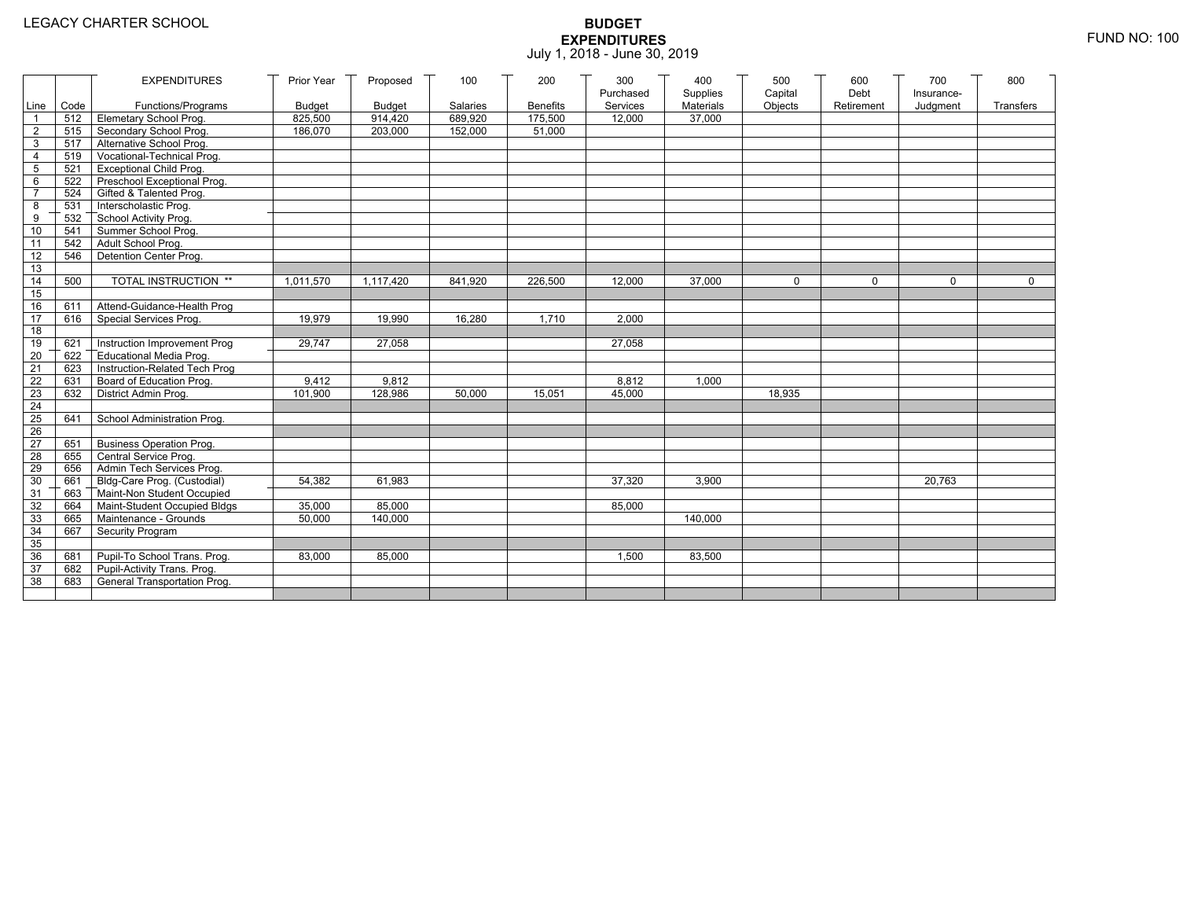LEGACY CHARTER SCHOOL

# BUDGET
## EXPENDITURES
July 1, 2018 - June 30, 2019

FUND NO: 100

| Line | Code | EXPENDITURES Functions/Programs | Prior Year Budget | Proposed Budget | 100 Salaries | 200 Benefits | 300 Purchased Services | 400 Supplies Materials | 500 Capital Objects | 600 Debt Retirement | 700 Insurance-Judgment | 800 Transfers |
|---|---|---|---|---|---|---|---|---|---|---|---|---|
| 1 | 512 | Elemetary School Prog. | 825,500 | 914,420 | 689,920 | 175,500 | 12,000 | 37,000 | | | | |
| 2 | 515 | Secondary School Prog. | 186,070 | 203,000 | 152,000 | 51,000 | | | | | | |
| 3 | 517 | Alternative School Prog. | | | | | | | | | | |
| 4 | 519 | Vocational-Technical Prog. | | | | | | | | | | |
| 5 | 521 | Exceptional Child Prog. | | | | | | | | | | |
| 6 | 522 | Preschool Exceptional Prog. | | | | | | | | | | |
| 7 | 524 | Gifted & Talented Prog. | | | | | | | | | | |
| 8 | 531 | Interscholastic Prog. | | | | | | | | | | |
| 9 | 532 | School Activity Prog. | | | | | | | | | | |
| 10 | 541 | Summer School Prog. | | | | | | | | | | |
| 11 | 542 | Adult School Prog. | | | | | | | | | | |
| 12 | 546 | Detention Center Prog. | | | | | | | | | | |
| 13 | | | | | | | | | | | | |
| 14 | 500 | TOTAL INSTRUCTION ** | 1,011,570 | 1,117,420 | 841,920 | 226,500 | 12,000 | 37,000 | 0 | 0 | 0 | 0 |
| 15 | | | | | | | | | | | | |
| 16 | 611 | Attend-Guidance-Health Prog | | | | | | | | | | |
| 17 | 616 | Special Services Prog. | 19,979 | 19,990 | 16,280 | 1,710 | 2,000 | | | | | |
| 18 | | | | | | | | | | | | |
| 19 | 621 | Instruction Improvement Prog | 29,747 | 27,058 | | | 27,058 | | | | | |
| 20 | 622 | Educational Media Prog. | | | | | | | | | | |
| 21 | 623 | Instruction-Related Tech Prog | | | | | | | | | | |
| 22 | 631 | Board of Education Prog. | 9,412 | 9,812 | | | 8,812 | 1,000 | | | | |
| 23 | 632 | District Admin Prog. | 101,900 | 128,986 | 50,000 | 15,051 | 45,000 | | 18,935 | | | |
| 24 | | | | | | | | | | | | |
| 25 | 641 | School Administration Prog. | | | | | | | | | | |
| 26 | | | | | | | | | | | | |
| 27 | 651 | Business Operation Prog. | | | | | | | | | | |
| 28 | 655 | Central Service Prog. | | | | | | | | | | |
| 29 | 656 | Admin Tech Services Prog. | | | | | | | | | | |
| 30 | 661 | Bldg-Care Prog. (Custodial) | 54,382 | 61,983 | | | 37,320 | 3,900 | | | 20,763 | |
| 31 | 663 | Maint-Non Student Occupied | | | | | | | | | | |
| 32 | 664 | Maint-Student Occupied Bldgs | 35,000 | 85,000 | | | 85,000 | | | | | |
| 33 | 665 | Maintenance - Grounds | 50,000 | 140,000 | | | | 140,000 | | | | |
| 34 | 667 | Security Program | | | | | | | | | | |
| 35 | | | | | | | | | | | | |
| 36 | 681 | Pupil-To School Trans. Prog. | 83,000 | 85,000 | | | 1,500 | 83,500 | | | | |
| 37 | 682 | Pupil-Activity Trans. Prog. | | | | | | | | | | |
| 38 | 683 | General Transportation Prog. | | | | | | | | | | |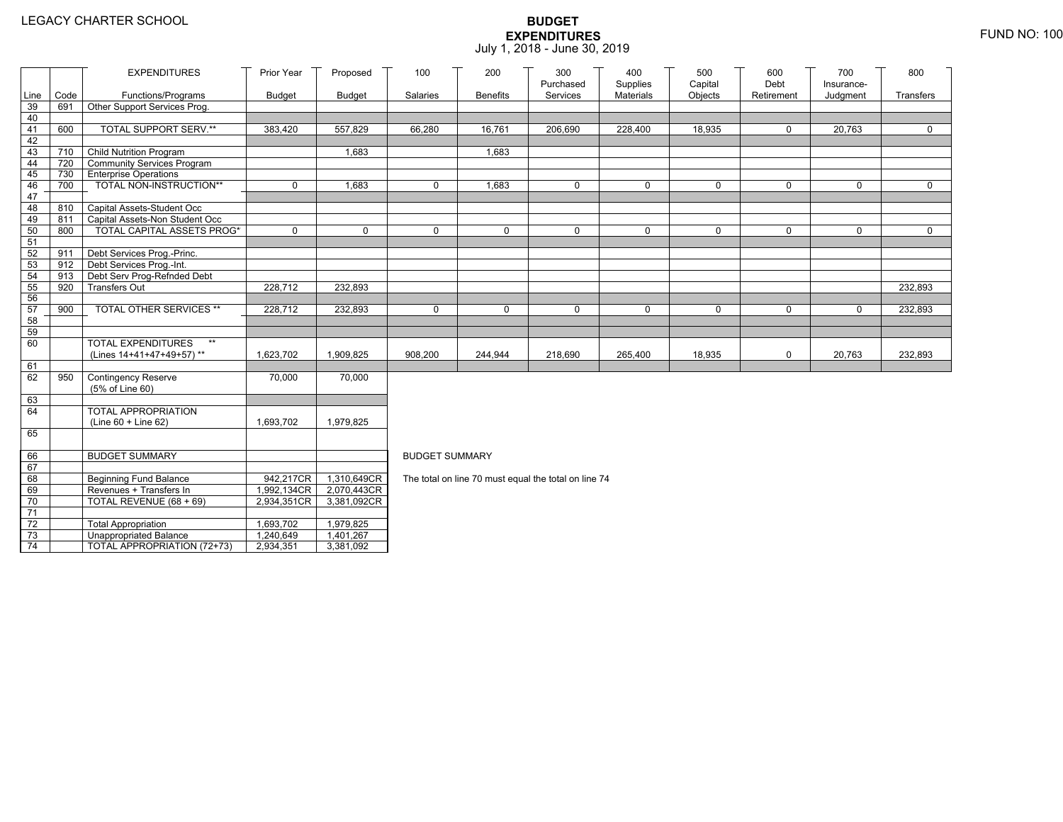LEGACY CHARTER SCHOOL

# BUDGET EXPENDITURES

July 1, 2018 - June 30, 2019

FUND NO: 100

| Line | Code | EXPENDITURES Functions/Programs | Prior Year Budget | Proposed Budget | 100 Salaries | 200 Benefits | 300 Purchased Services | 400 Supplies Materials | 500 Capital Objects | 600 Debt Retirement | 700 Insurance-Judgment | 800 Transfers |
|---|---|---|---|---|---|---|---|---|---|---|---|---|
| 39 | 691 | Other Support Services Prog. | | | | | | | | | | |
| 40 | | | | | | | | | | | | |
| 41 | 600 | TOTAL SUPPORT SERV.** | 383,420 | 557,829 | 66,280 | 16,761 | 206,690 | 228,400 | 18,935 | 0 | 20,763 | 0 |
| 42 | | | | | | | | | | | | |
| 43 | 710 | Child Nutrition Program | | 1,683 | | 1,683 | | | | | | |
| 44 | 720 | Community Services Program | | | | | | | | | | |
| 45 | 730 | Enterprise Operations | | | | | | | | | | |
| 46 | 700 | TOTAL NON-INSTRUCTION** | 0 | 1,683 | 0 | 1,683 | 0 | 0 | 0 | 0 | 0 | 0 |
| 47 | | | | | | | | | | | | |
| 48 | 810 | Capital Assets-Student Occ | | | | | | | | | | |
| 49 | 811 | Capital Assets-Non Student Occ | | | | | | | | | | |
| 50 | 800 | TOTAL CAPITAL ASSETS PROG* | 0 | 0 | 0 | 0 | 0 | 0 | 0 | 0 | 0 | 0 |
| 51 | | | | | | | | | | | | |
| 52 | 911 | Debt Services Prog.-Princ. | | | | | | | | | | |
| 53 | 912 | Debt Services Prog.-Int. | | | | | | | | | | |
| 54 | 913 | Debt Serv Prog-Refnded Debt | | | | | | | | | | |
| 55 | 920 | Transfers Out | 228,712 | 232,893 | | | | | | | | 232,893 |
| 56 | | | | | | | | | | | | |
| 57 | 900 | TOTAL OTHER SERVICES ** | 228,712 | 232,893 | 0 | 0 | 0 | 0 | 0 | 0 | 0 | 232,893 |
| 58 | | | | | | | | | | | | |
| 59 | | | | | | | | | | | | |
| 60 | | TOTAL EXPENDITURES ** (Lines 14+41+47+49+57) ** | 1,623,702 | 1,909,825 | 908,200 | 244,944 | 218,690 | 265,400 | 18,935 | 0 | 20,763 | 232,893 |
| 61 | | | | | | | | | | | | |
| 62 | 950 | Contingency Reserve (5% of Line 60) | 70,000 | 70,000 | | | | | | | | |
| 63 | | | | | | | | | | | | |
| 64 | | TOTAL APPROPRIATION (Line 60 + Line 62) | 1,693,702 | 1,979,825 | | | | | | | | |
| 65 | | | | | | | | | | | | |
| 66 | | BUDGET SUMMARY | | | | | | | | | | |
| 67 | | | | | | | | | | | | |
| 68 | | Beginning Fund Balance | 942,217CR | 1,310,649CR | | | | | | | | |
| 69 | | Revenues + Transfers In | 1,992,134CR | 2,070,443CR | | | | | | | | |
| 70 | | TOTAL REVENUE (68 + 69) | 2,934,351CR | 3,381,092CR | | | | | | | | |
| 71 | | | | | | | | | | | | |
| 72 | | Total Appropriation | 1,693,702 | 1,979,825 | | | | | | | | |
| 73 | | Unappropriated Balance | 1,240,649 | 1,401,267 | | | | | | | | |
| 74 | | TOTAL APPROPRIATION (72+73) | 2,934,351 | 3,381,092 | | | | | | | | |

BUDGET SUMMARY

The total on line 70 must equal the total on line 74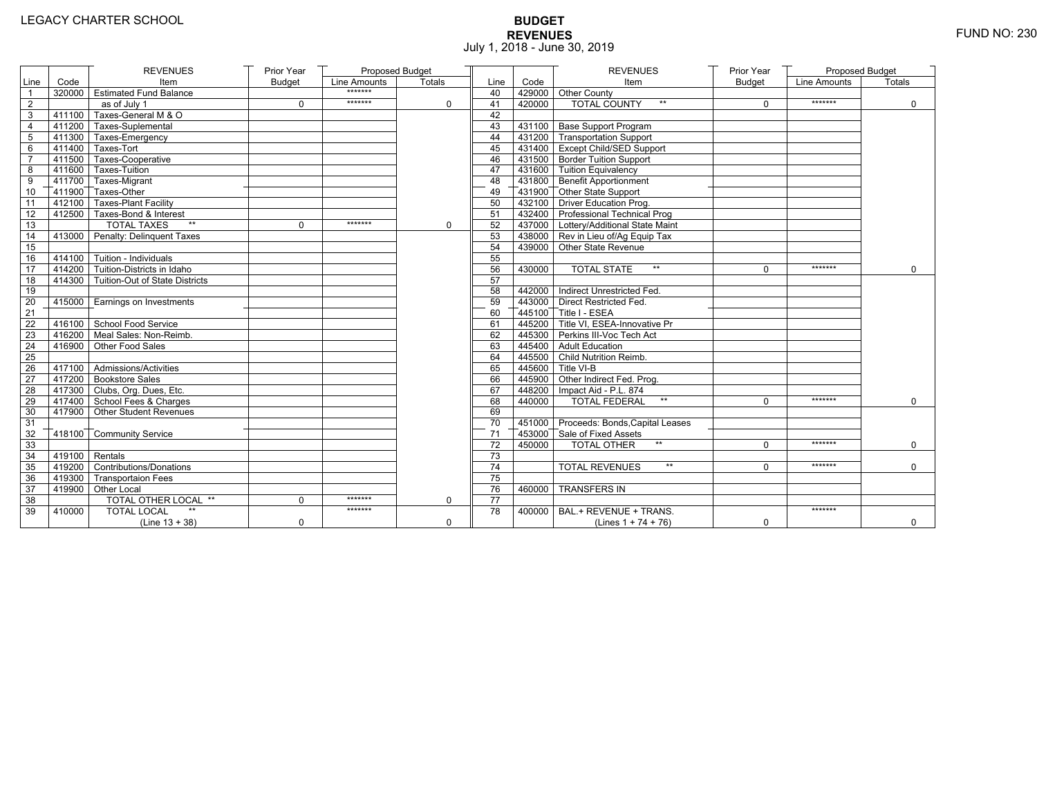LEGACY CHARTER SCHOOL

# BUDGET
## REVENUES
July 1, 2018 - June 30, 2019

FUND NO: 230

| Line | Code | REVENUES Item | Prior Year Budget | Proposed Budget Line Amounts | Proposed Budget Totals |
|---|---|---|---|---|---|
| 1 | 320000 | Estimated Fund Balance | | ******* | |
| 2 | | as of July 1 | 0 | ******* | 0 |
| 3 | 411100 | Taxes-General M & O | | | |
| 4 | 411200 | Taxes-Suplemental | | | |
| 5 | 411300 | Taxes-Emergency | | | |
| 6 | 411400 | Taxes-Tort | | | |
| 7 | 411500 | Taxes-Cooperative | | | |
| 8 | 411600 | Taxes-Tuition | | | |
| 9 | 411700 | Taxes-Migrant | | | |
| 10 | 411900 | Taxes-Other | | | |
| 11 | 412100 | Taxes-Plant Facility | | | |
| 12 | 412500 | Taxes-Bond & Interest | | | |
| 13 | | TOTAL TAXES ** | 0 | ******* | 0 |
| 14 | 413000 | Penalty: Delinquent Taxes | | | |
| 15 | | | | | |
| 16 | 414100 | Tuition - Individuals | | | |
| 17 | 414200 | Tuition-Districts in Idaho | | | |
| 18 | 414300 | Tuition-Out of State Districts | | | |
| 19 | | | | | |
| 20 | 415000 | Earnings on Investments | | | |
| 21 | | | | | |
| 22 | 416100 | School Food Service | | | |
| 23 | 416200 | Meal Sales: Non-Reimb. | | | |
| 24 | 416900 | Other Food Sales | | | |
| 25 | | | | | |
| 26 | 417100 | Admissions/Activities | | | |
| 27 | 417200 | Bookstore Sales | | | |
| 28 | 417300 | Clubs, Org. Dues, Etc. | | | |
| 29 | 417400 | School Fees & Charges | | | |
| 30 | 417900 | Other Student Revenues | | | |
| 31 | | | | | |
| 32 | 418100 | Community Service | | | |
| 33 | | | | | |
| 34 | 419100 | Rentals | | | |
| 35 | 419200 | Contributions/Donations | | | |
| 36 | 419300 | Transportaion Fees | | | |
| 37 | 419900 | Other Local | | | |
| 38 | | TOTAL OTHER LOCAL ** | 0 | ******* | 0 |
| 39 | 410000 | TOTAL LOCAL ** (Line 13 + 38) | 0 | ******* | 0 |

| Line | Code | REVENUES Item | Prior Year Budget | Proposed Budget Line Amounts | Proposed Budget Totals |
|---|---|---|---|---|---|
| 40 | 429000 | Other County | | | |
| 41 | 420000 | TOTAL COUNTY ** | 0 | ******* | 0 |
| 42 | | | | | |
| 43 | 431100 | Base Support Program | | | |
| 44 | 431200 | Transportation Support | | | |
| 45 | 431400 | Except Child/SED Support | | | |
| 46 | 431500 | Border Tuition Support | | | |
| 47 | 431600 | Tuition Equivalency | | | |
| 48 | 431800 | Benefit Apportionment | | | |
| 49 | 431900 | Other State Support | | | |
| 50 | 432100 | Driver Education Prog. | | | |
| 51 | 432400 | Professional Technical Prog | | | |
| 52 | 437000 | Lottery/Additional State Maint | | | |
| 53 | 438000 | Rev in Lieu of/Ag Equip Tax | | | |
| 54 | 439000 | Other State Revenue | | | |
| 55 | | | | | |
| 56 | 430000 | TOTAL STATE ** | 0 | ******* | 0 |
| 57 | | | | | |
| 58 | 442000 | Indirect Unrestricted Fed. | | | |
| 59 | 443000 | Direct Restricted Fed. | | | |
| 60 | 445100 | Title I - ESEA | | | |
| 61 | 445200 | Title VI, ESEA-Innovative Pr | | | |
| 62 | 445300 | Perkins III-Voc Tech Act | | | |
| 63 | 445400 | Adult Education | | | |
| 64 | 445500 | Child Nutrition Reimb. | | | |
| 65 | 445600 | Title VI-B | | | |
| 66 | 445900 | Other Indirect Fed. Prog. | | | |
| 67 | 448200 | Impact Aid - P.L. 874 | | | |
| 68 | 440000 | TOTAL FEDERAL ** | 0 | ******* | 0 |
| 69 | | | | | |
| 70 | 451000 | Proceeds: Bonds,Capital Leases | | | |
| 71 | 453000 | Sale of Fixed Assets | | | |
| 72 | 450000 | TOTAL OTHER ** | 0 | ******* | 0 |
| 73 | | | | | |
| 74 | | TOTAL REVENUES ** | 0 | ******* | 0 |
| 75 | | | | | |
| 76 | 460000 | TRANSFERS IN | | | |
| 77 | | | | | |
| 78 | 400000 | BAL.+ REVENUE + TRANS. (Lines 1 + 74 + 76) | 0 | ******* | 0 |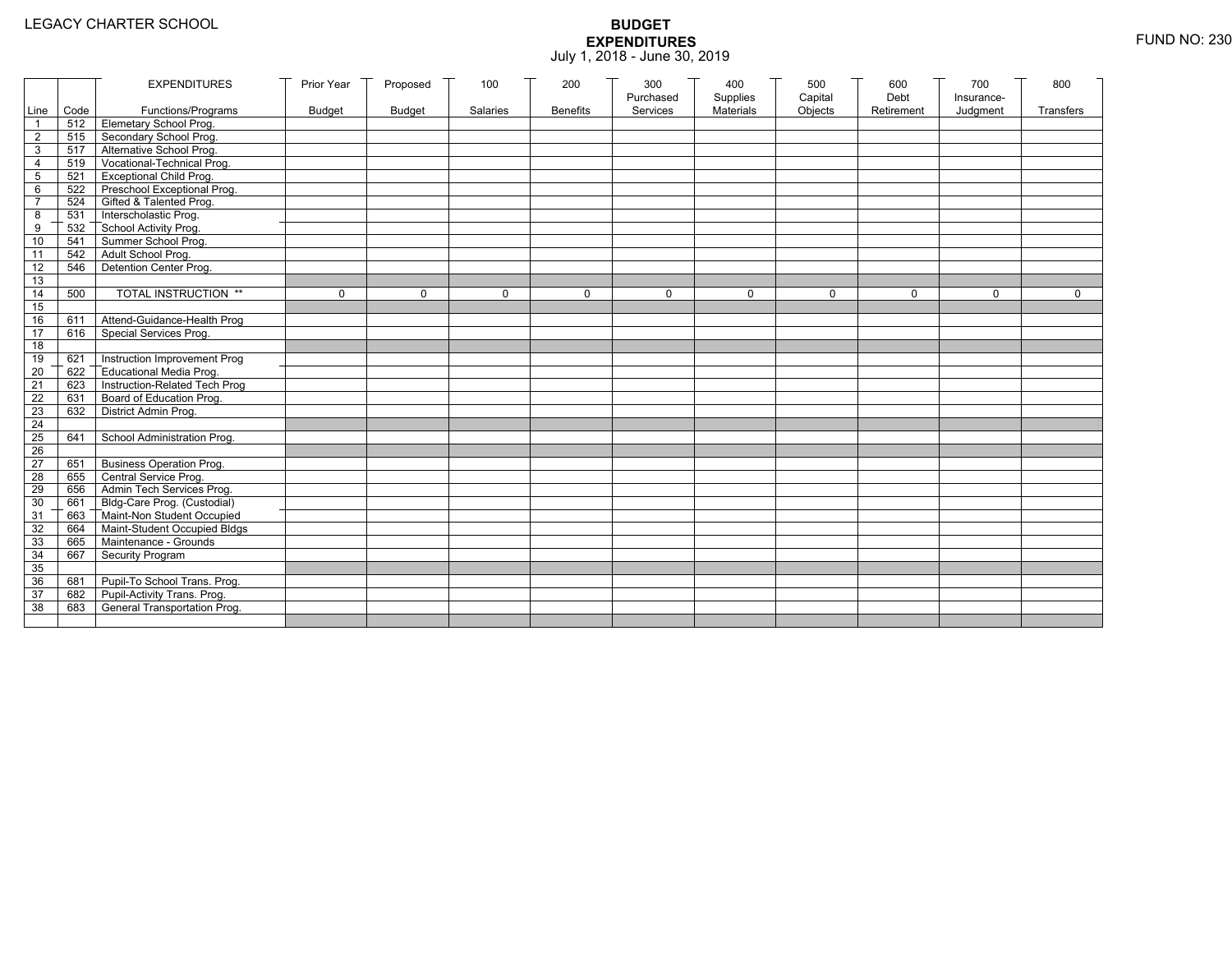LEGACY CHARTER SCHOOL

# BUDGET
# EXPENDITURES
July 1, 2018 - June 30, 2019

FUND NO: 230

| Line | Code | EXPENDITURES Functions/Programs | Prior Year Budget | Proposed Budget | 100 Salaries | 200 Benefits | 300 Purchased Services | 400 Supplies Materials | 500 Capital Objects | 600 Debt Retirement | 700 Insurance-Judgment | 800 Transfers |
|---|---|---|---|---|---|---|---|---|---|---|---|---|
| 1 | 512 | Elemetary School Prog. | | | | | | | | | | |
| 2 | 515 | Secondary School Prog. | | | | | | | | | | |
| 3 | 517 | Alternative School Prog. | | | | | | | | | | |
| 4 | 519 | Vocational-Technical Prog. | | | | | | | | | | |
| 5 | 521 | Exceptional Child Prog. | | | | | | | | | | |
| 6 | 522 | Preschool Exceptional Prog. | | | | | | | | | | |
| 7 | 524 | Gifted & Talented Prog. | | | | | | | | | | |
| 8 | 531 | Interscholastic Prog. | | | | | | | | | | |
| 9 | 532 | School Activity Prog. | | | | | | | | | | |
| 10 | 541 | Summer School Prog. | | | | | | | | | | |
| 11 | 542 | Adult School Prog. | | | | | | | | | | |
| 12 | 546 | Detention Center Prog. | | | | | | | | | | |
| 13 | | | | | | | | | | | | |
| 14 | 500 | TOTAL INSTRUCTION ** | 0 | 0 | 0 | 0 | 0 | 0 | 0 | 0 | 0 | 0 |
| 15 | | | | | | | | | | | | |
| 16 | 611 | Attend-Guidance-Health Prog | | | | | | | | | | |
| 17 | 616 | Special Services Prog. | | | | | | | | | | |
| 18 | | | | | | | | | | | | |
| 19 | 621 | Instruction Improvement Prog | | | | | | | | | | |
| 20 | 622 | Educational Media Prog. | | | | | | | | | | |
| 21 | 623 | Instruction-Related Tech Prog | | | | | | | | | | |
| 22 | 631 | Board of Education Prog. | | | | | | | | | | |
| 23 | 632 | District Admin Prog. | | | | | | | | | | |
| 24 | | | | | | | | | | | | |
| 25 | 641 | School Administration Prog. | | | | | | | | | | |
| 26 | | | | | | | | | | | | |
| 27 | 651 | Business Operation Prog. | | | | | | | | | | |
| 28 | 655 | Central Service Prog. | | | | | | | | | | |
| 29 | 656 | Admin Tech Services Prog. | | | | | | | | | | |
| 30 | 661 | Bldg-Care Prog. (Custodial) | | | | | | | | | | |
| 31 | 663 | Maint-Non Student Occupied | | | | | | | | | | |
| 32 | 664 | Maint-Student Occupied Bldgs | | | | | | | | | | |
| 33 | 665 | Maintenance - Grounds | | | | | | | | | | |
| 34 | 667 | Security Program | | | | | | | | | | |
| 35 | | | | | | | | | | | | |
| 36 | 681 | Pupil-To School Trans. Prog. | | | | | | | | | | |
| 37 | 682 | Pupil-Activity Trans. Prog. | | | | | | | | | | |
| 38 | 683 | General Transportation Prog. | | | | | | | | | | |
| | | | | | | | | | | | | |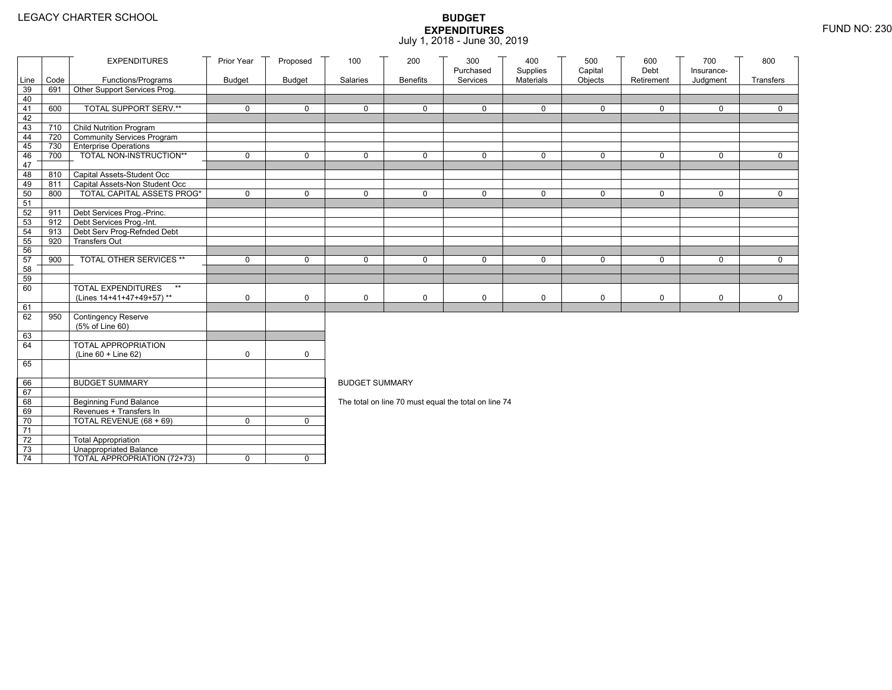LEGACY CHARTER SCHOOL

# BUDGET EXPENDITURES
July 1, 2018 - June 30, 2019

FUND NO: 230

| Line | Code | EXPENDITURES Functions/Programs | Prior Year Budget | Proposed Budget | 100 Salaries | 200 Benefits | 300 Purchased Services | 400 Supplies Materials | 500 Capital Objects | 600 Debt Retirement | 700 Insurance-Judgment | 800 Transfers |
|---|---|---|---|---|---|---|---|---|---|---|---|---|
| 39 | 691 | Other Support Services Prog. | | | | | | | | | | |
| 40 | | | | | | | | | | | | |
| 41 | 600 | TOTAL SUPPORT SERV.** | 0 | 0 | 0 | 0 | 0 | 0 | 0 | 0 | 0 | 0 |
| 42 | | | | | | | | | | | | |
| 43 | 710 | Child Nutrition Program | | | | | | | | | | |
| 44 | 720 | Community Services Program | | | | | | | | | | |
| 45 | 730 | Enterprise Operations | | | | | | | | | | |
| 46 | 700 | TOTAL NON-INSTRUCTION** | 0 | 0 | 0 | 0 | 0 | 0 | 0 | 0 | 0 | 0 |
| 47 | | | | | | | | | | | | |
| 48 | 810 | Capital Assets-Student Occ | | | | | | | | | | |
| 49 | 811 | Capital Assets-Non Student Occ | | | | | | | | | | |
| 50 | 800 | TOTAL CAPITAL ASSETS PROG* | 0 | 0 | 0 | 0 | 0 | 0 | 0 | 0 | 0 | 0 |
| 51 | | | | | | | | | | | | |
| 52 | 911 | Debt Services Prog.-Princ. | | | | | | | | | | |
| 53 | 912 | Debt Services Prog.-Int. | | | | | | | | | | |
| 54 | 913 | Debt Serv Prog-Refnded Debt | | | | | | | | | | |
| 55 | 920 | Transfers Out | | | | | | | | | | |
| 56 | | | | | | | | | | | | |
| 57 | 900 | TOTAL OTHER SERVICES ** | 0 | 0 | 0 | 0 | 0 | 0 | 0 | 0 | 0 | 0 |
| 58 | | | | | | | | | | | | |
| 59 | | | | | | | | | | | | |
| 60 | | TOTAL EXPENDITURES ** (Lines 14+41+47+49+57) ** | 0 | 0 | 0 | 0 | 0 | 0 | 0 | 0 | 0 | 0 |
| 61 | | | | | | | | | | | | |
| 62 | 950 | Contingency Reserve (5% of Line 60) | | | | | | | | | | |
| 63 | | | | | | | | | | | | |
| 64 | | TOTAL APPROPRIATION (Line 60 + Line 62) | 0 | 0 | | | | | | | | |
| 65 | | | | | | | | | | | | |

| Line | Code | | Prior Year Budget | Proposed Budget |
|---|---|---|---|---|
| 66 | | BUDGET SUMMARY | | |
| 67 | | | | |
| 68 | | Beginning Fund Balance | | |
| 69 | | Revenues + Transfers In | | |
| 70 | | TOTAL REVENUE (68 + 69) | 0 | 0 |
| 71 | | | | |
| 72 | | Total Appropriation | | |
| 73 | | Unappropriated Balance | | |
| 74 | | TOTAL APPROPRIATION (72+73) | 0 | 0 |

BUDGET SUMMARY

The total on line 70 must equal the total on line 74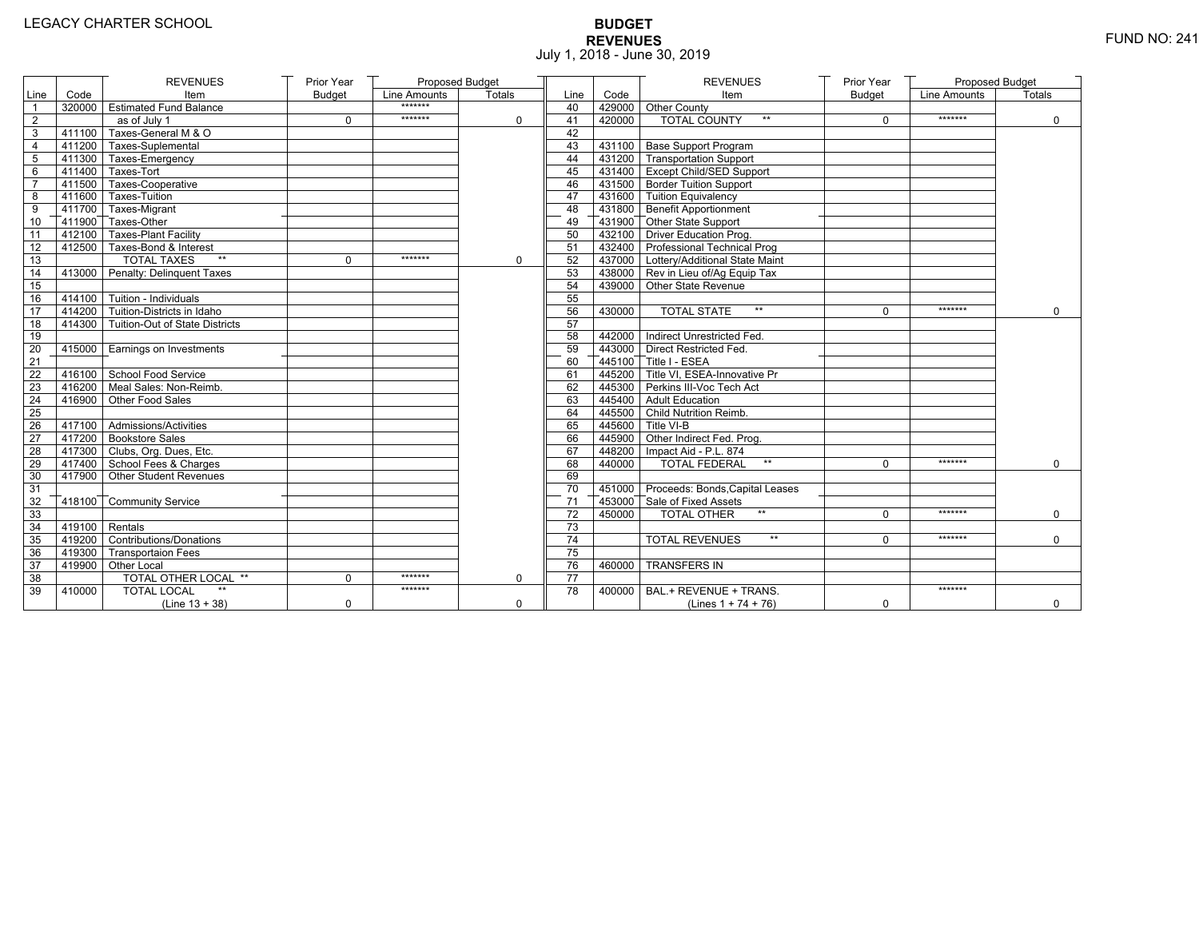LEGACY CHARTER SCHOOL

# BUDGET
## REVENUES
July 1, 2018 - June 30, 2019

FUND NO: 241

| Line | Code | REVENUES Item | Prior Year Budget | Proposed Budget Line Amounts | Proposed Budget Totals |
|---|---|---|---|---|---|
| 1 | 320000 | Estimated Fund Balance | | ******* | |
| 2 | | as of July 1 | 0 | ******* | 0 |
| 3 | 411100 | Taxes-General M & O | | | |
| 4 | 411200 | Taxes-Suplemental | | | |
| 5 | 411300 | Taxes-Emergency | | | |
| 6 | 411400 | Taxes-Tort | | | |
| 7 | 411500 | Taxes-Cooperative | | | |
| 8 | 411600 | Taxes-Tuition | | | |
| 9 | 411700 | Taxes-Migrant | | | |
| 10 | 411900 | Taxes-Other | | | |
| 11 | 412100 | Taxes-Plant Facility | | | |
| 12 | 412500 | Taxes-Bond & Interest | | | |
| 13 | | TOTAL TAXES ** | 0 | ******* | 0 |
| 14 | 413000 | Penalty: Delinquent Taxes | | | |
| 15 | | | | | |
| 16 | 414100 | Tuition - Individuals | | | |
| 17 | 414200 | Tuition-Districts in Idaho | | | |
| 18 | 414300 | Tuition-Out of State Districts | | | |
| 19 | | | | | |
| 20 | 415000 | Earnings on Investments | | | |
| 21 | | | | | |
| 22 | 416100 | School Food Service | | | |
| 23 | 416200 | Meal Sales: Non-Reimb. | | | |
| 24 | 416900 | Other Food Sales | | | |
| 25 | | | | | |
| 26 | 417100 | Admissions/Activities | | | |
| 27 | 417200 | Bookstore Sales | | | |
| 28 | 417300 | Clubs, Org. Dues, Etc. | | | |
| 29 | 417400 | School Fees & Charges | | | |
| 30 | 417900 | Other Student Revenues | | | |
| 31 | | | | | |
| 32 | 418100 | Community Service | | | |
| 33 | | | | | |
| 34 | 419100 | Rentals | | | |
| 35 | 419200 | Contributions/Donations | | | |
| 36 | 419300 | Transportaion Fees | | | |
| 37 | 419900 | Other Local | | | |
| 38 | | TOTAL OTHER LOCAL ** | 0 | ******* | 0 |
| 39 | 410000 | TOTAL LOCAL ** (Line 13 + 38) | 0 | ******* | 0 |
| 40 | 429000 | Other County | | | |
| 41 | 420000 | TOTAL COUNTY ** | 0 | ******* | 0 |
| 42 | | | | | |
| 43 | 431100 | Base Support Program | | | |
| 44 | 431200 | Transportation Support | | | |
| 45 | 431400 | Except Child/SED Support | | | |
| 46 | 431500 | Border Tuition Support | | | |
| 47 | 431600 | Tuition Equivalency | | | |
| 48 | 431800 | Benefit Apportionment | | | |
| 49 | 431900 | Other State Support | | | |
| 50 | 432100 | Driver Education Prog. | | | |
| 51 | 432400 | Professional Technical Prog | | | |
| 52 | 437000 | Lottery/Additional State Maint | | | |
| 53 | 438000 | Rev in Lieu of/Ag Equip Tax | | | |
| 54 | 439000 | Other State Revenue | | | |
| 55 | | | | | |
| 56 | 430000 | TOTAL STATE ** | 0 | ******* | 0 |
| 57 | | | | | |
| 58 | 442000 | Indirect Unrestricted Fed. | | | |
| 59 | 443000 | Direct Restricted Fed. | | | |
| 60 | 445100 | Title I - ESEA | | | |
| 61 | 445200 | Title VI, ESEA-Innovative Pr | | | |
| 62 | 445300 | Perkins III-Voc Tech Act | | | |
| 63 | 445400 | Adult Education | | | |
| 64 | 445500 | Child Nutrition Reimb. | | | |
| 65 | 445600 | Title VI-B | | | |
| 66 | 445900 | Other Indirect Fed. Prog. | | | |
| 67 | 448200 | Impact Aid - P.L. 874 | | | |
| 68 | 440000 | TOTAL FEDERAL ** | 0 | ******* | 0 |
| 69 | | | | | |
| 70 | 451000 | Proceeds: Bonds,Capital Leases | | | |
| 71 | 453000 | Sale of Fixed Assets | | | |
| 72 | 450000 | TOTAL OTHER ** | 0 | ******* | 0 |
| 73 | | | | | |
| 74 | | TOTAL REVENUES ** | 0 | ******* | 0 |
| 75 | | | | | |
| 76 | 460000 | TRANSFERS IN | | | |
| 77 | | | | | |
| 78 | 400000 | BAL.+ REVENUE + TRANS. (Lines 1 + 74 + 76) | 0 | ******* | 0 |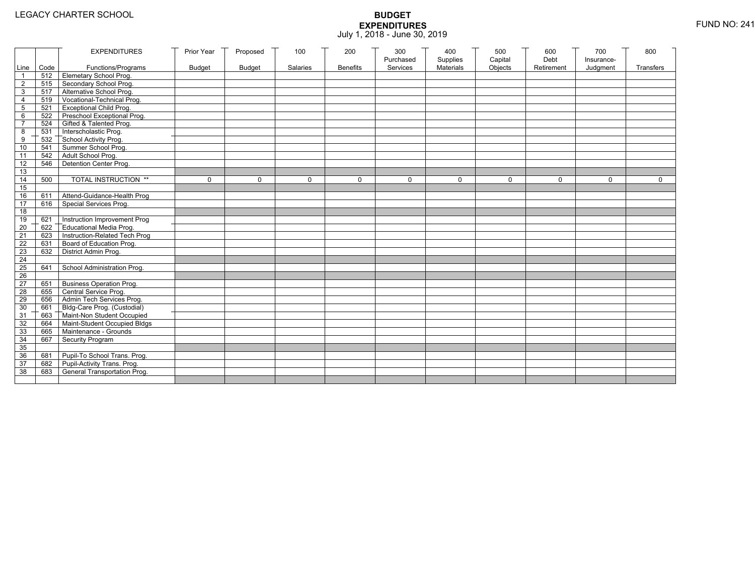LEGACY CHARTER SCHOOL

# BUDGET EXPENDITURES

July 1, 2018 - June 30, 2019

FUND NO: 241

| Line | Code | EXPENDITURES Functions/Programs | Prior Year Budget | Proposed Budget | 100 Salaries | 200 Benefits | 300 Purchased Services | 400 Supplies Materials | 500 Capital Objects | 600 Debt Retirement | 700 Insurance-Judgment | 800 Transfers |
|---|---|---|---|---|---|---|---|---|---|---|---|---|
| 1 | 512 | Elemetary School Prog. | | | | | | | | | | |
| 2 | 515 | Secondary School Prog. | | | | | | | | | | |
| 3 | 517 | Alternative School Prog. | | | | | | | | | | |
| 4 | 519 | Vocational-Technical Prog. | | | | | | | | | | |
| 5 | 521 | Exceptional Child Prog. | | | | | | | | | | |
| 6 | 522 | Preschool Exceptional Prog. | | | | | | | | | | |
| 7 | 524 | Gifted & Talented Prog. | | | | | | | | | | |
| 8 | 531 | Interscholastic Prog. | | | | | | | | | | |
| 9 | 532 | School Activity Prog. | | | | | | | | | | |
| 10 | 541 | Summer School Prog. | | | | | | | | | | |
| 11 | 542 | Adult School Prog. | | | | | | | | | | |
| 12 | 546 | Detention Center Prog. | | | | | | | | | | |
| 13 | | | | | | | | | | | | |
| 14 | 500 | TOTAL INSTRUCTION ** | 0 | 0 | 0 | 0 | 0 | 0 | 0 | 0 | 0 | 0 |
| 15 | | | | | | | | | | | | |
| 16 | 611 | Attend-Guidance-Health Prog | | | | | | | | | | |
| 17 | 616 | Special Services Prog. | | | | | | | | | | |
| 18 | | | | | | | | | | | | |
| 19 | 621 | Instruction Improvement Prog | | | | | | | | | | |
| 20 | 622 | Educational Media Prog. | | | | | | | | | | |
| 21 | 623 | Instruction-Related Tech Prog | | | | | | | | | | |
| 22 | 631 | Board of Education Prog. | | | | | | | | | | |
| 23 | 632 | District Admin Prog. | | | | | | | | | | |
| 24 | | | | | | | | | | | | |
| 25 | 641 | School Administration Prog. | | | | | | | | | | |
| 26 | | | | | | | | | | | | |
| 27 | 651 | Business Operation Prog. | | | | | | | | | | |
| 28 | 655 | Central Service Prog. | | | | | | | | | | |
| 29 | 656 | Admin Tech Services Prog. | | | | | | | | | | |
| 30 | 661 | Bldg-Care Prog. (Custodial) | | | | | | | | | | |
| 31 | 663 | Maint-Non Student Occupied | | | | | | | | | | |
| 32 | 664 | Maint-Student Occupied Bldgs | | | | | | | | | | |
| 33 | 665 | Maintenance - Grounds | | | | | | | | | | |
| 34 | 667 | Security Program | | | | | | | | | | |
| 35 | | | | | | | | | | | | |
| 36 | 681 | Pupil-To School Trans. Prog. | | | | | | | | | | |
| 37 | 682 | Pupil-Activity Trans. Prog. | | | | | | | | | | |
| 38 | 683 | General Transportation Prog. | | | | | | | | | | |
| | | | | | | | | | | | | |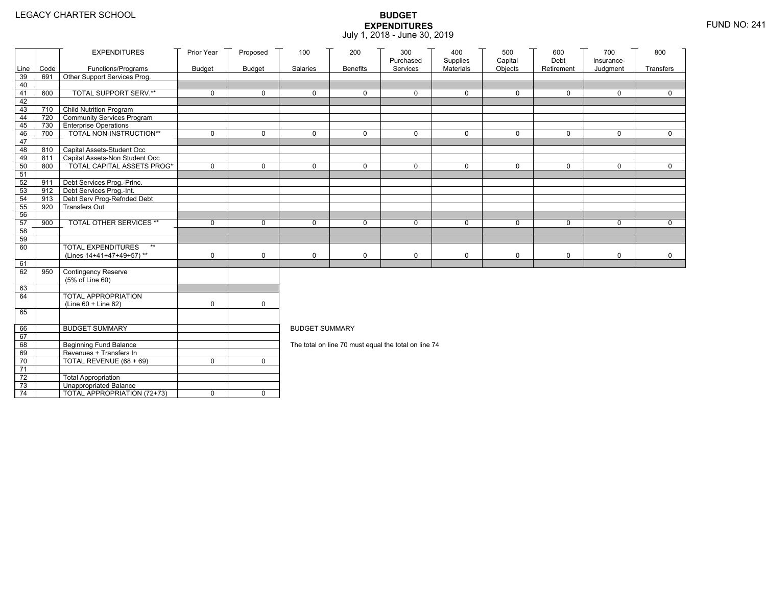LEGACY CHARTER SCHOOL

# BUDGET EXPENDITURES

July 1, 2018 - June 30, 2019

FUND NO: 241

| Line | Code | EXPENDITURES Functions/Programs | Prior Year Budget | Proposed Budget | 100 Salaries | 200 Benefits | 300 Purchased Services | 400 Supplies Materials | 500 Capital Objects | 600 Debt Retirement | 700 Insurance-Judgment | 800 Transfers |
|---|---|---|---|---|---|---|---|---|---|---|---|---|
| 39 | 691 | Other Support Services Prog. | | | | | | | | | | |
| 40 | | | | | | | | | | | | |
| 41 | 600 | TOTAL SUPPORT SERV.** | 0 | 0 | 0 | 0 | 0 | 0 | 0 | 0 | 0 | 0 |
| 42 | | | | | | | | | | | | |
| 43 | 710 | Child Nutrition Program | | | | | | | | | | |
| 44 | 720 | Community Services Program | | | | | | | | | | |
| 45 | 730 | Enterprise Operations | | | | | | | | | | |
| 46 | 700 | TOTAL NON-INSTRUCTION** | 0 | 0 | 0 | 0 | 0 | 0 | 0 | 0 | 0 | 0 |
| 47 | | | | | | | | | | | | |
| 48 | 810 | Capital Assets-Student Occ | | | | | | | | | | |
| 49 | 811 | Capital Assets-Non Student Occ | | | | | | | | | | |
| 50 | 800 | TOTAL CAPITAL ASSETS PROG* | 0 | 0 | 0 | 0 | 0 | 0 | 0 | 0 | 0 | 0 |
| 51 | | | | | | | | | | | | |
| 52 | 911 | Debt Services Prog.-Princ. | | | | | | | | | | |
| 53 | 912 | Debt Services Prog.-Int. | | | | | | | | | | |
| 54 | 913 | Debt Serv Prog-Refnded Debt | | | | | | | | | | |
| 55 | 920 | Transfers Out | | | | | | | | | | |
| 56 | | | | | | | | | | | | |
| 57 | 900 | TOTAL OTHER SERVICES ** | 0 | 0 | 0 | 0 | 0 | 0 | 0 | 0 | 0 | 0 |
| 58 | | | | | | | | | | | | |
| 59 | | | | | | | | | | | | |
| 60 | | TOTAL EXPENDITURES ** (Lines 14+41+47+49+57) ** | 0 | 0 | 0 | 0 | 0 | 0 | 0 | 0 | 0 | 0 |
| 61 | | | | | | | | | | | | |
| 62 | 950 | Contingency Reserve (5% of Line 60) | | | | | | | | | | |
| 63 | | | | | | | | | | | | |
| 64 | | TOTAL APPROPRIATION (Line 60 + Line 62) | 0 | 0 | | | | | | | | |
| 65 | | | | | | | | | | | | |

| Line | Code | | Prior Year Budget | Proposed Budget |
|---|---|---|---|---|
| 66 | | BUDGET SUMMARY | | |
| 67 | | | | |
| 68 | | Beginning Fund Balance | | |
| 69 | | Revenues + Transfers In | | |
| 70 | | TOTAL REVENUE (68 + 69) | 0 | 0 |
| 71 | | | | |
| 72 | | Total Appropriation | | |
| 73 | | Unappropriated Balance | | |
| 74 | | TOTAL APPROPRIATION (72+73) | 0 | 0 |

BUDGET SUMMARY

The total on line 70 must equal the total on line 74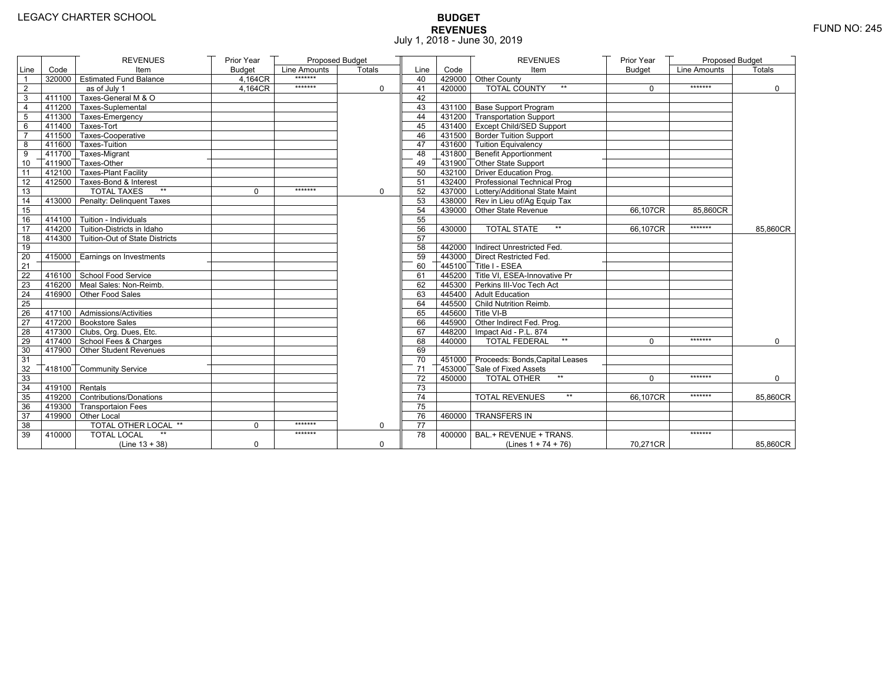LEGACY CHARTER SCHOOL

# BUDGET
## REVENUES
July 1, 2018 - June 30, 2019

FUND NO: 245

| Line | Code | REVENUES Item | Prior Year Budget | Proposed Budget Line Amounts | Proposed Budget Totals |
|---|---|---|---|---|---|
| 1 | 320000 | Estimated Fund Balance | 4,164CR | ******* | |
| 2 | | as of July 1 | 4,164CR | ******* | 0 |
| 3 | 411100 | Taxes-General M & O | | | |
| 4 | 411200 | Taxes-Suplemental | | | |
| 5 | 411300 | Taxes-Emergency | | | |
| 6 | 411400 | Taxes-Tort | | | |
| 7 | 411500 | Taxes-Cooperative | | | |
| 8 | 411600 | Taxes-Tuition | | | |
| 9 | 411700 | Taxes-Migrant | | | |
| 10 | 411900 | Taxes-Other | | | |
| 11 | 412100 | Taxes-Plant Facility | | | |
| 12 | 412500 | Taxes-Bond & Interest | | | |
| 13 | | TOTAL TAXES ** | 0 | ******* | 0 |
| 14 | 413000 | Penalty: Delinquent Taxes | | | |
| 15 | | | | | |
| 16 | 414100 | Tuition - Individuals | | | |
| 17 | 414200 | Tuition-Districts in Idaho | | | |
| 18 | 414300 | Tuition-Out of State Districts | | | |
| 19 | | | | | |
| 20 | 415000 | Earnings on Investments | | | |
| 21 | | | | | |
| 22 | 416100 | School Food Service | | | |
| 23 | 416200 | Meal Sales: Non-Reimb. | | | |
| 24 | 416900 | Other Food Sales | | | |
| 25 | | | | | |
| 26 | 417100 | Admissions/Activities | | | |
| 27 | 417200 | Bookstore Sales | | | |
| 28 | 417300 | Clubs, Org. Dues, Etc. | | | |
| 29 | 417400 | School Fees & Charges | | | |
| 30 | 417900 | Other Student Revenues | | | |
| 31 | | | | | |
| 32 | 418100 | Community Service | | | |
| 33 | | | | | |
| 34 | 419100 | Rentals | | | |
| 35 | 419200 | Contributions/Donations | | | |
| 36 | 419300 | Transportaion Fees | | | |
| 37 | 419900 | Other Local | | | |
| 38 | | TOTAL OTHER LOCAL ** | 0 | ******* | 0 |
| 39 | 410000 | TOTAL LOCAL ** (Line 13 + 38) | 0 | ******* | 0 |
| 40 | 429000 | Other County | | | |
| 41 | 420000 | TOTAL COUNTY ** | 0 | ******* | 0 |
| 42 | | | | | |
| 43 | 431100 | Base Support Program | | | |
| 44 | 431200 | Transportation Support | | | |
| 45 | 431400 | Except Child/SED Support | | | |
| 46 | 431500 | Border Tuition Support | | | |
| 47 | 431600 | Tuition Equivalency | | | |
| 48 | 431800 | Benefit Apportionment | | | |
| 49 | 431900 | Other State Support | | | |
| 50 | 432100 | Driver Education Prog. | | | |
| 51 | 432400 | Professional Technical Prog | | | |
| 52 | 437000 | Lottery/Additional State Maint | | | |
| 53 | 438000 | Rev in Lieu of/Ag Equip Tax | | | |
| 54 | 439000 | Other State Revenue | 66,107CR | 85,860CR | |
| 55 | | | | | |
| 56 | 430000 | TOTAL STATE ** | 66,107CR | ******* | 85,860CR |
| 57 | | | | | |
| 58 | 442000 | Indirect Unrestricted Fed. | | | |
| 59 | 443000 | Direct Restricted Fed. | | | |
| 60 | 445100 | Title I - ESEA | | | |
| 61 | 445200 | Title VI, ESEA-Innovative Pr | | | |
| 62 | 445300 | Perkins III-Voc Tech Act | | | |
| 63 | 445400 | Adult Education | | | |
| 64 | 445500 | Child Nutrition Reimb. | | | |
| 65 | 445600 | Title VI-B | | | |
| 66 | 445900 | Other Indirect Fed. Prog. | | | |
| 67 | 448200 | Impact Aid - P.L. 874 | | | |
| 68 | 440000 | TOTAL FEDERAL ** | 0 | ******* | 0 |
| 69 | | | | | |
| 70 | 451000 | Proceeds: Bonds,Capital Leases | | | |
| 71 | 453000 | Sale of Fixed Assets | | | |
| 72 | 450000 | TOTAL OTHER ** | 0 | ******* | 0 |
| 73 | | | | | |
| 74 | | TOTAL REVENUES ** | 66,107CR | ******* | 85,860CR |
| 75 | | | | | |
| 76 | 460000 | TRANSFERS IN | | | |
| 77 | | | | | |
| 78 | 400000 | BAL.+ REVENUE + TRANS. (Lines 1 + 74 + 76) | 70,271CR | ******* | 85,860CR |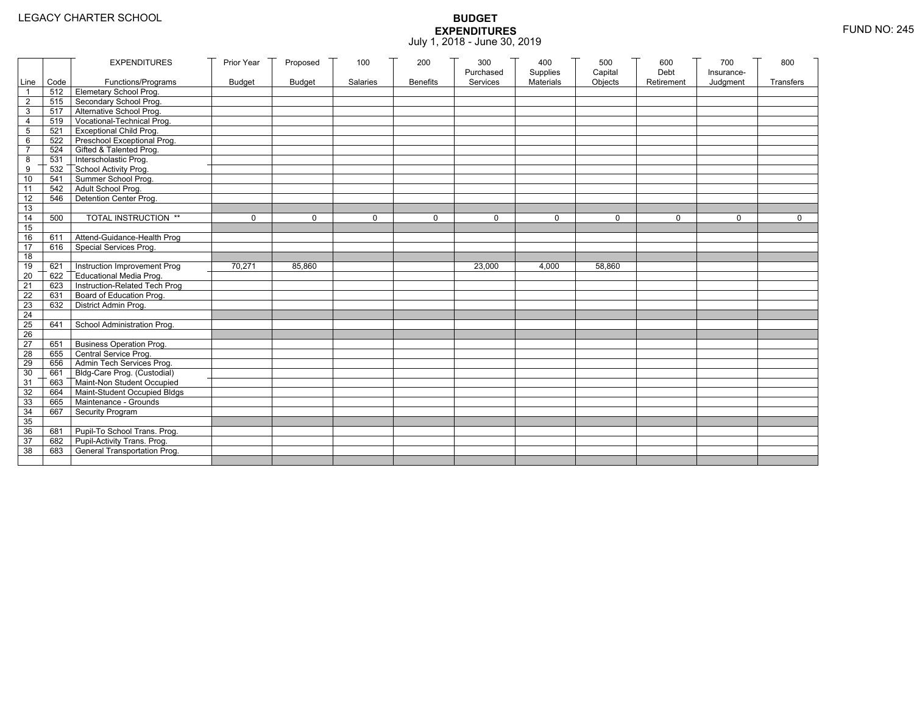LEGACY CHARTER SCHOOL

# BUDGET EXPENDITURES

July 1, 2018 - June 30, 2019

FUND NO: 245

| Line | Code | EXPENDITURES Functions/Programs | Prior Year Budget | Proposed Budget | 100 Salaries | 200 Benefits | 300 Purchased Services | 400 Supplies Materials | 500 Capital Objects | 600 Debt Retirement | 700 Insurance-Judgment | 800 Transfers |
|---|---|---|---|---|---|---|---|---|---|---|---|---|
| 1 | 512 | Elemetary School Prog. | | | | | | | | | | |
| 2 | 515 | Secondary School Prog. | | | | | | | | | | |
| 3 | 517 | Alternative School Prog. | | | | | | | | | | |
| 4 | 519 | Vocational-Technical Prog. | | | | | | | | | | |
| 5 | 521 | Exceptional Child Prog. | | | | | | | | | | |
| 6 | 522 | Preschool Exceptional Prog. | | | | | | | | | | |
| 7 | 524 | Gifted & Talented Prog. | | | | | | | | | | |
| 8 | 531 | Interscholastic Prog. | | | | | | | | | | |
| 9 | 532 | School Activity Prog. | | | | | | | | | | |
| 10 | 541 | Summer School Prog. | | | | | | | | | | |
| 11 | 542 | Adult School Prog. | | | | | | | | | | |
| 12 | 546 | Detention Center Prog. | | | | | | | | | | |
| 13 | | | | | | | | | | | | |
| 14 | 500 | TOTAL INSTRUCTION ** | 0 | 0 | 0 | 0 | 0 | 0 | 0 | 0 | 0 | 0 |
| 15 | | | | | | | | | | | | |
| 16 | 611 | Attend-Guidance-Health Prog | | | | | | | | | | |
| 17 | 616 | Special Services Prog. | | | | | | | | | | |
| 18 | | | | | | | | | | | | |
| 19 | 621 | Instruction Improvement Prog | 70,271 | 85,860 | | | 23,000 | 4,000 | 58,860 | | | |
| 20 | 622 | Educational Media Prog. | | | | | | | | | | |
| 21 | 623 | Instruction-Related Tech Prog | | | | | | | | | | |
| 22 | 631 | Board of Education Prog. | | | | | | | | | | |
| 23 | 632 | District Admin Prog. | | | | | | | | | | |
| 24 | | | | | | | | | | | | |
| 25 | 641 | School Administration Prog. | | | | | | | | | | |
| 26 | | | | | | | | | | | | |
| 27 | 651 | Business Operation Prog. | | | | | | | | | | |
| 28 | 655 | Central Service Prog. | | | | | | | | | | |
| 29 | 656 | Admin Tech Services Prog. | | | | | | | | | | |
| 30 | 661 | Bldg-Care Prog. (Custodial) | | | | | | | | | | |
| 31 | 663 | Maint-Non Student Occupied | | | | | | | | | | |
| 32 | 664 | Maint-Student Occupied Bldgs | | | | | | | | | | |
| 33 | 665 | Maintenance - Grounds | | | | | | | | | | |
| 34 | 667 | Security Program | | | | | | | | | | |
| 35 | | | | | | | | | | | | |
| 36 | 681 | Pupil-To School Trans. Prog. | | | | | | | | | | |
| 37 | 682 | Pupil-Activity Trans. Prog. | | | | | | | | | | |
| 38 | 683 | General Transportation Prog. | | | | | | | | | | |
| | | | | | | | | | | | | |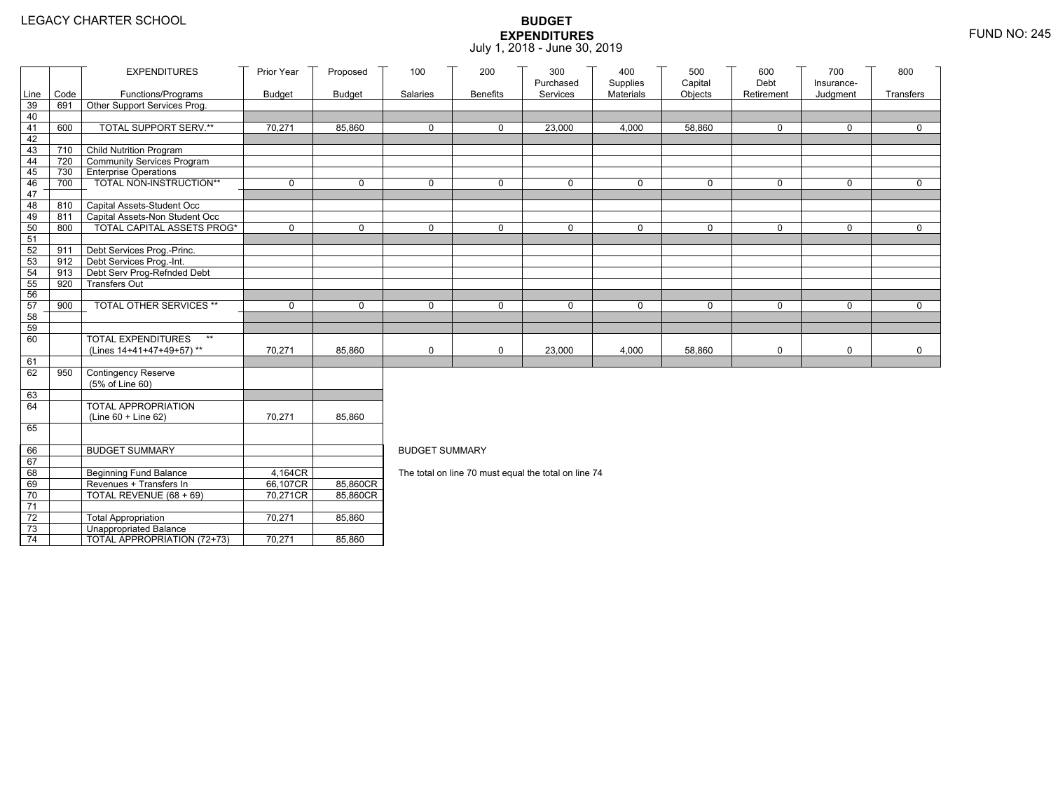LEGACY CHARTER SCHOOL

# BUDGET EXPENDITURES

July 1, 2018 - June 30, 2019

FUND NO: 245

| Line | Code | EXPENDITURES Functions/Programs | Prior Year Budget | Proposed Budget | 100 Salaries | 200 Benefits | 300 Purchased Services | 400 Supplies Materials | 500 Capital Objects | 600 Debt Retirement | 700 Insurance-Judgment | 800 Transfers |
|---|---|---|---|---|---|---|---|---|---|---|---|---|
| 39 | 691 | Other Support Services Prog. | | | | | | | | | | |
| 40 | | | | | | | | | | | | |
| 41 | 600 | TOTAL SUPPORT SERV.** | 70,271 | 85,860 | 0 | 0 | 23,000 | 4,000 | 58,860 | 0 | 0 | 0 |
| 42 | | | | | | | | | | | | |
| 43 | 710 | Child Nutrition Program | | | | | | | | | | |
| 44 | 720 | Community Services Program | | | | | | | | | | |
| 45 | 730 | Enterprise Operations | | | | | | | | | | |
| 46 | 700 | TOTAL NON-INSTRUCTION** | 0 | 0 | 0 | 0 | 0 | 0 | 0 | 0 | 0 | 0 |
| 47 | | | | | | | | | | | | |
| 48 | 810 | Capital Assets-Student Occ | | | | | | | | | | |
| 49 | 811 | Capital Assets-Non Student Occ | | | | | | | | | | |
| 50 | 800 | TOTAL CAPITAL ASSETS PROG* | 0 | 0 | 0 | 0 | 0 | 0 | 0 | 0 | 0 | 0 |
| 51 | | | | | | | | | | | | |
| 52 | 911 | Debt Services Prog.-Princ. | | | | | | | | | | |
| 53 | 912 | Debt Services Prog.-Int. | | | | | | | | | | |
| 54 | 913 | Debt Serv Prog-Refnded Debt | | | | | | | | | | |
| 55 | 920 | Transfers Out | | | | | | | | | | |
| 56 | | | | | | | | | | | | |
| 57 | 900 | TOTAL OTHER SERVICES ** | 0 | 0 | 0 | 0 | 0 | 0 | 0 | 0 | 0 | 0 |
| 58 | | | | | | | | | | | | |
| 59 | | | | | | | | | | | | |
| 60 | | TOTAL EXPENDITURES ** (Lines 14+41+47+49+57) ** | 70,271 | 85,860 | 0 | 0 | 23,000 | 4,000 | 58,860 | 0 | 0 | 0 |
| 61 | | | | | | | | | | | | |
| 62 | 950 | Contingency Reserve (5% of Line 60) | | | | | | | | | | |
| 63 | | | | | | | | | | | | |
| 64 | | TOTAL APPROPRIATION (Line 60 + Line 62) | 70,271 | 85,860 | | | | | | | | |
| 65 | | | | | | | | | | | | |
| 66 | | BUDGET SUMMARY | | | | | | | | | | |
| 67 | | | | | | | | | | | | |
| 68 | | Beginning Fund Balance | 4,164CR | | | | | | | | | |
| 69 | | Revenues + Transfers In | 66,107CR | 85,860CR | | | | | | | | |
| 70 | | TOTAL REVENUE (68 + 69) | 70,271CR | 85,860CR | | | | | | | | |
| 71 | | | | | | | | | | | | |
| 72 | | Total Appropriation | 70,271 | 85,860 | | | | | | | | |
| 73 | | Unappropriated Balance | | | | | | | | | | |
| 74 | | TOTAL APPROPRIATION (72+73) | 70,271 | 85,860 | | | | | | | | |

BUDGET SUMMARY

The total on line 70 must equal the total on line 74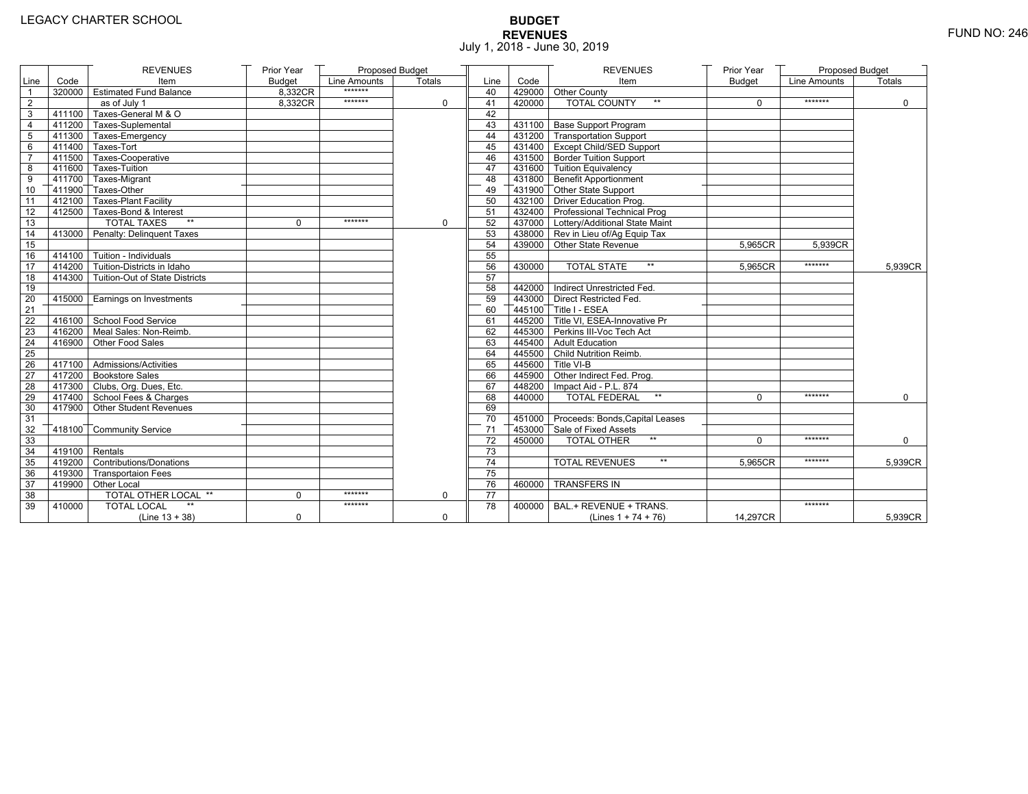LEGACY CHARTER SCHOOL

# BUDGET
## REVENUES
July 1, 2018 - June 30, 2019

FUND NO: 246

| Line | Code | REVENUES Item | Prior Year Budget | Proposed Budget Line Amounts | Proposed Budget Totals |
|---|---|---|---|---|---|
| 1 | 320000 | Estimated Fund Balance | 8,332CR | ******* | |
| 2 | | as of July 1 | 8,332CR | ******* | 0 |
| 3 | 411100 | Taxes-General M & O | | | |
| 4 | 411200 | Taxes-Suplemental | | | |
| 5 | 411300 | Taxes-Emergency | | | |
| 6 | 411400 | Taxes-Tort | | | |
| 7 | 411500 | Taxes-Cooperative | | | |
| 8 | 411600 | Taxes-Tuition | | | |
| 9 | 411700 | Taxes-Migrant | | | |
| 10 | 411900 | Taxes-Other | | | |
| 11 | 412100 | Taxes-Plant Facility | | | |
| 12 | 412500 | Taxes-Bond & Interest | | | |
| 13 | | TOTAL TAXES ** | 0 | ******* | 0 |
| 14 | 413000 | Penalty: Delinquent Taxes | | | |
| 15 | | | | | |
| 16 | 414100 | Tuition - Individuals | | | |
| 17 | 414200 | Tuition-Districts in Idaho | | | |
| 18 | 414300 | Tuition-Out of State Districts | | | |
| 19 | | | | | |
| 20 | 415000 | Earnings on Investments | | | |
| 21 | | | | | |
| 22 | 416100 | School Food Service | | | |
| 23 | 416200 | Meal Sales: Non-Reimb. | | | |
| 24 | 416900 | Other Food Sales | | | |
| 25 | | | | | |
| 26 | 417100 | Admissions/Activities | | | |
| 27 | 417200 | Bookstore Sales | | | |
| 28 | 417300 | Clubs, Org. Dues, Etc. | | | |
| 29 | 417400 | School Fees & Charges | | | |
| 30 | 417900 | Other Student Revenues | | | |
| 31 | | | | | |
| 32 | 418100 | Community Service | | | |
| 33 | | | | | |
| 34 | 419100 | Rentals | | | |
| 35 | 419200 | Contributions/Donations | | | |
| 36 | 419300 | Transportaion Fees | | | |
| 37 | 419900 | Other Local | | | |
| 38 | | TOTAL OTHER LOCAL ** | 0 | ******* | 0 |
| 39 | 410000 | TOTAL LOCAL ** (Line 13 + 38) | 0 | ******* | 0 |

| Line | Code | REVENUES Item | Prior Year Budget | Proposed Budget Line Amounts | Proposed Budget Totals |
|---|---|---|---|---|---|
| 40 | 429000 | Other County | | | |
| 41 | 420000 | TOTAL COUNTY ** | 0 | ******* | 0 |
| 42 | | | | | |
| 43 | 431100 | Base Support Program | | | |
| 44 | 431200 | Transportation Support | | | |
| 45 | 431400 | Except Child/SED Support | | | |
| 46 | 431500 | Border Tuition Support | | | |
| 47 | 431600 | Tuition Equivalency | | | |
| 48 | 431800 | Benefit Apportionment | | | |
| 49 | 431900 | Other State Support | | | |
| 50 | 432100 | Driver Education Prog. | | | |
| 51 | 432400 | Professional Technical Prog | | | |
| 52 | 437000 | Lottery/Additional State Maint | | | |
| 53 | 438000 | Rev in Lieu of/Ag Equip Tax | | | |
| 54 | 439000 | Other State Revenue | 5,965CR | 5,939CR | |
| 55 | | | | | |
| 56 | 430000 | TOTAL STATE ** | 5,965CR | ******* | 5,939CR |
| 57 | | | | | |
| 58 | 442000 | Indirect Unrestricted Fed. | | | |
| 59 | 443000 | Direct Restricted Fed. | | | |
| 60 | 445100 | Title I - ESEA | | | |
| 61 | 445200 | Title VI, ESEA-Innovative Pr | | | |
| 62 | 445300 | Perkins III-Voc Tech Act | | | |
| 63 | 445400 | Adult Education | | | |
| 64 | 445500 | Child Nutrition Reimb. | | | |
| 65 | 445600 | Title VI-B | | | |
| 66 | 445900 | Other Indirect Fed. Prog. | | | |
| 67 | 448200 | Impact Aid - P.L. 874 | | | |
| 68 | 440000 | TOTAL FEDERAL ** | 0 | ******* | 0 |
| 69 | | | | | |
| 70 | 451000 | Proceeds: Bonds,Capital Leases | | | |
| 71 | 453000 | Sale of Fixed Assets | | | |
| 72 | 450000 | TOTAL OTHER ** | 0 | ******* | 0 |
| 73 | | | | | |
| 74 | | TOTAL REVENUES ** | 5,965CR | ******* | 5,939CR |
| 75 | | | | | |
| 76 | 460000 | TRANSFERS IN | | | |
| 77 | | | | | |
| 78 | 400000 | BAL.+ REVENUE + TRANS. (Lines 1 + 74 + 76) | 14,297CR | ******* | 5,939CR |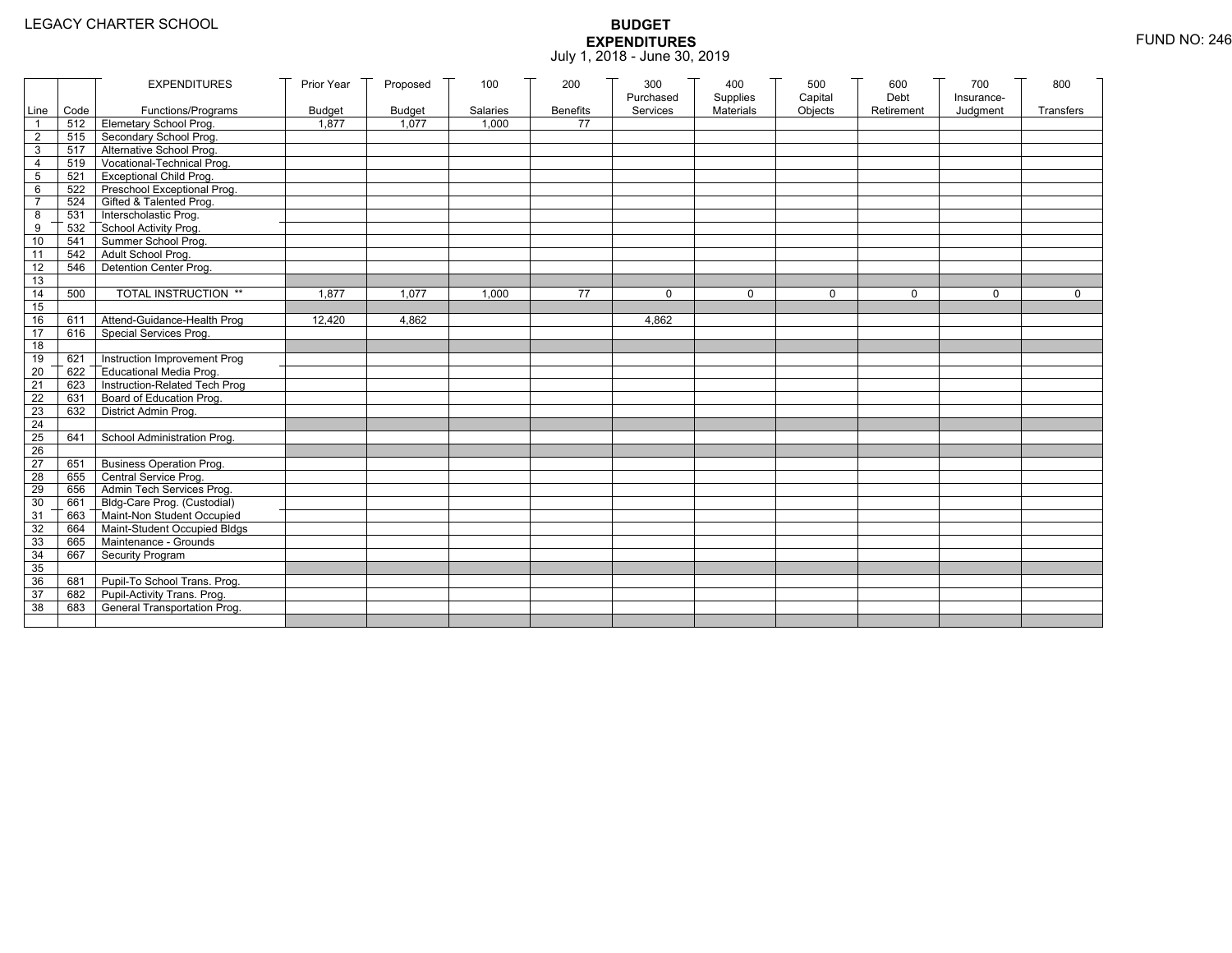LEGACY CHARTER SCHOOL

# BUDGET EXPENDITURES

July 1, 2018 - June 30, 2019

FUND NO: 246

| Line | Code | EXPENDITURES Functions/Programs | Prior Year Budget | Proposed Budget | 100 Salaries | 200 Benefits | 300 Purchased Services | 400 Supplies Materials | 500 Capital Objects | 600 Debt Retirement | 700 Insurance-Judgment | 800 Transfers |
|---|---|---|---|---|---|---|---|---|---|---|---|---|
| 1 | 512 | Elemetary School Prog. | 1,877 | 1,077 | 1,000 | 77 | | | | | | |
| 2 | 515 | Secondary School Prog. | | | | | | | | | | |
| 3 | 517 | Alternative School Prog. | | | | | | | | | | |
| 4 | 519 | Vocational-Technical Prog. | | | | | | | | | | |
| 5 | 521 | Exceptional Child Prog. | | | | | | | | | | |
| 6 | 522 | Preschool Exceptional Prog. | | | | | | | | | | |
| 7 | 524 | Gifted & Talented Prog. | | | | | | | | | | |
| 8 | 531 | Interscholastic Prog. | | | | | | | | | | |
| 9 | 532 | School Activity Prog. | | | | | | | | | | |
| 10 | 541 | Summer School Prog. | | | | | | | | | | |
| 11 | 542 | Adult School Prog. | | | | | | | | | | |
| 12 | 546 | Detention Center Prog. | | | | | | | | | | |
| 13 | | | | | | | | | | | | |
| 14 | 500 | TOTAL INSTRUCTION ** | 1,877 | 1,077 | 1,000 | 77 | 0 | 0 | 0 | 0 | 0 | 0 |
| 15 | | | | | | | | | | | | |
| 16 | 611 | Attend-Guidance-Health Prog | 12,420 | 4,862 | | | 4,862 | | | | | |
| 17 | 616 | Special Services Prog. | | | | | | | | | | |
| 18 | | | | | | | | | | | | |
| 19 | 621 | Instruction Improvement Prog | | | | | | | | | | |
| 20 | 622 | Educational Media Prog. | | | | | | | | | | |
| 21 | 623 | Instruction-Related Tech Prog | | | | | | | | | | |
| 22 | 631 | Board of Education Prog. | | | | | | | | | | |
| 23 | 632 | District Admin Prog. | | | | | | | | | | |
| 24 | | | | | | | | | | | | |
| 25 | 641 | School Administration Prog. | | | | | | | | | | |
| 26 | | | | | | | | | | | | |
| 27 | 651 | Business Operation Prog. | | | | | | | | | | |
| 28 | 655 | Central Service Prog. | | | | | | | | | | |
| 29 | 656 | Admin Tech Services Prog. | | | | | | | | | | |
| 30 | 661 | Bldg-Care Prog. (Custodial) | | | | | | | | | | |
| 31 | 663 | Maint-Non Student Occupied | | | | | | | | | | |
| 32 | 664 | Maint-Student Occupied Bldgs | | | | | | | | | | |
| 33 | 665 | Maintenance - Grounds | | | | | | | | | | |
| 34 | 667 | Security Program | | | | | | | | | | |
| 35 | | | | | | | | | | | | |
| 36 | 681 | Pupil-To School Trans. Prog. | | | | | | | | | | |
| 37 | 682 | Pupil-Activity Trans. Prog. | | | | | | | | | | |
| 38 | 683 | General Transportation Prog. | | | | | | | | | | |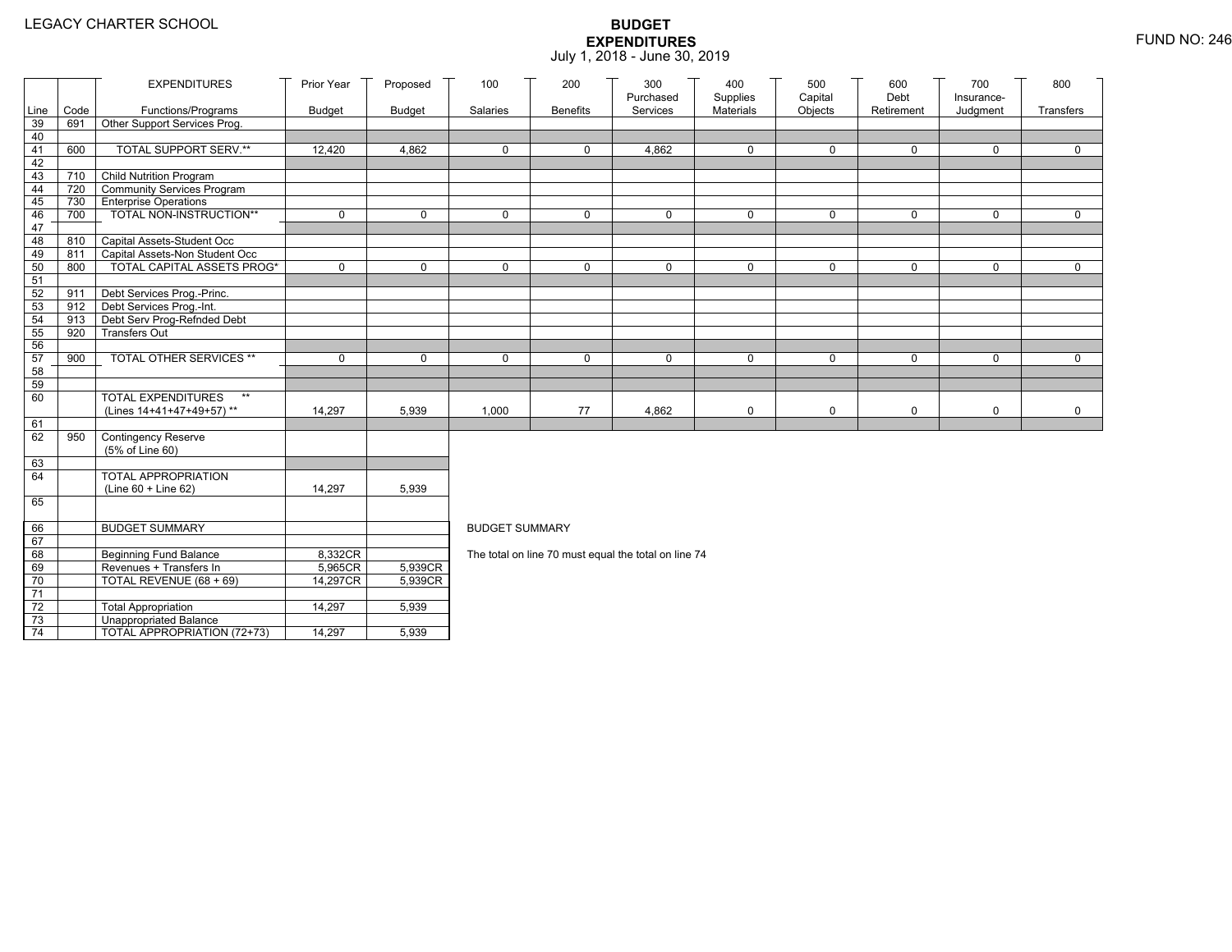LEGACY CHARTER SCHOOL

# BUDGET EXPENDITURES
July 1, 2018 - June 30, 2019

FUND NO: 246

| Line | Code | EXPENDITURES Functions/Programs | Prior Year Budget | Proposed Budget | 100 Salaries | 200 Benefits | 300 Purchased Services | 400 Supplies Materials | 500 Capital Objects | 600 Debt Retirement | 700 Insurance-Judgment | 800 Transfers |
|---|---|---|---|---|---|---|---|---|---|---|---|---|
| 39 | 691 | Other Support Services Prog. | | | | | | | | | | |
| 40 | | | | | | | | | | | | |
| 41 | 600 | TOTAL SUPPORT SERV.** | 12,420 | 4,862 | 0 | 0 | 4,862 | 0 | 0 | 0 | 0 | 0 |
| 42 | | | | | | | | | | | | |
| 43 | 710 | Child Nutrition Program | | | | | | | | | | |
| 44 | 720 | Community Services Program | | | | | | | | | | |
| 45 | 730 | Enterprise Operations | | | | | | | | | | |
| 46 | 700 | TOTAL NON-INSTRUCTION** | 0 | 0 | 0 | 0 | 0 | 0 | 0 | 0 | 0 | 0 |
| 47 | | | | | | | | | | | | |
| 48 | 810 | Capital Assets-Student Occ | | | | | | | | | | |
| 49 | 811 | Capital Assets-Non Student Occ | | | | | | | | | | |
| 50 | 800 | TOTAL CAPITAL ASSETS PROG* | 0 | 0 | 0 | 0 | 0 | 0 | 0 | 0 | 0 | 0 |
| 51 | | | | | | | | | | | | |
| 52 | 911 | Debt Services Prog.-Princ. | | | | | | | | | | |
| 53 | 912 | Debt Services Prog.-Int. | | | | | | | | | | |
| 54 | 913 | Debt Serv Prog-Refnded Debt | | | | | | | | | | |
| 55 | 920 | Transfers Out | | | | | | | | | | |
| 56 | | | | | | | | | | | | |
| 57 | 900 | TOTAL OTHER SERVICES ** | 0 | 0 | 0 | 0 | 0 | 0 | 0 | 0 | 0 | 0 |
| 58 | | | | | | | | | | | | |
| 59 | | | | | | | | | | | | |
| 60 | | TOTAL EXPENDITURES ** (Lines 14+41+47+49+57) ** | 14,297 | 5,939 | 1,000 | 77 | 4,862 | 0 | 0 | 0 | 0 | 0 |
| 61 | | | | | | | | | | | | |
| 62 | 950 | Contingency Reserve (5% of Line 60) | | | | | | | | | | |
| 63 | | | | | | | | | | | | |
| 64 | | TOTAL APPROPRIATION (Line 60 + Line 62) | 14,297 | 5,939 | | | | | | | | |
| 65 | | | | | | | | | | | | |
| 66 | | BUDGET SUMMARY | | | | | | | | | | |
| 67 | | | | | | | | | | | | |
| 68 | | Beginning Fund Balance | 8,332CR | | | | | | | | | |
| 69 | | Revenues + Transfers In | 5,965CR | 5,939CR | | | | | | | | |
| 70 | | TOTAL REVENUE (68 + 69) | 14,297CR | 5,939CR | | | | | | | | |
| 71 | | | | | | | | | | | | |
| 72 | | Total Appropriation | 14,297 | 5,939 | | | | | | | | |
| 73 | | Unappropriated Balance | | | | | | | | | | |
| 74 | | TOTAL APPROPRIATION (72+73) | 14,297 | 5,939 | | | | | | | | |

BUDGET SUMMARY

The total on line 70 must equal the total on line 74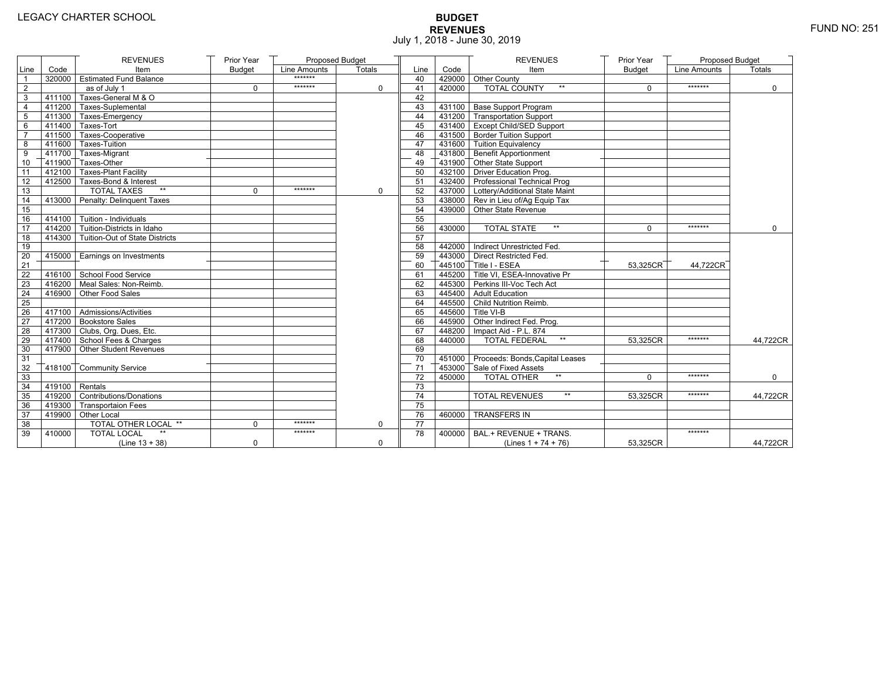LEGACY CHARTER SCHOOL

# BUDGET
## REVENUES
July 1, 2018 - June 30, 2019

FUND NO: 251

| Line | Code | REVENUES Item | Prior Year Budget | Proposed Budget Line Amounts | Proposed Budget Totals |
|---|---|---|---|---|---|
| 1 | 320000 | Estimated Fund Balance | | ******* | |
| 2 | | as of July 1 | 0 | ******* | 0 |
| 3 | 411100 | Taxes-General M & O | | | |
| 4 | 411200 | Taxes-Suplemental | | | |
| 5 | 411300 | Taxes-Emergency | | | |
| 6 | 411400 | Taxes-Tort | | | |
| 7 | 411500 | Taxes-Cooperative | | | |
| 8 | 411600 | Taxes-Tuition | | | |
| 9 | 411700 | Taxes-Migrant | | | |
| 10 | 411900 | Taxes-Other | | | |
| 11 | 412100 | Taxes-Plant Facility | | | |
| 12 | 412500 | Taxes-Bond & Interest | | | |
| 13 | | TOTAL TAXES ** | 0 | ******* | 0 |
| 14 | 413000 | Penalty: Delinquent Taxes | | | |
| 15 | | | | | |
| 16 | 414100 | Tuition - Individuals | | | |
| 17 | 414200 | Tuition-Districts in Idaho | | | |
| 18 | 414300 | Tuition-Out of State Districts | | | |
| 19 | | | | | |
| 20 | 415000 | Earnings on Investments | | | |
| 21 | | | | | |
| 22 | 416100 | School Food Service | | | |
| 23 | 416200 | Meal Sales: Non-Reimb. | | | |
| 24 | 416900 | Other Food Sales | | | |
| 25 | | | | | |
| 26 | 417100 | Admissions/Activities | | | |
| 27 | 417200 | Bookstore Sales | | | |
| 28 | 417300 | Clubs, Org. Dues, Etc. | | | |
| 29 | 417400 | School Fees & Charges | | | |
| 30 | 417900 | Other Student Revenues | | | |
| 31 | | | | | |
| 32 | 418100 | Community Service | | | |
| 33 | | | | | |
| 34 | 419100 | Rentals | | | |
| 35 | 419200 | Contributions/Donations | | | |
| 36 | 419300 | Transportaion Fees | | | |
| 37 | 419900 | Other Local | | | |
| 38 | | TOTAL OTHER LOCAL ** | 0 | ******* | 0 |
| 39 | 410000 | TOTAL LOCAL ** (Line 13 + 38) | 0 | ******* | 0 |
| 40 | 429000 | Other County | | | |
| 41 | 420000 | TOTAL COUNTY ** | 0 | ******* | 0 |
| 42 | | | | | |
| 43 | 431100 | Base Support Program | | | |
| 44 | 431200 | Transportation Support | | | |
| 45 | 431400 | Except Child/SED Support | | | |
| 46 | 431500 | Border Tuition Support | | | |
| 47 | 431600 | Tuition Equivalency | | | |
| 48 | 431800 | Benefit Apportionment | | | |
| 49 | 431900 | Other State Support | | | |
| 50 | 432100 | Driver Education Prog. | | | |
| 51 | 432400 | Professional Technical Prog | | | |
| 52 | 437000 | Lottery/Additional State Maint | | | |
| 53 | 438000 | Rev in Lieu of/Ag Equip Tax | | | |
| 54 | 439000 | Other State Revenue | | | |
| 55 | | | | | |
| 56 | 430000 | TOTAL STATE ** | 0 | ******* | 0 |
| 57 | | | | | |
| 58 | 442000 | Indirect Unrestricted Fed. | | | |
| 59 | 443000 | Direct Restricted Fed. | | | |
| 60 | 445100 | Title I - ESEA | 53,325CR | 44,722CR | |
| 61 | 445200 | Title VI, ESEA-Innovative Pr | | | |
| 62 | 445300 | Perkins III-Voc Tech Act | | | |
| 63 | 445400 | Adult Education | | | |
| 64 | 445500 | Child Nutrition Reimb. | | | |
| 65 | 445600 | Title VI-B | | | |
| 66 | 445900 | Other Indirect Fed. Prog. | | | |
| 67 | 448200 | Impact Aid - P.L. 874 | | | |
| 68 | 440000 | TOTAL FEDERAL ** | 53,325CR | ******* | 44,722CR |
| 69 | | | | | |
| 70 | 451000 | Proceeds: Bonds,Capital Leases | | | |
| 71 | 453000 | Sale of Fixed Assets | | | |
| 72 | 450000 | TOTAL OTHER ** | 0 | ******* | 0 |
| 73 | | | | | |
| 74 | | TOTAL REVENUES ** | 53,325CR | ******* | 44,722CR |
| 75 | | | | | |
| 76 | 460000 | TRANSFERS IN | | | |
| 77 | | | | | |
| 78 | 400000 | BAL.+ REVENUE + TRANS. (Lines 1 + 74 + 76) | 53,325CR | ******* | 44,722CR |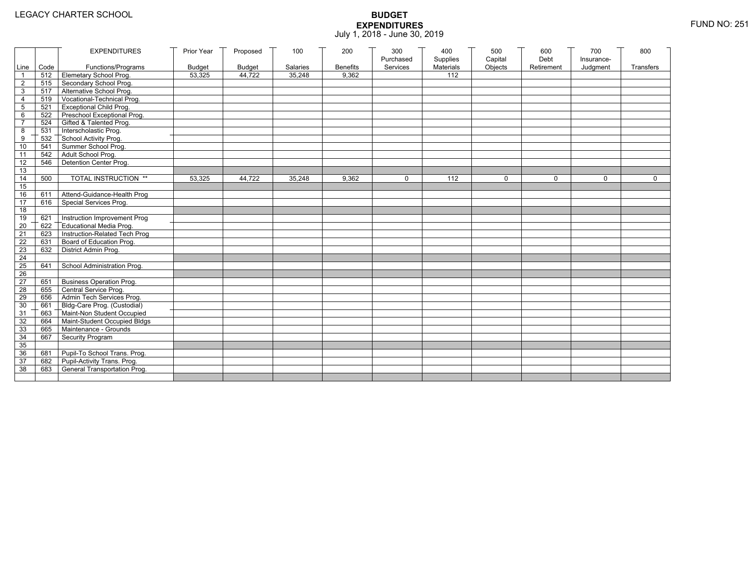LEGACY CHARTER SCHOOL

# BUDGET EXPENDITURES

July 1, 2018 - June 30, 2019

FUND NO: 251

| Line | Code | EXPENDITURES Functions/Programs | Prior Year Budget | Proposed Budget | 100 Salaries | 200 Benefits | 300 Purchased Services | 400 Supplies Materials | 500 Capital Objects | 600 Debt Retirement | 700 Insurance-Judgment | 800 Transfers |
|---|---|---|---|---|---|---|---|---|---|---|---|---|
| 1 | 512 | Elemetary School Prog. | 53,325 | 44,722 | 35,248 | 9,362 | | 112 | | | | |
| 2 | 515 | Secondary School Prog. | | | | | | | | | | |
| 3 | 517 | Alternative School Prog. | | | | | | | | | | |
| 4 | 519 | Vocational-Technical Prog. | | | | | | | | | | |
| 5 | 521 | Exceptional Child Prog. | | | | | | | | | | |
| 6 | 522 | Preschool Exceptional Prog. | | | | | | | | | | |
| 7 | 524 | Gifted & Talented Prog. | | | | | | | | | | |
| 8 | 531 | Interscholastic Prog. | | | | | | | | | | |
| 9 | 532 | School Activity Prog. | | | | | | | | | | |
| 10 | 541 | Summer School Prog. | | | | | | | | | | |
| 11 | 542 | Adult School Prog. | | | | | | | | | | |
| 12 | 546 | Detention Center Prog. | | | | | | | | | | |
| 13 | | | | | | | | | | | | |
| 14 | 500 | TOTAL INSTRUCTION ** | 53,325 | 44,722 | 35,248 | 9,362 | 0 | 112 | 0 | 0 | 0 | 0 |
| 15 | | | | | | | | | | | | |
| 16 | 611 | Attend-Guidance-Health Prog | | | | | | | | | | |
| 17 | 616 | Special Services Prog. | | | | | | | | | | |
| 18 | | | | | | | | | | | | |
| 19 | 621 | Instruction Improvement Prog | | | | | | | | | | |
| 20 | 622 | Educational Media Prog. | | | | | | | | | | |
| 21 | 623 | Instruction-Related Tech Prog | | | | | | | | | | |
| 22 | 631 | Board of Education Prog. | | | | | | | | | | |
| 23 | 632 | District Admin Prog. | | | | | | | | | | |
| 24 | | | | | | | | | | | | |
| 25 | 641 | School Administration Prog. | | | | | | | | | | |
| 26 | | | | | | | | | | | | |
| 27 | 651 | Business Operation Prog. | | | | | | | | | | |
| 28 | 655 | Central Service Prog. | | | | | | | | | | |
| 29 | 656 | Admin Tech Services Prog. | | | | | | | | | | |
| 30 | 661 | Bldg-Care Prog. (Custodial) | | | | | | | | | | |
| 31 | 663 | Maint-Non Student Occupied | | | | | | | | | | |
| 32 | 664 | Maint-Student Occupied Bldgs | | | | | | | | | | |
| 33 | 665 | Maintenance - Grounds | | | | | | | | | | |
| 34 | 667 | Security Program | | | | | | | | | | |
| 35 | | | | | | | | | | | | |
| 36 | 681 | Pupil-To School Trans. Prog. | | | | | | | | | | |
| 37 | 682 | Pupil-Activity Trans. Prog. | | | | | | | | | | |
| 38 | 683 | General Transportation Prog. | | | | | | | | | | |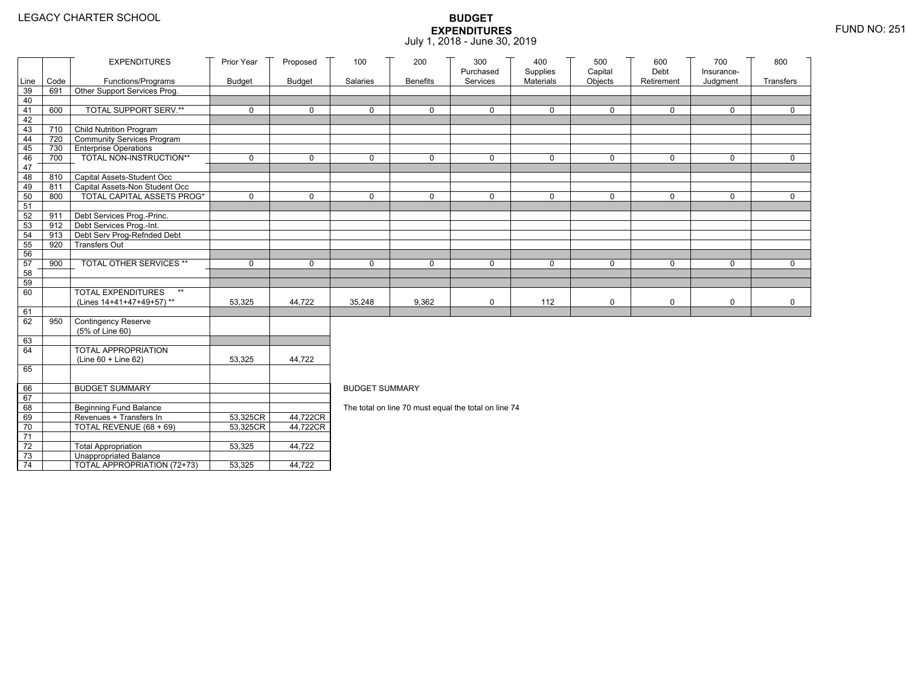LEGACY CHARTER SCHOOL

# BUDGET EXPENDITURES

July 1, 2018 - June 30, 2019

FUND NO: 251

| Line | Code | EXPENDITURES Functions/Programs | Prior Year Budget | Proposed Budget | 100 Salaries | 200 Benefits | 300 Purchased Services | 400 Supplies Materials | 500 Capital Objects | 600 Debt Retirement | 700 Insurance-Judgment | 800 Transfers |
|---|---|---|---|---|---|---|---|---|---|---|---|---|
| 39 | 691 | Other Support Services Prog. | | | | | | | | | | |
| 40 | | | | | | | | | | | | |
| 41 | 600 | TOTAL SUPPORT SERV.** | 0 | 0 | 0 | 0 | 0 | 0 | 0 | 0 | 0 | 0 |
| 42 | | | | | | | | | | | | |
| 43 | 710 | Child Nutrition Program | | | | | | | | | | |
| 44 | 720 | Community Services Program | | | | | | | | | | |
| 45 | 730 | Enterprise Operations | | | | | | | | | | |
| 46 | 700 | TOTAL NON-INSTRUCTION** | 0 | 0 | 0 | 0 | 0 | 0 | 0 | 0 | 0 | 0 |
| 47 | | | | | | | | | | | | |
| 48 | 810 | Capital Assets-Student Occ | | | | | | | | | | |
| 49 | 811 | Capital Assets-Non Student Occ | | | | | | | | | | |
| 50 | 800 | TOTAL CAPITAL ASSETS PROG* | 0 | 0 | 0 | 0 | 0 | 0 | 0 | 0 | 0 | 0 |
| 51 | | | | | | | | | | | | |
| 52 | 911 | Debt Services Prog.-Princ. | | | | | | | | | | |
| 53 | 912 | Debt Services Prog.-Int. | | | | | | | | | | |
| 54 | 913 | Debt Serv Prog-Refnded Debt | | | | | | | | | | |
| 55 | 920 | Transfers Out | | | | | | | | | | |
| 56 | | | | | | | | | | | | |
| 57 | 900 | TOTAL OTHER SERVICES ** | 0 | 0 | 0 | 0 | 0 | 0 | 0 | 0 | 0 | 0 |
| 58 | | | | | | | | | | | | |
| 59 | | | | | | | | | | | | |
| 60 | | TOTAL EXPENDITURES ** (Lines 14+41+47+49+57) ** | 53,325 | 44,722 | 35,248 | 9,362 | 0 | 112 | 0 | 0 | 0 | 0 |
| 61 | | | | | | | | | | | | |
| 62 | 950 | Contingency Reserve (5% of Line 60) | | | | | | | | | | |
| 63 | | | | | | | | | | | | |
| 64 | | TOTAL APPROPRIATION (Line 60 + Line 62) | 53,325 | 44,722 | | | | | | | | |
| 65 | | | | | | | | | | | | |
| 66 | | BUDGET SUMMARY | | | | | | | | | | |
| 67 | | | | | | | | | | | | |
| 68 | | Beginning Fund Balance | | | | | | | | | | |
| 69 | | Revenues + Transfers In | 53,325CR | 44,722CR | | | | | | | | |
| 70 | | TOTAL REVENUE (68 + 69) | 53,325CR | 44,722CR | | | | | | | | |
| 71 | | | | | | | | | | | | |
| 72 | | Total Appropriation | 53,325 | 44,722 | | | | | | | | |
| 73 | | Unappropriated Balance | | | | | | | | | | |
| 74 | | TOTAL APPROPRIATION (72+73) | 53,325 | 44,722 | | | | | | | | |

BUDGET SUMMARY

The total on line 70 must equal the total on line 74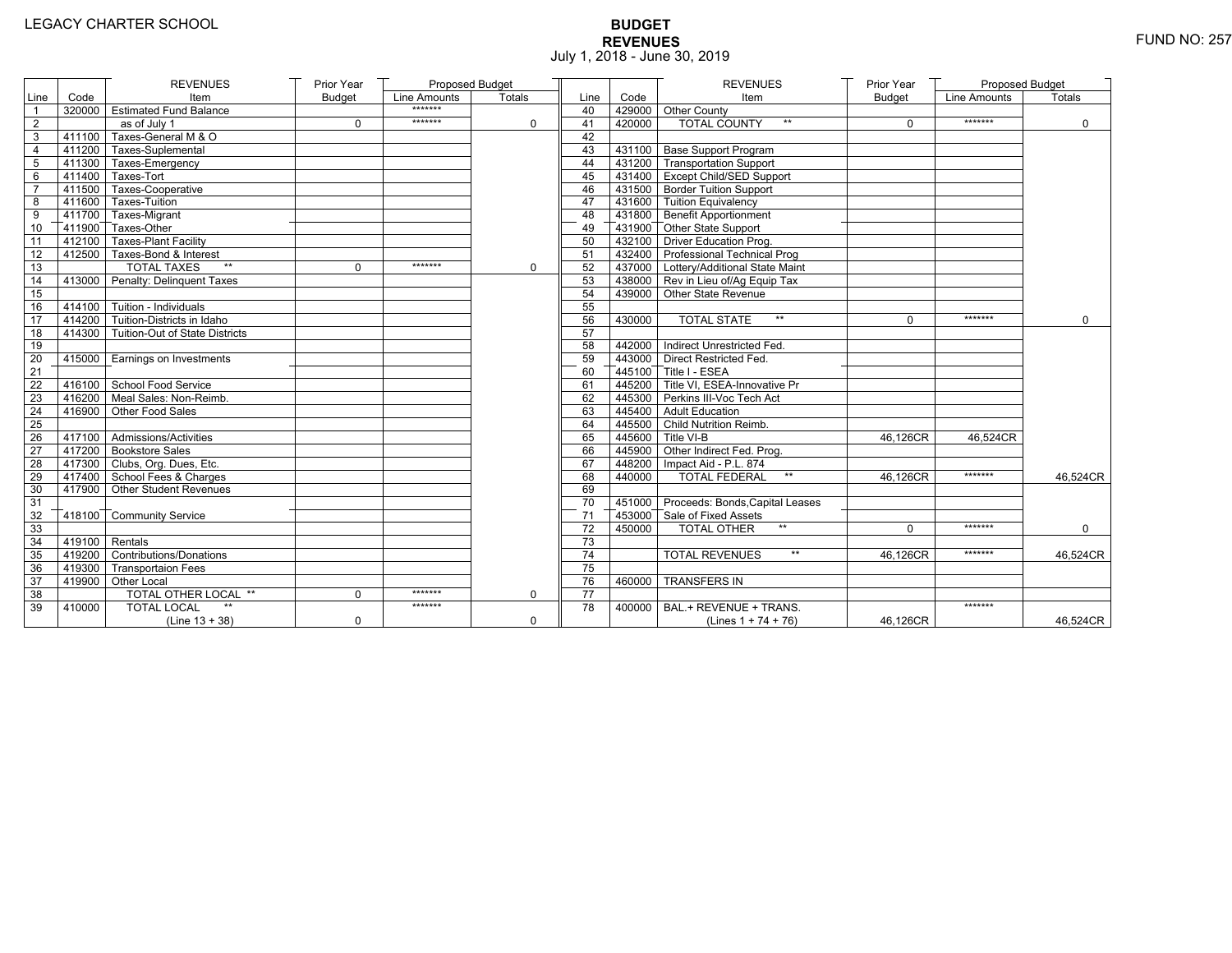LEGACY CHARTER SCHOOL

# BUDGET
## REVENUES
July 1, 2018 - June 30, 2019

FUND NO: 257

| Line | Code | REVENUES Item | Prior Year Budget | Proposed Budget Line Amounts | Proposed Budget Totals |
|---|---|---|---|---|---|
| 1 | 320000 | Estimated Fund Balance | | ******* | |
| 2 | | as of July 1 | 0 | ******* | 0 |
| 3 | 411100 | Taxes-General M & O | | | |
| 4 | 411200 | Taxes-Suplemental | | | |
| 5 | 411300 | Taxes-Emergency | | | |
| 6 | 411400 | Taxes-Tort | | | |
| 7 | 411500 | Taxes-Cooperative | | | |
| 8 | 411600 | Taxes-Tuition | | | |
| 9 | 411700 | Taxes-Migrant | | | |
| 10 | 411900 | Taxes-Other | | | |
| 11 | 412100 | Taxes-Plant Facility | | | |
| 12 | 412500 | Taxes-Bond & Interest | | | |
| 13 | | TOTAL TAXES ** | 0 | ******* | 0 |
| 14 | 413000 | Penalty: Delinquent Taxes | | | |
| 15 | | | | | |
| 16 | 414100 | Tuition - Individuals | | | |
| 17 | 414200 | Tuition-Districts in Idaho | | | |
| 18 | 414300 | Tuition-Out of State Districts | | | |
| 19 | | | | | |
| 20 | 415000 | Earnings on Investments | | | |
| 21 | | | | | |
| 22 | 416100 | School Food Service | | | |
| 23 | 416200 | Meal Sales: Non-Reimb. | | | |
| 24 | 416900 | Other Food Sales | | | |
| 25 | | | | | |
| 26 | 417100 | Admissions/Activities | | | |
| 27 | 417200 | Bookstore Sales | | | |
| 28 | 417300 | Clubs, Org. Dues, Etc. | | | |
| 29 | 417400 | School Fees & Charges | | | |
| 30 | 417900 | Other Student Revenues | | | |
| 31 | | | | | |
| 32 | 418100 | Community Service | | | |
| 33 | | | | | |
| 34 | 419100 | Rentals | | | |
| 35 | 419200 | Contributions/Donations | | | |
| 36 | 419300 | Transportaion Fees | | | |
| 37 | 419900 | Other Local | | | |
| 38 | | TOTAL OTHER LOCAL ** | 0 | ******* | 0 |
| 39 | 410000 | TOTAL LOCAL ** (Line 13 + 38) | 0 | ******* | 0 |
| 40 | 429000 | Other County | | | |
| 41 | 420000 | TOTAL COUNTY ** | 0 | ******* | 0 |
| 42 | | | | | |
| 43 | 431100 | Base Support Program | | | |
| 44 | 431200 | Transportation Support | | | |
| 45 | 431400 | Except Child/SED Support | | | |
| 46 | 431500 | Border Tuition Support | | | |
| 47 | 431600 | Tuition Equivalency | | | |
| 48 | 431800 | Benefit Apportionment | | | |
| 49 | 431900 | Other State Support | | | |
| 50 | 432100 | Driver Education Prog. | | | |
| 51 | 432400 | Professional Technical Prog | | | |
| 52 | 437000 | Lottery/Additional State Maint | | | |
| 53 | 438000 | Rev in Lieu of/Ag Equip Tax | | | |
| 54 | 439000 | Other State Revenue | | | |
| 55 | | | | | |
| 56 | 430000 | TOTAL STATE ** | 0 | ******* | 0 |
| 57 | | | | | |
| 58 | 442000 | Indirect Unrestricted Fed. | | | |
| 59 | 443000 | Direct Restricted Fed. | | | |
| 60 | 445100 | Title I - ESEA | | | |
| 61 | 445200 | Title VI, ESEA-Innovative Pr | | | |
| 62 | 445300 | Perkins III-Voc Tech Act | | | |
| 63 | 445400 | Adult Education | | | |
| 64 | 445500 | Child Nutrition Reimb. | | | |
| 65 | 445600 | Title VI-B | 46,126CR | 46,524CR | |
| 66 | 445900 | Other Indirect Fed. Prog. | | | |
| 67 | 448200 | Impact Aid - P.L. 874 | | | |
| 68 | 440000 | TOTAL FEDERAL ** | 46,126CR | ******* | 46,524CR |
| 69 | | | | | |
| 70 | 451000 | Proceeds: Bonds,Capital Leases | | | |
| 71 | 453000 | Sale of Fixed Assets | | | |
| 72 | 450000 | TOTAL OTHER ** | 0 | ******* | 0 |
| 73 | | | | | |
| 74 | | TOTAL REVENUES ** | 46,126CR | ******* | 46,524CR |
| 75 | | | | | |
| 76 | 460000 | TRANSFERS IN | | | |
| 77 | | | | | |
| 78 | 400000 | BAL.+ REVENUE + TRANS. (Lines 1 + 74 + 76) | 46,126CR | ******* | 46,524CR |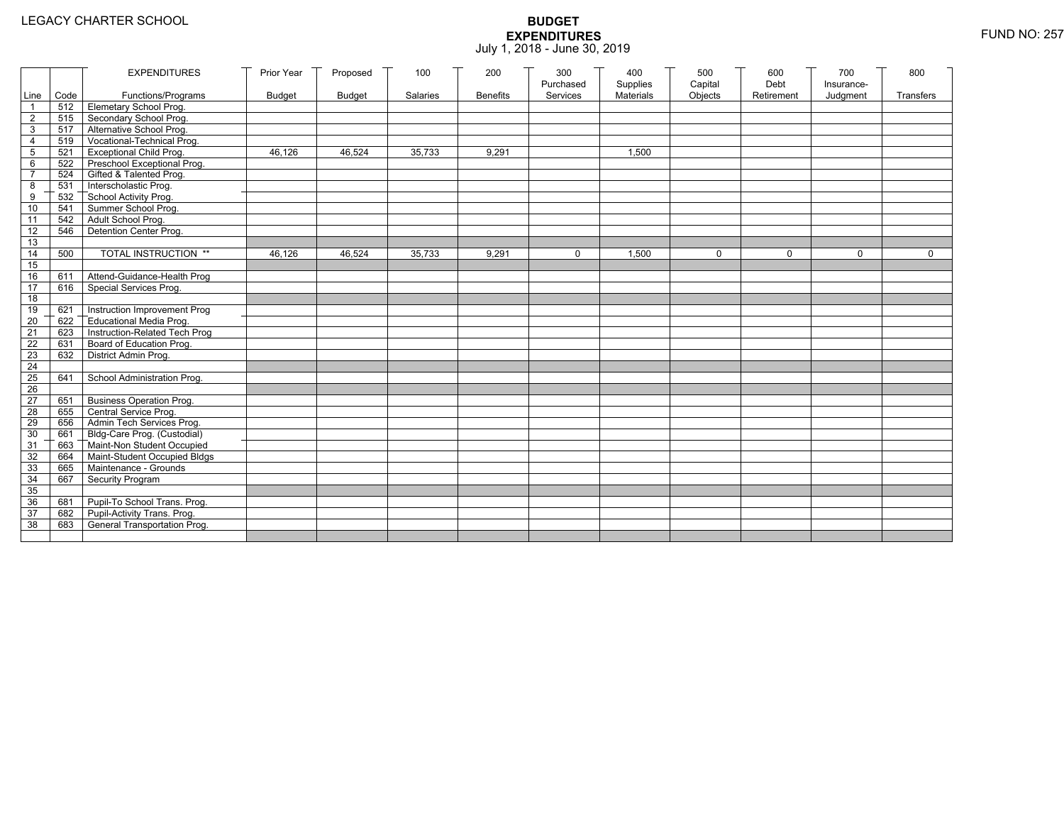LEGACY CHARTER SCHOOL

# BUDGET
## EXPENDITURES
July 1, 2018 - June 30, 2019

FUND NO: 257

| Line | Code | EXPENDITURES Functions/Programs | Prior Year Budget | Proposed Budget | 100 Salaries | 200 Benefits | 300 Purchased Services | 400 Supplies Materials | 500 Capital Objects | 600 Debt Retirement | 700 Insurance-Judgment | 800 Transfers |
|---|---|---|---|---|---|---|---|---|---|---|---|---|
| 1 | 512 | Elemetary School Prog. | | | | | | | | | | |
| 2 | 515 | Secondary School Prog. | | | | | | | | | | |
| 3 | 517 | Alternative School Prog. | | | | | | | | | | |
| 4 | 519 | Vocational-Technical Prog. | | | | | | | | | | |
| 5 | 521 | Exceptional Child Prog. | 46,126 | 46,524 | 35,733 | 9,291 | | 1,500 | | | | |
| 6 | 522 | Preschool Exceptional Prog. | | | | | | | | | | |
| 7 | 524 | Gifted & Talented Prog. | | | | | | | | | | |
| 8 | 531 | Interscholastic Prog. | | | | | | | | | | |
| 9 | 532 | School Activity Prog. | | | | | | | | | | |
| 10 | 541 | Summer School Prog. | | | | | | | | | | |
| 11 | 542 | Adult School Prog. | | | | | | | | | | |
| 12 | 546 | Detention Center Prog. | | | | | | | | | | |
| 13 | | | | | | | | | | | | |
| 14 | 500 | TOTAL INSTRUCTION ** | 46,126 | 46,524 | 35,733 | 9,291 | 0 | 1,500 | 0 | 0 | 0 | 0 |
| 15 | | | | | | | | | | | | |
| 16 | 611 | Attend-Guidance-Health Prog | | | | | | | | | | |
| 17 | 616 | Special Services Prog. | | | | | | | | | | |
| 18 | | | | | | | | | | | | |
| 19 | 621 | Instruction Improvement Prog | | | | | | | | | | |
| 20 | 622 | Educational Media Prog. | | | | | | | | | | |
| 21 | 623 | Instruction-Related Tech Prog | | | | | | | | | | |
| 22 | 631 | Board of Education Prog. | | | | | | | | | | |
| 23 | 632 | District Admin Prog. | | | | | | | | | | |
| 24 | | | | | | | | | | | | |
| 25 | 641 | School Administration Prog. | | | | | | | | | | |
| 26 | | | | | | | | | | | | |
| 27 | 651 | Business Operation Prog. | | | | | | | | | | |
| 28 | 655 | Central Service Prog. | | | | | | | | | | |
| 29 | 656 | Admin Tech Services Prog. | | | | | | | | | | |
| 30 | 661 | Bldg-Care Prog. (Custodial) | | | | | | | | | | |
| 31 | 663 | Maint-Non Student Occupied | | | | | | | | | | |
| 32 | 664 | Maint-Student Occupied Bldgs | | | | | | | | | | |
| 33 | 665 | Maintenance - Grounds | | | | | | | | | | |
| 34 | 667 | Security Program | | | | | | | | | | |
| 35 | | | | | | | | | | | | |
| 36 | 681 | Pupil-To School Trans. Prog. | | | | | | | | | | |
| 37 | 682 | Pupil-Activity Trans. Prog. | | | | | | | | | | |
| 38 | 683 | General Transportation Prog. | | | | | | | | | | |
| | | | | | | | | | | | | |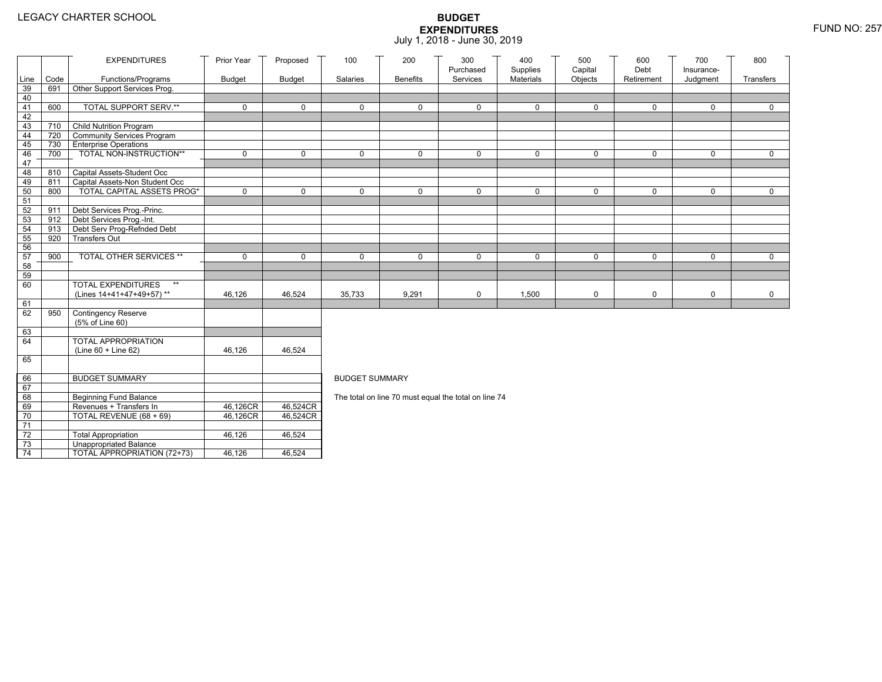LEGACY CHARTER SCHOOL

# BUDGET EXPENDITURES
July 1, 2018 - June 30, 2019

FUND NO: 257

| Line | Code | EXPENDITURES Functions/Programs | Prior Year Budget | Proposed Budget | 100 Salaries | 200 Benefits | 300 Purchased Services | 400 Supplies Materials | 500 Capital Objects | 600 Debt Retirement | 700 Insurance-Judgment | 800 Transfers |
|---|---|---|---|---|---|---|---|---|---|---|---|---|
| 39 | 691 | Other Support Services Prog. | | | | | | | | | | |
| 40 | | | | | | | | | | | | |
| 41 | 600 | TOTAL SUPPORT SERV.** | 0 | 0 | 0 | 0 | 0 | 0 | 0 | 0 | 0 | 0 |
| 42 | | | | | | | | | | | | |
| 43 | 710 | Child Nutrition Program | | | | | | | | | | |
| 44 | 720 | Community Services Program | | | | | | | | | | |
| 45 | 730 | Enterprise Operations | | | | | | | | | | |
| 46 | 700 | TOTAL NON-INSTRUCTION** | 0 | 0 | 0 | 0 | 0 | 0 | 0 | 0 | 0 | 0 |
| 47 | | | | | | | | | | | | |
| 48 | 810 | Capital Assets-Student Occ | | | | | | | | | | |
| 49 | 811 | Capital Assets-Non Student Occ | | | | | | | | | | |
| 50 | 800 | TOTAL CAPITAL ASSETS PROG* | 0 | 0 | 0 | 0 | 0 | 0 | 0 | 0 | 0 | 0 |
| 51 | | | | | | | | | | | | |
| 52 | 911 | Debt Services Prog.-Princ. | | | | | | | | | | |
| 53 | 912 | Debt Services Prog.-Int. | | | | | | | | | | |
| 54 | 913 | Debt Serv Prog-Refnded Debt | | | | | | | | | | |
| 55 | 920 | Transfers Out | | | | | | | | | | |
| 56 | | | | | | | | | | | | |
| 57 | 900 | TOTAL OTHER SERVICES ** | 0 | 0 | 0 | 0 | 0 | 0 | 0 | 0 | 0 | 0 |
| 58 | | | | | | | | | | | | |
| 59 | | | | | | | | | | | | |
| 60 | | TOTAL EXPENDITURES ** (Lines 14+41+47+49+57) ** | 46,126 | 46,524 | 35,733 | 9,291 | 0 | 1,500 | 0 | 0 | 0 | 0 |
| 61 | | | | | | | | | | | | |
| 62 | 950 | Contingency Reserve (5% of Line 60) | | | | | | | | | | |
| 63 | | | | | | | | | | | | |
| 64 | | TOTAL APPROPRIATION (Line 60 + Line 62) | 46,126 | 46,524 | | | | | | | | |
| 65 | | | | | | | | | | | | |

| Line | Code | BUDGET SUMMARY | Prior Year Budget | Proposed Budget |
|---|---|---|---|---|
| 66 | | BUDGET SUMMARY | | |
| 67 | | | | |
| 68 | | Beginning Fund Balance | | |
| 69 | | Revenues + Transfers In | 46,126CR | 46,524CR |
| 70 | | TOTAL REVENUE (68 + 69) | 46,126CR | 46,524CR |
| 71 | | | | |
| 72 | | Total Appropriation | 46,126 | 46,524 |
| 73 | | Unappropriated Balance | | |
| 74 | | TOTAL APPROPRIATION (72+73) | 46,126 | 46,524 |

BUDGET SUMMARY

The total on line 70 must equal the total on line 74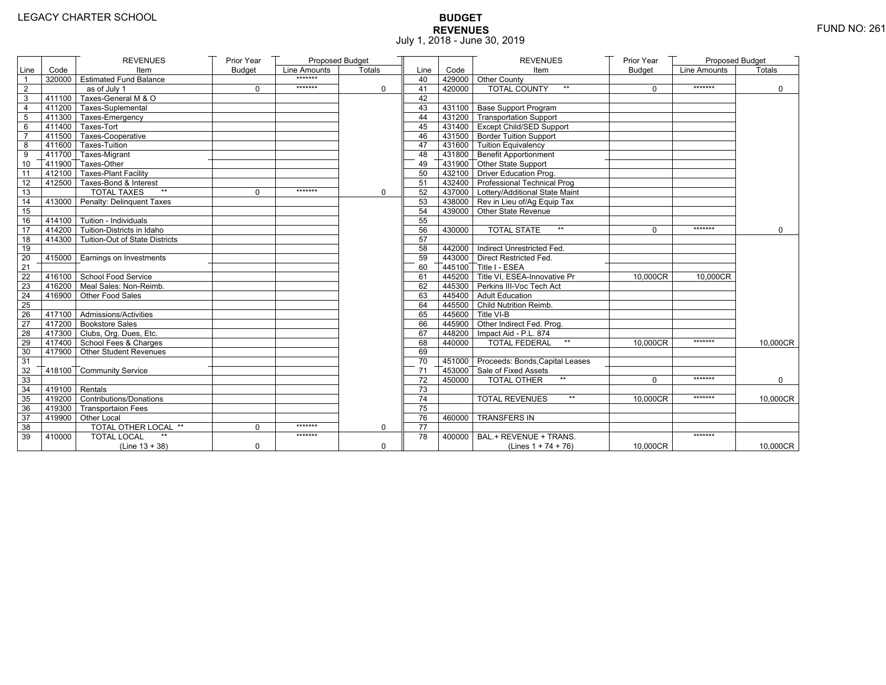LEGACY CHARTER SCHOOL

# BUDGET
## REVENUES
July 1, 2018 - June 30, 2019

FUND NO: 261

| Line | Code | REVENUES Item | Prior Year Budget | Proposed Budget Line Amounts | Proposed Budget Totals |
|---|---|---|---|---|---|
| 1 | 320000 | Estimated Fund Balance | | ******* | |
| 2 | | as of July 1 | 0 | ******* | 0 |
| 3 | 411100 | Taxes-General M & O | | | |
| 4 | 411200 | Taxes-Suplemental | | | |
| 5 | 411300 | Taxes-Emergency | | | |
| 6 | 411400 | Taxes-Tort | | | |
| 7 | 411500 | Taxes-Cooperative | | | |
| 8 | 411600 | Taxes-Tuition | | | |
| 9 | 411700 | Taxes-Migrant | | | |
| 10 | 411900 | Taxes-Other | | | |
| 11 | 412100 | Taxes-Plant Facility | | | |
| 12 | 412500 | Taxes-Bond & Interest | | | |
| 13 | | TOTAL TAXES ** | 0 | ******* | 0 |
| 14 | 413000 | Penalty: Delinquent Taxes | | | |
| 15 | | | | | |
| 16 | 414100 | Tuition - Individuals | | | |
| 17 | 414200 | Tuition-Districts in Idaho | | | |
| 18 | 414300 | Tuition-Out of State Districts | | | |
| 19 | | | | | |
| 20 | 415000 | Earnings on Investments | | | |
| 21 | | | | | |
| 22 | 416100 | School Food Service | | | |
| 23 | 416200 | Meal Sales: Non-Reimb. | | | |
| 24 | 416900 | Other Food Sales | | | |
| 25 | | | | | |
| 26 | 417100 | Admissions/Activities | | | |
| 27 | 417200 | Bookstore Sales | | | |
| 28 | 417300 | Clubs, Org. Dues, Etc. | | | |
| 29 | 417400 | School Fees & Charges | | | |
| 30 | 417900 | Other Student Revenues | | | |
| 31 | | | | | |
| 32 | 418100 | Community Service | | | |
| 33 | | | | | |
| 34 | 419100 | Rentals | | | |
| 35 | 419200 | Contributions/Donations | | | |
| 36 | 419300 | Transportaion Fees | | | |
| 37 | 419900 | Other Local | | | |
| 38 | | TOTAL OTHER LOCAL ** | 0 | ******* | 0 |
| 39 | 410000 | TOTAL LOCAL ** (Line 13 + 38) | 0 | ******* | 0 |

| Line | Code | REVENUES Item | Prior Year Budget | Proposed Budget Line Amounts | Proposed Budget Totals |
|---|---|---|---|---|---|
| 40 | 429000 | Other County | | | |
| 41 | 420000 | TOTAL COUNTY ** | 0 | ******* | 0 |
| 42 | | | | | |
| 43 | 431100 | Base Support Program | | | |
| 44 | 431200 | Transportation Support | | | |
| 45 | 431400 | Except Child/SED Support | | | |
| 46 | 431500 | Border Tuition Support | | | |
| 47 | 431600 | Tuition Equivalency | | | |
| 48 | 431800 | Benefit Apportionment | | | |
| 49 | 431900 | Other State Support | | | |
| 50 | 432100 | Driver Education Prog. | | | |
| 51 | 432400 | Professional Technical Prog | | | |
| 52 | 437000 | Lottery/Additional State Maint | | | |
| 53 | 438000 | Rev in Lieu of/Ag Equip Tax | | | |
| 54 | 439000 | Other State Revenue | | | |
| 55 | | | | | |
| 56 | 430000 | TOTAL STATE ** | 0 | ******* | 0 |
| 57 | | | | | |
| 58 | 442000 | Indirect Unrestricted Fed. | | | |
| 59 | 443000 | Direct Restricted Fed. | | | |
| 60 | 445100 | Title I - ESEA | | | |
| 61 | 445200 | Title VI, ESEA-Innovative Pr | 10,000CR | 10,000CR | |
| 62 | 445300 | Perkins III-Voc Tech Act | | | |
| 63 | 445400 | Adult Education | | | |
| 64 | 445500 | Child Nutrition Reimb. | | | |
| 65 | 445600 | Title VI-B | | | |
| 66 | 445900 | Other Indirect Fed. Prog. | | | |
| 67 | 448200 | Impact Aid - P.L. 874 | | | |
| 68 | 440000 | TOTAL FEDERAL ** | 10,000CR | ******* | 10,000CR |
| 69 | | | | | |
| 70 | 451000 | Proceeds: Bonds,Capital Leases | | | |
| 71 | 453000 | Sale of Fixed Assets | | | |
| 72 | 450000 | TOTAL OTHER ** | 0 | ******* | 0 |
| 73 | | | | | |
| 74 | | TOTAL REVENUES ** | 10,000CR | ******* | 10,000CR |
| 75 | | | | | |
| 76 | 460000 | TRANSFERS IN | | | |
| 77 | | | | | |
| 78 | 400000 | BAL.+ REVENUE + TRANS. (Lines 1 + 74 + 76) | 10,000CR | ******* | 10,000CR |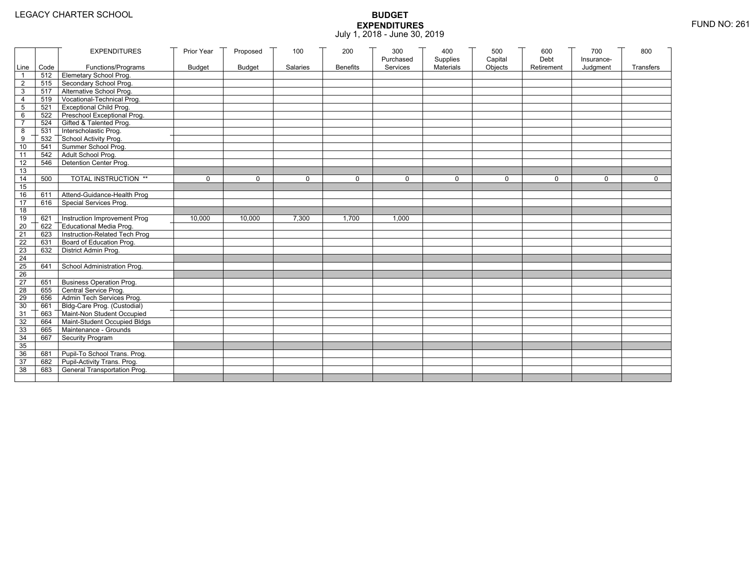LEGACY CHARTER SCHOOL

# BUDGET EXPENDITURES

July 1, 2018 - June 30, 2019

FUND NO: 261

| Line | Code | EXPENDITURES Functions/Programs | Prior Year Budget | Proposed Budget | 100 Salaries | 200 Benefits | 300 Purchased Services | 400 Supplies Materials | 500 Capital Objects | 600 Debt Retirement | 700 Insurance-Judgment | 800 Transfers |
|---|---|---|---|---|---|---|---|---|---|---|---|---|
| 1 | 512 | Elemetary School Prog. | | | | | | | | | | |
| 2 | 515 | Secondary School Prog. | | | | | | | | | | |
| 3 | 517 | Alternative School Prog. | | | | | | | | | | |
| 4 | 519 | Vocational-Technical Prog. | | | | | | | | | | |
| 5 | 521 | Exceptional Child Prog. | | | | | | | | | | |
| 6 | 522 | Preschool Exceptional Prog. | | | | | | | | | | |
| 7 | 524 | Gifted & Talented Prog. | | | | | | | | | | |
| 8 | 531 | Interscholastic Prog. | | | | | | | | | | |
| 9 | 532 | School Activity Prog. | | | | | | | | | | |
| 10 | 541 | Summer School Prog. | | | | | | | | | | |
| 11 | 542 | Adult School Prog. | | | | | | | | | | |
| 12 | 546 | Detention Center Prog. | | | | | | | | | | |
| 13 | | | | | | | | | | | | |
| 14 | 500 | TOTAL INSTRUCTION ** | 0 | 0 | 0 | 0 | 0 | 0 | 0 | 0 | 0 | 0 |
| 15 | | | | | | | | | | | | |
| 16 | 611 | Attend-Guidance-Health Prog | | | | | | | | | | |
| 17 | 616 | Special Services Prog. | | | | | | | | | | |
| 18 | | | | | | | | | | | | |
| 19 | 621 | Instruction Improvement Prog | 10,000 | 10,000 | 7,300 | 1,700 | 1,000 | | | | | |
| 20 | 622 | Educational Media Prog. | | | | | | | | | | |
| 21 | 623 | Instruction-Related Tech Prog | | | | | | | | | | |
| 22 | 631 | Board of Education Prog. | | | | | | | | | | |
| 23 | 632 | District Admin Prog. | | | | | | | | | | |
| 24 | | | | | | | | | | | | |
| 25 | 641 | School Administration Prog. | | | | | | | | | | |
| 26 | | | | | | | | | | | | |
| 27 | 651 | Business Operation Prog. | | | | | | | | | | |
| 28 | 655 | Central Service Prog. | | | | | | | | | | |
| 29 | 656 | Admin Tech Services Prog. | | | | | | | | | | |
| 30 | 661 | Bldg-Care Prog. (Custodial) | | | | | | | | | | |
| 31 | 663 | Maint-Non Student Occupied | | | | | | | | | | |
| 32 | 664 | Maint-Student Occupied Bldgs | | | | | | | | | | |
| 33 | 665 | Maintenance - Grounds | | | | | | | | | | |
| 34 | 667 | Security Program | | | | | | | | | | |
| 35 | | | | | | | | | | | | |
| 36 | 681 | Pupil-To School Trans. Prog. | | | | | | | | | | |
| 37 | 682 | Pupil-Activity Trans. Prog. | | | | | | | | | | |
| 38 | 683 | General Transportation Prog. | | | | | | | | | | |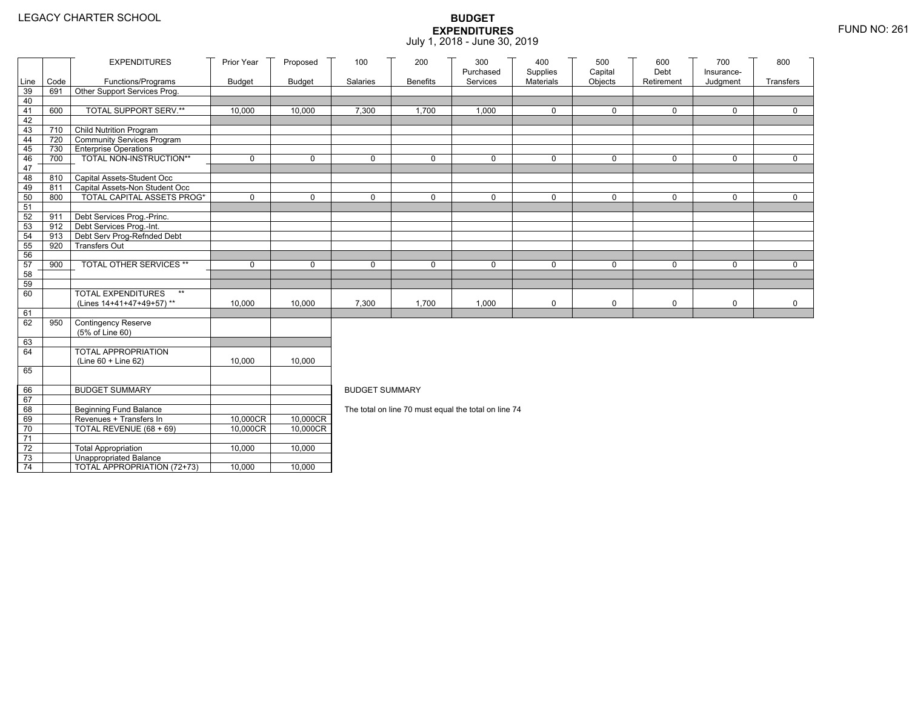LEGACY CHARTER SCHOOL

# BUDGET EXPENDITURES

July 1, 2018 - June 30, 2019

FUND NO: 261

| Line | Code | EXPENDITURES Functions/Programs | Prior Year Budget | Proposed Budget | 100 Salaries | 200 Benefits | 300 Purchased Services | 400 Supplies Materials | 500 Capital Objects | 600 Debt Retirement | 700 Insurance-Judgment | 800 Transfers |
|---|---|---|---|---|---|---|---|---|---|---|---|---|
| 39 | 691 | Other Support Services Prog. | | | | | | | | | | |
| 40 | | | | | | | | | | | | |
| 41 | 600 | TOTAL SUPPORT SERV.** | 10,000 | 10,000 | 7,300 | 1,700 | 1,000 | 0 | 0 | 0 | 0 | 0 |
| 42 | | | | | | | | | | | | |
| 43 | 710 | Child Nutrition Program | | | | | | | | | | |
| 44 | 720 | Community Services Program | | | | | | | | | | |
| 45 | 730 | Enterprise Operations | | | | | | | | | | |
| 46 | 700 | TOTAL NON-INSTRUCTION** | 0 | 0 | 0 | 0 | 0 | 0 | 0 | 0 | 0 | 0 |
| 47 | | | | | | | | | | | | |
| 48 | 810 | Capital Assets-Student Occ | | | | | | | | | | |
| 49 | 811 | Capital Assets-Non Student Occ | | | | | | | | | | |
| 50 | 800 | TOTAL CAPITAL ASSETS PROG* | 0 | 0 | 0 | 0 | 0 | 0 | 0 | 0 | 0 | 0 |
| 51 | | | | | | | | | | | | |
| 52 | 911 | Debt Services Prog.-Princ. | | | | | | | | | | |
| 53 | 912 | Debt Services Prog.-Int. | | | | | | | | | | |
| 54 | 913 | Debt Serv Prog-Refnded Debt | | | | | | | | | | |
| 55 | 920 | Transfers Out | | | | | | | | | | |
| 56 | | | | | | | | | | | | |
| 57 | 900 | TOTAL OTHER SERVICES ** | 0 | 0 | 0 | 0 | 0 | 0 | 0 | 0 | 0 | 0 |
| 58 | | | | | | | | | | | | |
| 59 | | | | | | | | | | | | |
| 60 | | TOTAL EXPENDITURES ** (Lines 14+41+47+49+57) ** | 10,000 | 10,000 | 7,300 | 1,700 | 1,000 | 0 | 0 | 0 | 0 | 0 |
| 61 | | | | | | | | | | | | |
| 62 | 950 | Contingency Reserve (5% of Line 60) | | | | | | | | | | |
| 63 | | | | | | | | | | | | |
| 64 | | TOTAL APPROPRIATION (Line 60 + Line 62) | 10,000 | 10,000 | | | | | | | | |
| 65 | | | | | | | | | | | | |
| 66 | | BUDGET SUMMARY | | | | | | | | | | |
| 67 | | | | | | | | | | | | |
| 68 | | Beginning Fund Balance | | | | | | | | | | |
| 69 | | Revenues + Transfers In | 10,000CR | 10,000CR | | | | | | | | |
| 70 | | TOTAL REVENUE (68 + 69) | 10,000CR | 10,000CR | | | | | | | | |
| 71 | | | | | | | | | | | | |
| 72 | | Total Appropriation | 10,000 | 10,000 | | | | | | | | |
| 73 | | Unappropriated Balance | | | | | | | | | | |
| 74 | | TOTAL APPROPRIATION (72+73) | 10,000 | 10,000 | | | | | | | | |

BUDGET SUMMARY

The total on line 70 must equal the total on line 74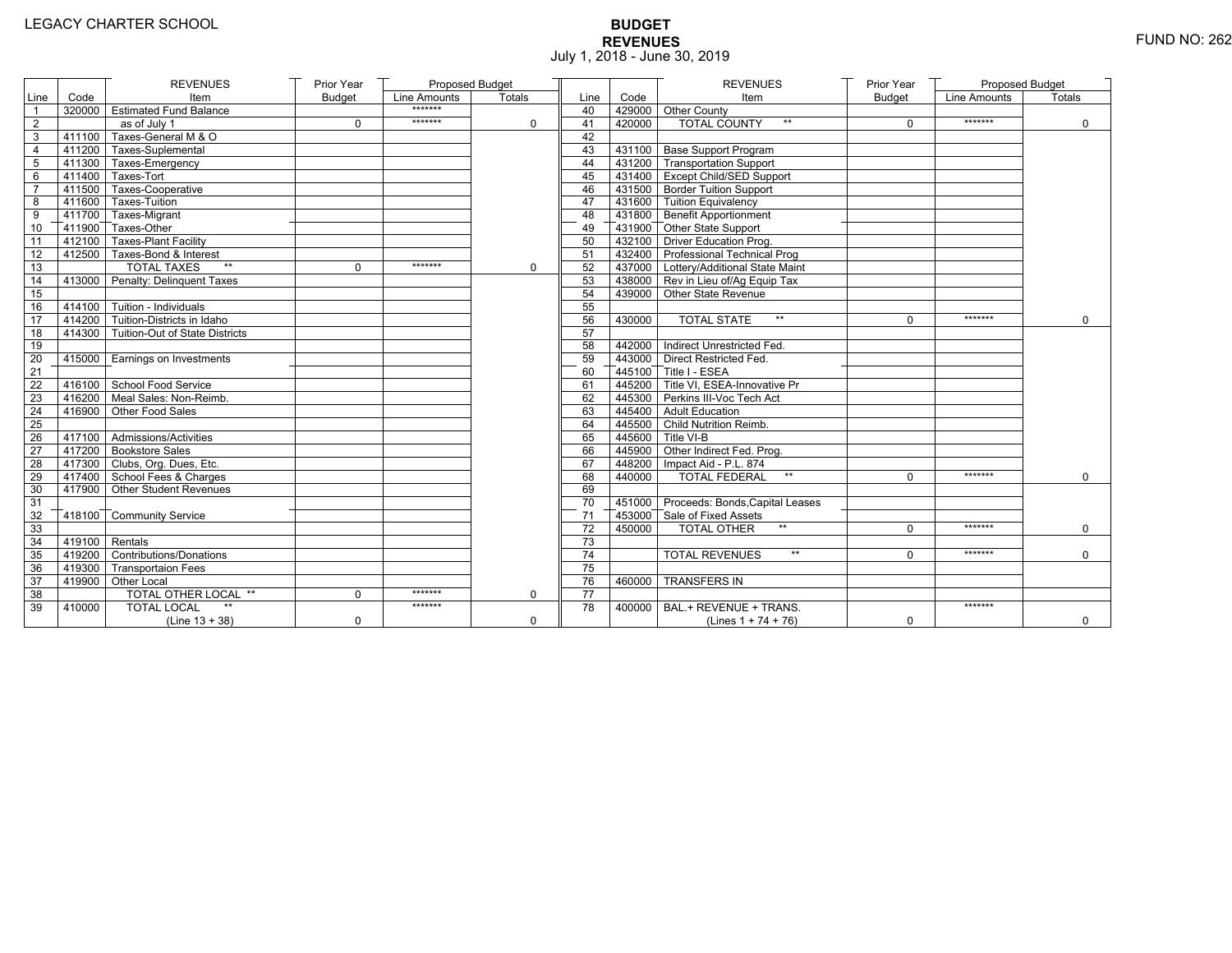LEGACY CHARTER SCHOOL

FUND NO: 262

# BUDGET
## REVENUES
July 1, 2018 - June 30, 2019

| Line | Code | REVENUES Item | Prior Year Budget | Proposed Budget Line Amounts | Proposed Budget Totals |
|---|---|---|---|---|---|
| 1 | 320000 | Estimated Fund Balance | | ******* | |
| 2 | | as of July 1 | 0 | ******* | 0 |
| 3 | 411100 | Taxes-General M & O | | | |
| 4 | 411200 | Taxes-Suplemental | | | |
| 5 | 411300 | Taxes-Emergency | | | |
| 6 | 411400 | Taxes-Tort | | | |
| 7 | 411500 | Taxes-Cooperative | | | |
| 8 | 411600 | Taxes-Tuition | | | |
| 9 | 411700 | Taxes-Migrant | | | |
| 10 | 411900 | Taxes-Other | | | |
| 11 | 412100 | Taxes-Plant Facility | | | |
| 12 | 412500 | Taxes-Bond & Interest | | | |
| 13 | | TOTAL TAXES ** | 0 | ******* | 0 |
| 14 | 413000 | Penalty: Delinquent Taxes | | | |
| 15 | | | | | |
| 16 | 414100 | Tuition - Individuals | | | |
| 17 | 414200 | Tuition-Districts in Idaho | | | |
| 18 | 414300 | Tuition-Out of State Districts | | | |
| 19 | | | | | |
| 20 | 415000 | Earnings on Investments | | | |
| 21 | | | | | |
| 22 | 416100 | School Food Service | | | |
| 23 | 416200 | Meal Sales: Non-Reimb. | | | |
| 24 | 416900 | Other Food Sales | | | |
| 25 | | | | | |
| 26 | 417100 | Admissions/Activities | | | |
| 27 | 417200 | Bookstore Sales | | | |
| 28 | 417300 | Clubs, Org. Dues, Etc. | | | |
| 29 | 417400 | School Fees & Charges | | | |
| 30 | 417900 | Other Student Revenues | | | |
| 31 | | | | | |
| 32 | 418100 | Community Service | | | |
| 33 | | | | | |
| 34 | 419100 | Rentals | | | |
| 35 | 419200 | Contributions/Donations | | | |
| 36 | 419300 | Transportaion Fees | | | |
| 37 | 419900 | Other Local | | | |
| 38 | | TOTAL OTHER LOCAL ** | 0 | ******* | 0 |
| 39 | 410000 | TOTAL LOCAL ** (Line 13 + 38) | 0 | ******* | 0 |
| 40 | 429000 | Other County | | | |
| 41 | 420000 | TOTAL COUNTY ** | 0 | ******* | 0 |
| 42 | | | | | |
| 43 | 431100 | Base Support Program | | | |
| 44 | 431200 | Transportation Support | | | |
| 45 | 431400 | Except Child/SED Support | | | |
| 46 | 431500 | Border Tuition Support | | | |
| 47 | 431600 | Tuition Equivalency | | | |
| 48 | 431800 | Benefit Apportionment | | | |
| 49 | 431900 | Other State Support | | | |
| 50 | 432100 | Driver Education Prog. | | | |
| 51 | 432400 | Professional Technical Prog | | | |
| 52 | 437000 | Lottery/Additional State Maint | | | |
| 53 | 438000 | Rev in Lieu of/Ag Equip Tax | | | |
| 54 | 439000 | Other State Revenue | | | |
| 55 | | | | | |
| 56 | 430000 | TOTAL STATE ** | 0 | ******* | 0 |
| 57 | | | | | |
| 58 | 442000 | Indirect Unrestricted Fed. | | | |
| 59 | 443000 | Direct Restricted Fed. | | | |
| 60 | 445100 | Title I - ESEA | | | |
| 61 | 445200 | Title VI, ESEA-Innovative Pr | | | |
| 62 | 445300 | Perkins III-Voc Tech Act | | | |
| 63 | 445400 | Adult Education | | | |
| 64 | 445500 | Child Nutrition Reimb. | | | |
| 65 | 445600 | Title VI-B | | | |
| 66 | 445900 | Other Indirect Fed. Prog. | | | |
| 67 | 448200 | Impact Aid - P.L. 874 | | | |
| 68 | 440000 | TOTAL FEDERAL ** | 0 | ******* | 0 |
| 69 | | | | | |
| 70 | 451000 | Proceeds: Bonds,Capital Leases | | | |
| 71 | 453000 | Sale of Fixed Assets | | | |
| 72 | 450000 | TOTAL OTHER ** | 0 | ******* | 0 |
| 73 | | | | | |
| 74 | | TOTAL REVENUES ** | 0 | ******* | 0 |
| 75 | | | | | |
| 76 | 460000 | TRANSFERS IN | | | |
| 77 | | | | | |
| 78 | 400000 | BAL.+ REVENUE + TRANS. (Lines 1 + 74 + 76) | 0 | ******* | 0 |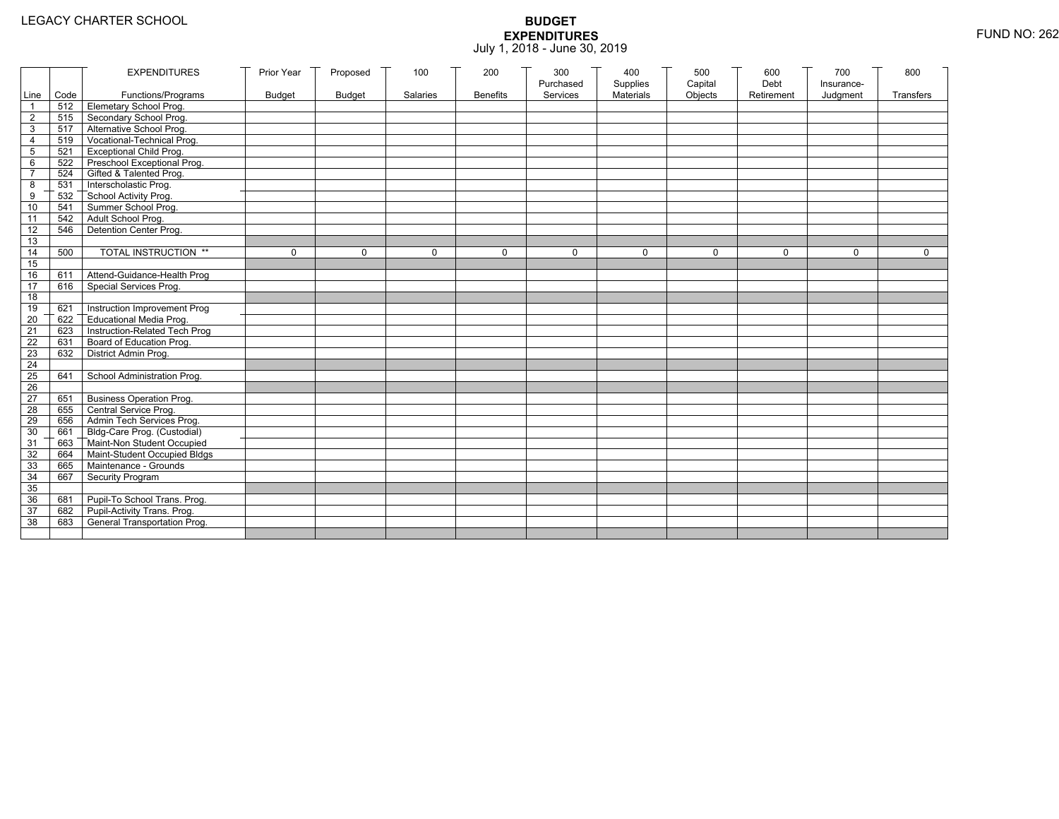LEGACY CHARTER SCHOOL

# BUDGET EXPENDITURES

July 1, 2018 - June 30, 2019

FUND NO: 262

| Line | Code | EXPENDITURES Functions/Programs | Prior Year Budget | Proposed Budget | 100 Salaries | 200 Benefits | 300 Purchased Services | 400 Supplies Materials | 500 Capital Objects | 600 Debt Retirement | 700 Insurance-Judgment | 800 Transfers |
|---|---|---|---|---|---|---|---|---|---|---|---|---|
| 1 | 512 | Elemetary School Prog. | | | | | | | | | | |
| 2 | 515 | Secondary School Prog. | | | | | | | | | | |
| 3 | 517 | Alternative School Prog. | | | | | | | | | | |
| 4 | 519 | Vocational-Technical Prog. | | | | | | | | | | |
| 5 | 521 | Exceptional Child Prog. | | | | | | | | | | |
| 6 | 522 | Preschool Exceptional Prog. | | | | | | | | | | |
| 7 | 524 | Gifted & Talented Prog. | | | | | | | | | | |
| 8 | 531 | Interscholastic Prog. | | | | | | | | | | |
| 9 | 532 | School Activity Prog. | | | | | | | | | | |
| 10 | 541 | Summer School Prog. | | | | | | | | | | |
| 11 | 542 | Adult School Prog. | | | | | | | | | | |
| 12 | 546 | Detention Center Prog. | | | | | | | | | | |
| 13 | | | | | | | | | | | | |
| 14 | 500 | TOTAL INSTRUCTION ** | 0 | 0 | 0 | 0 | 0 | 0 | 0 | 0 | 0 | 0 |
| 15 | | | | | | | | | | | | |
| 16 | 611 | Attend-Guidance-Health Prog | | | | | | | | | | |
| 17 | 616 | Special Services Prog. | | | | | | | | | | |
| 18 | | | | | | | | | | | | |
| 19 | 621 | Instruction Improvement Prog | | | | | | | | | | |
| 20 | 622 | Educational Media Prog. | | | | | | | | | | |
| 21 | 623 | Instruction-Related Tech Prog | | | | | | | | | | |
| 22 | 631 | Board of Education Prog. | | | | | | | | | | |
| 23 | 632 | District Admin Prog. | | | | | | | | | | |
| 24 | | | | | | | | | | | | |
| 25 | 641 | School Administration Prog. | | | | | | | | | | |
| 26 | | | | | | | | | | | | |
| 27 | 651 | Business Operation Prog. | | | | | | | | | | |
| 28 | 655 | Central Service Prog. | | | | | | | | | | |
| 29 | 656 | Admin Tech Services Prog. | | | | | | | | | | |
| 30 | 661 | Bldg-Care Prog. (Custodial) | | | | | | | | | | |
| 31 | 663 | Maint-Non Student Occupied | | | | | | | | | | |
| 32 | 664 | Maint-Student Occupied Bldgs | | | | | | | | | | |
| 33 | 665 | Maintenance - Grounds | | | | | | | | | | |
| 34 | 667 | Security Program | | | | | | | | | | |
| 35 | | | | | | | | | | | | |
| 36 | 681 | Pupil-To School Trans. Prog. | | | | | | | | | | |
| 37 | 682 | Pupil-Activity Trans. Prog. | | | | | | | | | | |
| 38 | 683 | General Transportation Prog. | | | | | | | | | | |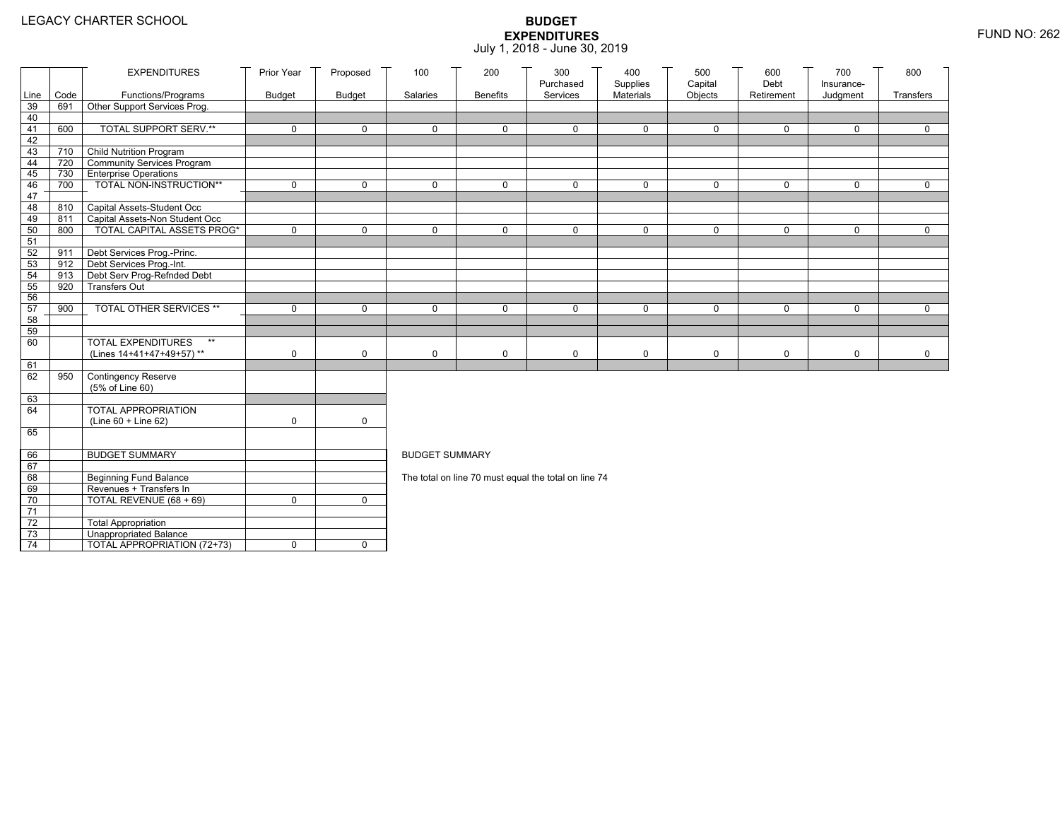LEGACY CHARTER SCHOOL

# BUDGET EXPENDITURES

July 1, 2018 - June 30, 2019

FUND NO: 262

| Line | Code | EXPENDITURES Functions/Programs | Prior Year Budget | Proposed Budget | 100 Salaries | 200 Benefits | 300 Purchased Services | 400 Supplies Materials | 500 Capital Objects | 600 Debt Retirement | 700 Insurance-Judgment | 800 Transfers |
|---|---|---|---|---|---|---|---|---|---|---|---|---|
| 39 | 691 | Other Support Services Prog. | | | | | | | | | | |
| 40 | | | | | | | | | | | | |
| 41 | 600 | TOTAL SUPPORT SERV.** | 0 | 0 | 0 | 0 | 0 | 0 | 0 | 0 | 0 | 0 |
| 42 | | | | | | | | | | | | |
| 43 | 710 | Child Nutrition Program | | | | | | | | | | |
| 44 | 720 | Community Services Program | | | | | | | | | | |
| 45 | 730 | Enterprise Operations | | | | | | | | | | |
| 46 | 700 | TOTAL NON-INSTRUCTION** | 0 | 0 | 0 | 0 | 0 | 0 | 0 | 0 | 0 | 0 |
| 47 | | | | | | | | | | | | |
| 48 | 810 | Capital Assets-Student Occ | | | | | | | | | | |
| 49 | 811 | Capital Assets-Non Student Occ | | | | | | | | | | |
| 50 | 800 | TOTAL CAPITAL ASSETS PROG* | 0 | 0 | 0 | 0 | 0 | 0 | 0 | 0 | 0 | 0 |
| 51 | | | | | | | | | | | | |
| 52 | 911 | Debt Services Prog.-Princ. | | | | | | | | | | |
| 53 | 912 | Debt Services Prog.-Int. | | | | | | | | | | |
| 54 | 913 | Debt Serv Prog-Refnded Debt | | | | | | | | | | |
| 55 | 920 | Transfers Out | | | | | | | | | | |
| 56 | | | | | | | | | | | | |
| 57 | 900 | TOTAL OTHER SERVICES ** | 0 | 0 | 0 | 0 | 0 | 0 | 0 | 0 | 0 | 0 |
| 58 | | | | | | | | | | | | |
| 59 | | | | | | | | | | | | |
| 60 | | TOTAL EXPENDITURES ** (Lines 14+41+47+49+57) ** | 0 | 0 | 0 | 0 | 0 | 0 | 0 | 0 | 0 | 0 |
| 61 | | | | | | | | | | | | |
| 62 | 950 | Contingency Reserve (5% of Line 60) | | | | | | | | | | |
| 63 | | | | | | | | | | | | |
| 64 | | TOTAL APPROPRIATION (Line 60 + Line 62) | 0 | 0 | | | | | | | | |
| 65 | | | | | | | | | | | | |

| Line | | BUDGET SUMMARY | | |
|---|---|---|---|---|
| 66 | | BUDGET SUMMARY | | |
| 67 | | | | |
| 68 | | Beginning Fund Balance | | |
| 69 | | Revenues + Transfers In | | |
| 70 | | TOTAL REVENUE (68 + 69) | 0 | 0 |
| 71 | | | | |
| 72 | | Total Appropriation | | |
| 73 | | Unappropriated Balance | | |
| 74 | | TOTAL APPROPRIATION (72+73) | 0 | 0 |

BUDGET SUMMARY

The total on line 70 must equal the total on line 74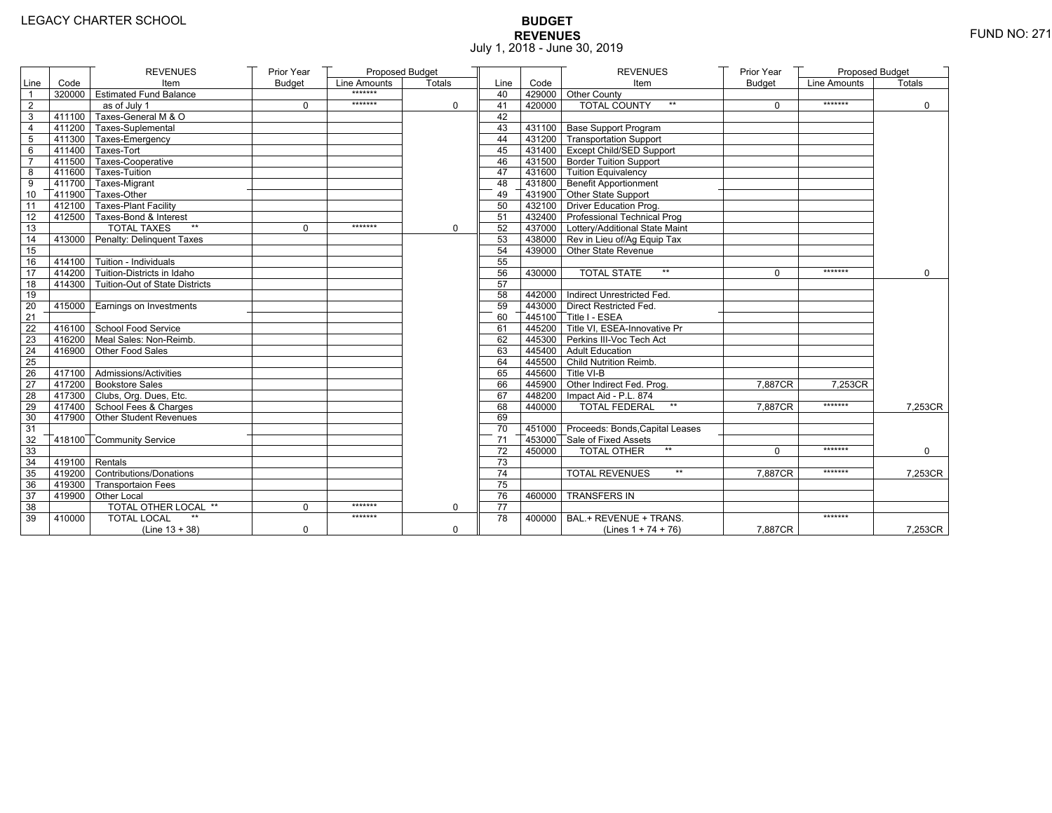LEGACY CHARTER SCHOOL

# BUDGET
## REVENUES
July 1, 2018 - June 30, 2019

FUND NO: 271

| Line | Code | REVENUES Item | Prior Year Budget | Proposed Budget Line Amounts | Proposed Budget Totals |
|---|---|---|---|---|---|
| 1 | 320000 | Estimated Fund Balance | | ******* | |
| 2 | | as of July 1 | 0 | ******* | 0 |
| 3 | 411100 | Taxes-General M & O | | | |
| 4 | 411200 | Taxes-Suplemental | | | |
| 5 | 411300 | Taxes-Emergency | | | |
| 6 | 411400 | Taxes-Tort | | | |
| 7 | 411500 | Taxes-Cooperative | | | |
| 8 | 411600 | Taxes-Tuition | | | |
| 9 | 411700 | Taxes-Migrant | | | |
| 10 | 411900 | Taxes-Other | | | |
| 11 | 412100 | Taxes-Plant Facility | | | |
| 12 | 412500 | Taxes-Bond & Interest | | | |
| 13 | | TOTAL TAXES ** | 0 | ******* | 0 |
| 14 | 413000 | Penalty: Delinquent Taxes | | | |
| 15 | | | | | |
| 16 | 414100 | Tuition - Individuals | | | |
| 17 | 414200 | Tuition-Districts in Idaho | | | |
| 18 | 414300 | Tuition-Out of State Districts | | | |
| 19 | | | | | |
| 20 | 415000 | Earnings on Investments | | | |
| 21 | | | | | |
| 22 | 416100 | School Food Service | | | |
| 23 | 416200 | Meal Sales: Non-Reimb. | | | |
| 24 | 416900 | Other Food Sales | | | |
| 25 | | | | | |
| 26 | 417100 | Admissions/Activities | | | |
| 27 | 417200 | Bookstore Sales | | | |
| 28 | 417300 | Clubs, Org. Dues, Etc. | | | |
| 29 | 417400 | School Fees & Charges | | | |
| 30 | 417900 | Other Student Revenues | | | |
| 31 | | | | | |
| 32 | 418100 | Community Service | | | |
| 33 | | | | | |
| 34 | 419100 | Rentals | | | |
| 35 | 419200 | Contributions/Donations | | | |
| 36 | 419300 | Transportaion Fees | | | |
| 37 | 419900 | Other Local | | | |
| 38 | | TOTAL OTHER LOCAL ** | 0 | ******* | 0 |
| 39 | 410000 | TOTAL LOCAL ** (Line 13 + 38) | 0 | ******* | 0 |

| Line | Code | REVENUES Item | Prior Year Budget | Proposed Budget Line Amounts | Proposed Budget Totals |
|---|---|---|---|---|---|
| 40 | 429000 | Other County | | | |
| 41 | 420000 | TOTAL COUNTY ** | 0 | ******* | 0 |
| 42 | | | | | |
| 43 | 431100 | Base Support Program | | | |
| 44 | 431200 | Transportation Support | | | |
| 45 | 431400 | Except Child/SED Support | | | |
| 46 | 431500 | Border Tuition Support | | | |
| 47 | 431600 | Tuition Equivalency | | | |
| 48 | 431800 | Benefit Apportionment | | | |
| 49 | 431900 | Other State Support | | | |
| 50 | 432100 | Driver Education Prog. | | | |
| 51 | 432400 | Professional Technical Prog | | | |
| 52 | 437000 | Lottery/Additional State Maint | | | |
| 53 | 438000 | Rev in Lieu of/Ag Equip Tax | | | |
| 54 | 439000 | Other State Revenue | | | |
| 55 | | | | | |
| 56 | 430000 | TOTAL STATE ** | 0 | ******* | 0 |
| 57 | | | | | |
| 58 | 442000 | Indirect Unrestricted Fed. | | | |
| 59 | 443000 | Direct Restricted Fed. | | | |
| 60 | 445100 | Title I - ESEA | | | |
| 61 | 445200 | Title VI, ESEA-Innovative Pr | | | |
| 62 | 445300 | Perkins III-Voc Tech Act | | | |
| 63 | 445400 | Adult Education | | | |
| 64 | 445500 | Child Nutrition Reimb. | | | |
| 65 | 445600 | Title VI-B | | | |
| 66 | 445900 | Other Indirect Fed. Prog. | 7,887CR | 7,253CR | |
| 67 | 448200 | Impact Aid - P.L. 874 | | | |
| 68 | 440000 | TOTAL FEDERAL ** | 7,887CR | ******* | 7,253CR |
| 69 | | | | | |
| 70 | 451000 | Proceeds: Bonds,Capital Leases | | | |
| 71 | 453000 | Sale of Fixed Assets | | | |
| 72 | 450000 | TOTAL OTHER ** | 0 | ******* | 0 |
| 73 | | | | | |
| 74 | | TOTAL REVENUES ** | 7,887CR | ******* | 7,253CR |
| 75 | | | | | |
| 76 | 460000 | TRANSFERS IN | | | |
| 77 | | | | | |
| 78 | 400000 | BAL.+ REVENUE + TRANS. (Lines 1 + 74 + 76) | 7,887CR | ******* | 7,253CR |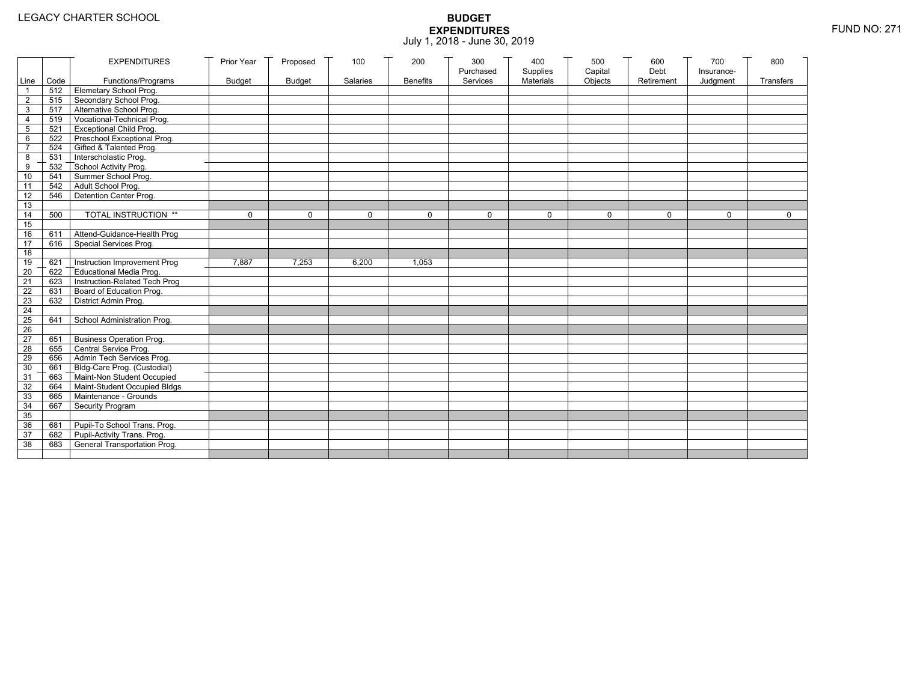LEGACY CHARTER SCHOOL

# BUDGET
## EXPENDITURES
July 1, 2018 - June 30, 2019

FUND NO: 271

| Line | Code | EXPENDITURES Functions/Programs | Prior Year Budget | Proposed Budget | 100 Salaries | 200 Benefits | 300 Purchased Services | 400 Supplies Materials | 500 Capital Objects | 600 Debt Retirement | 700 Insurance-Judgment | 800 Transfers |
|---|---|---|---|---|---|---|---|---|---|---|---|---|
| 1 | 512 | Elemetary School Prog. | | | | | | | | | | |
| 2 | 515 | Secondary School Prog. | | | | | | | | | | |
| 3 | 517 | Alternative School Prog. | | | | | | | | | | |
| 4 | 519 | Vocational-Technical Prog. | | | | | | | | | | |
| 5 | 521 | Exceptional Child Prog. | | | | | | | | | | |
| 6 | 522 | Preschool Exceptional Prog. | | | | | | | | | | |
| 7 | 524 | Gifted & Talented Prog. | | | | | | | | | | |
| 8 | 531 | Interscholastic Prog. | | | | | | | | | | |
| 9 | 532 | School Activity Prog. | | | | | | | | | | |
| 10 | 541 | Summer School Prog. | | | | | | | | | | |
| 11 | 542 | Adult School Prog. | | | | | | | | | | |
| 12 | 546 | Detention Center Prog. | | | | | | | | | | |
| 13 | | | | | | | | | | | | |
| 14 | 500 | TOTAL INSTRUCTION ** | 0 | 0 | 0 | 0 | 0 | 0 | 0 | 0 | 0 | 0 |
| 15 | | | | | | | | | | | | |
| 16 | 611 | Attend-Guidance-Health Prog | | | | | | | | | | |
| 17 | 616 | Special Services Prog. | | | | | | | | | | |
| 18 | | | | | | | | | | | | |
| 19 | 621 | Instruction Improvement Prog | 7,887 | 7,253 | 6,200 | 1,053 | | | | | | |
| 20 | 622 | Educational Media Prog. | | | | | | | | | | |
| 21 | 623 | Instruction-Related Tech Prog | | | | | | | | | | |
| 22 | 631 | Board of Education Prog. | | | | | | | | | | |
| 23 | 632 | District Admin Prog. | | | | | | | | | | |
| 24 | | | | | | | | | | | | |
| 25 | 641 | School Administration Prog. | | | | | | | | | | |
| 26 | | | | | | | | | | | | |
| 27 | 651 | Business Operation Prog. | | | | | | | | | | |
| 28 | 655 | Central Service Prog. | | | | | | | | | | |
| 29 | 656 | Admin Tech Services Prog. | | | | | | | | | | |
| 30 | 661 | Bldg-Care Prog. (Custodial) | | | | | | | | | | |
| 31 | 663 | Maint-Non Student Occupied | | | | | | | | | | |
| 32 | 664 | Maint-Student Occupied Bldgs | | | | | | | | | | |
| 33 | 665 | Maintenance - Grounds | | | | | | | | | | |
| 34 | 667 | Security Program | | | | | | | | | | |
| 35 | | | | | | | | | | | | |
| 36 | 681 | Pupil-To School Trans. Prog. | | | | | | | | | | |
| 37 | 682 | Pupil-Activity Trans. Prog. | | | | | | | | | | |
| 38 | 683 | General Transportation Prog. | | | | | | | | | | |
| | | | | | | | | | | | | |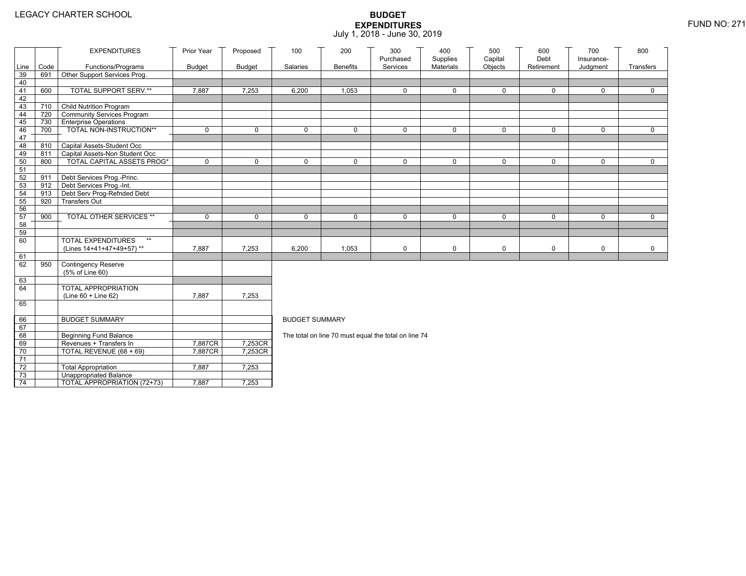LEGACY CHARTER SCHOOL

# BUDGET EXPENDITURES

July 1, 2018 - June 30, 2019

FUND NO: 271

| Line | Code | EXPENDITURES Functions/Programs | Prior Year Budget | Proposed Budget | 100 Salaries | 200 Benefits | 300 Purchased Services | 400 Supplies Materials | 500 Capital Objects | 600 Debt Retirement | 700 Insurance-Judgment | 800 Transfers |
|---|---|---|---|---|---|---|---|---|---|---|---|---|
| 39 | 691 | Other Support Services Prog. | | | | | | | | | | |
| 40 | | | | | | | | | | | | |
| 41 | 600 | TOTAL SUPPORT SERV.** | 7,887 | 7,253 | 6,200 | 1,053 | 0 | 0 | 0 | 0 | 0 | 0 |
| 42 | | | | | | | | | | | | |
| 43 | 710 | Child Nutrition Program | | | | | | | | | | |
| 44 | 720 | Community Services Program | | | | | | | | | | |
| 45 | 730 | Enterprise Operations | | | | | | | | | | |
| 46 | 700 | TOTAL NON-INSTRUCTION** | 0 | 0 | 0 | 0 | 0 | 0 | 0 | 0 | 0 | 0 |
| 47 | | | | | | | | | | | | |
| 48 | 810 | Capital Assets-Student Occ | | | | | | | | | | |
| 49 | 811 | Capital Assets-Non Student Occ | | | | | | | | | | |
| 50 | 800 | TOTAL CAPITAL ASSETS PROG* | 0 | 0 | 0 | 0 | 0 | 0 | 0 | 0 | 0 | 0 |
| 51 | | | | | | | | | | | | |
| 52 | 911 | Debt Services Prog.-Princ. | | | | | | | | | | |
| 53 | 912 | Debt Services Prog.-Int. | | | | | | | | | | |
| 54 | 913 | Debt Serv Prog-Refnded Debt | | | | | | | | | | |
| 55 | 920 | Transfers Out | | | | | | | | | | |
| 56 | | | | | | | | | | | | |
| 57 | 900 | TOTAL OTHER SERVICES ** | 0 | 0 | 0 | 0 | 0 | 0 | 0 | 0 | 0 | 0 |
| 58 | | | | | | | | | | | | |
| 59 | | | | | | | | | | | | |
| 60 | | TOTAL EXPENDITURES ** (Lines 14+41+47+49+57) ** | 7,887 | 7,253 | 6,200 | 1,053 | 0 | 0 | 0 | 0 | 0 | 0 |
| 61 | | | | | | | | | | | | |
| 62 | 950 | Contingency Reserve (5% of Line 60) | | | | | | | | | | |
| 63 | | | | | | | | | | | | |
| 64 | | TOTAL APPROPRIATION (Line 60 + Line 62) | 7,887 | 7,253 | | | | | | | | |
| 65 | | | | | | | | | | | | |

| Line | Code | | Prior Year Budget | Proposed Budget |
|---|---|---|---|---|
| 66 | | BUDGET SUMMARY | | |
| 67 | | | | |
| 68 | | Beginning Fund Balance | | |
| 69 | | Revenues + Transfers In | 7,887CR | 7,253CR |
| 70 | | TOTAL REVENUE (68 + 69) | 7,887CR | 7,253CR |
| 71 | | | | |
| 72 | | Total Appropriation | 7,887 | 7,253 |
| 73 | | Unappropriated Balance | | |
| 74 | | TOTAL APPROPRIATION (72+73) | 7,887 | 7,253 |

BUDGET SUMMARY

The total on line 70 must equal the total on line 74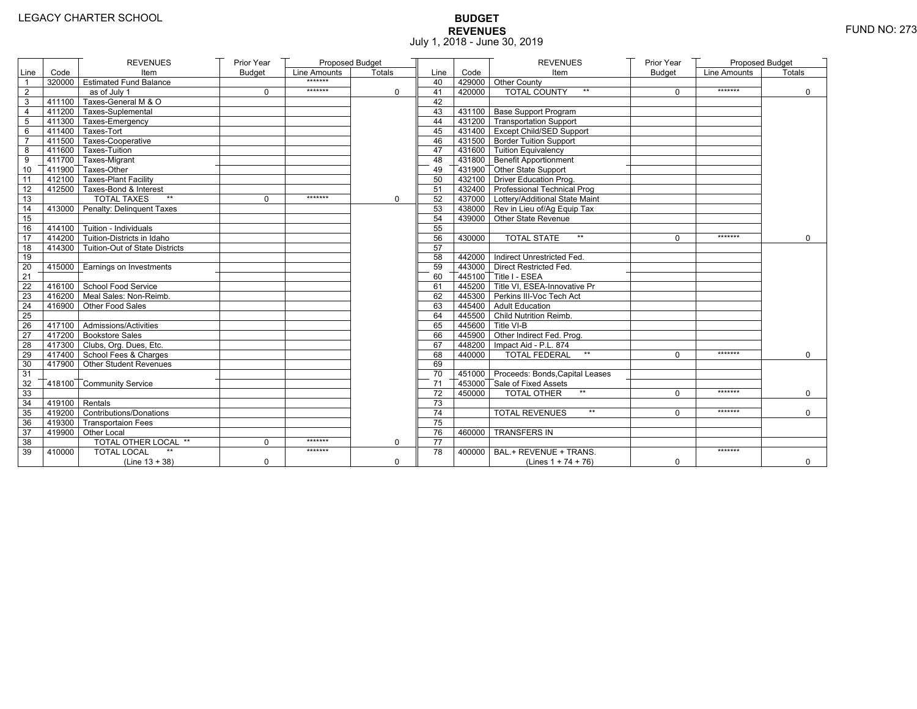LEGACY CHARTER SCHOOL

# BUDGET
## REVENUES
July 1, 2018 - June 30, 2019

FUND NO: 273

| Line | Code | REVENUES Item | Prior Year Budget | Proposed Budget Line Amounts | Proposed Budget Totals | Line | Code | REVENUES Item | Prior Year Budget | Proposed Budget Line Amounts | Proposed Budget Totals |
|---|---|---|---|---|---|---|---|---|---|---|---|
| 1 | 320000 | Estimated Fund Balance | | ******* | | 40 | 429000 | Other County | | | |
| 2 | | as of July 1 | 0 | ******* | 0 | 41 | 420000 | TOTAL COUNTY ** | 0 | ******* | 0 |
| 3 | 411100 | Taxes-General M & O | | | | 42 | | | | | |
| 4 | 411200 | Taxes-Suplemental | | | | 43 | 431100 | Base Support Program | | | |
| 5 | 411300 | Taxes-Emergency | | | | 44 | 431200 | Transportation Support | | | |
| 6 | 411400 | Taxes-Tort | | | | 45 | 431400 | Except Child/SED Support | | | |
| 7 | 411500 | Taxes-Cooperative | | | | 46 | 431500 | Border Tuition Support | | | |
| 8 | 411600 | Taxes-Tuition | | | | 47 | 431600 | Tuition Equivalency | | | |
| 9 | 411700 | Taxes-Migrant | | | | 48 | 431800 | Benefit Apportionment | | | |
| 10 | 411900 | Taxes-Other | | | | 49 | 431900 | Other State Support | | | |
| 11 | 412100 | Taxes-Plant Facility | | | | 50 | 432100 | Driver Education Prog. | | | |
| 12 | 412500 | Taxes-Bond & Interest | | | | 51 | 432400 | Professional Technical Prog | | | |
| 13 | | TOTAL TAXES ** | 0 | ******* | 0 | 52 | 437000 | Lottery/Additional State Maint | | | |
| 14 | 413000 | Penalty: Delinquent Taxes | | | | 53 | 438000 | Rev in Lieu of/Ag Equip Tax | | | |
| 15 | | | | | | 54 | 439000 | Other State Revenue | | | |
| 16 | 414100 | Tuition - Individuals | | | | 55 | | | | | |
| 17 | 414200 | Tuition-Districts in Idaho | | | | 56 | 430000 | TOTAL STATE ** | 0 | ******* | 0 |
| 18 | 414300 | Tuition-Out of State Districts | | | | 57 | | | | | |
| 19 | | | | | | 58 | 442000 | Indirect Unrestricted Fed. | | | |
| 20 | 415000 | Earnings on Investments | | | | 59 | 443000 | Direct Restricted Fed. | | | |
| 21 | | | | | | 60 | 445100 | Title I - ESEA | | | |
| 22 | 416100 | School Food Service | | | | 61 | 445200 | Title VI, ESEA-Innovative Pr | | | |
| 23 | 416200 | Meal Sales: Non-Reimb. | | | | 62 | 445300 | Perkins III-Voc Tech Act | | | |
| 24 | 416900 | Other Food Sales | | | | 63 | 445400 | Adult Education | | | |
| 25 | | | | | | 64 | 445500 | Child Nutrition Reimb. | | | |
| 26 | 417100 | Admissions/Activities | | | | 65 | 445600 | Title VI-B | | | |
| 27 | 417200 | Bookstore Sales | | | | 66 | 445900 | Other Indirect Fed. Prog. | | | |
| 28 | 417300 | Clubs, Org. Dues, Etc. | | | | 67 | 448200 | Impact Aid - P.L. 874 | | | |
| 29 | 417400 | School Fees & Charges | | | | 68 | 440000 | TOTAL FEDERAL ** | 0 | ******* | 0 |
| 30 | 417900 | Other Student Revenues | | | | 69 | | | | | |
| 31 | | | | | | 70 | 451000 | Proceeds: Bonds,Capital Leases | | | |
| 32 | 418100 | Community Service | | | | 71 | 453000 | Sale of Fixed Assets | | | |
| 33 | | | | | | 72 | 450000 | TOTAL OTHER ** | 0 | ******* | 0 |
| 34 | 419100 | Rentals | | | | 73 | | | | | |
| 35 | 419200 | Contributions/Donations | | | | 74 | | TOTAL REVENUES ** | 0 | ******* | 0 |
| 36 | 419300 | Transportaion Fees | | | | 75 | | | | | |
| 37 | 419900 | Other Local | | | | 76 | 460000 | TRANSFERS IN | | | |
| 38 | | TOTAL OTHER LOCAL ** | 0 | ******* | 0 | 77 | | | | | |
| 39 | 410000 | TOTAL LOCAL ** (Line 13 + 38) | 0 | ******* | 0 | 78 | 400000 | BAL.+ REVENUE + TRANS. (Lines 1 + 74 + 76) | 0 | ******* | 0 |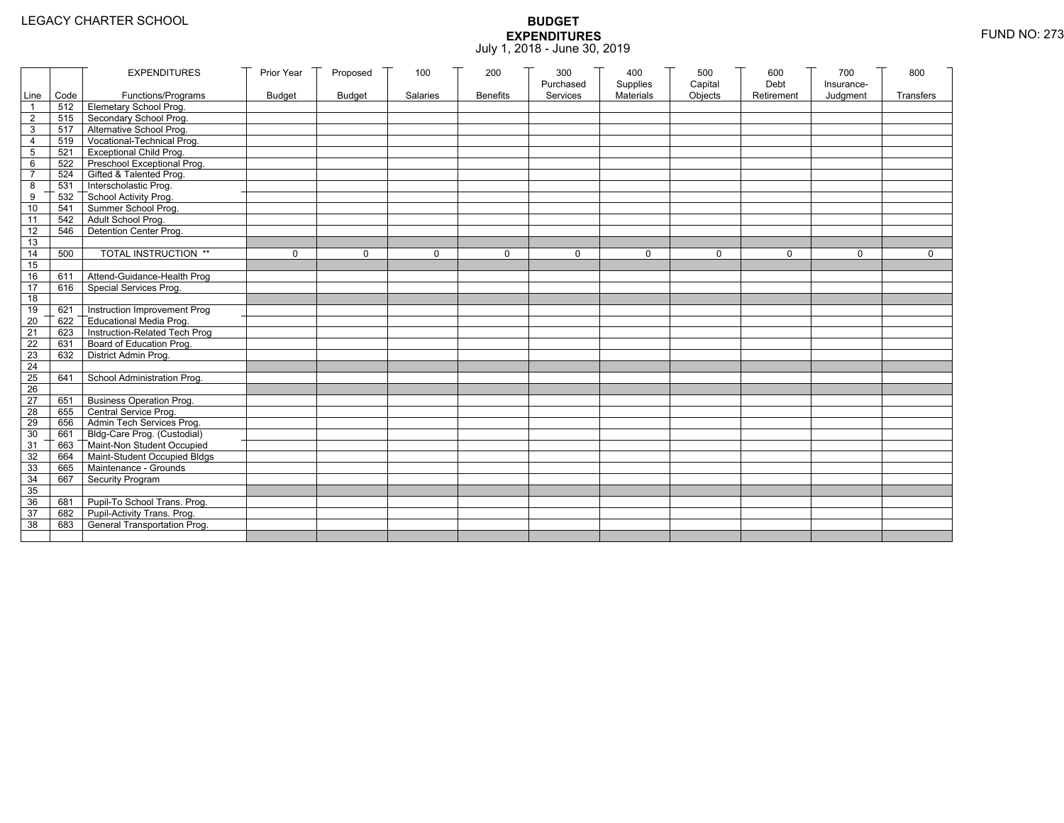LEGACY CHARTER SCHOOL

# BUDGET
## EXPENDITURES
July 1, 2018 - June 30, 2019

FUND NO: 273

| Line | Code | EXPENDITURES Functions/Programs | Prior Year Budget | Proposed Budget | 100 Salaries | 200 Benefits | 300 Purchased Services | 400 Supplies Materials | 500 Capital Objects | 600 Debt Retirement | 700 Insurance-Judgment | 800 Transfers |
|---|---|---|---|---|---|---|---|---|---|---|---|---|
| 1 | 512 | Elemetary School Prog. | | | | | | | | | | |
| 2 | 515 | Secondary School Prog. | | | | | | | | | | |
| 3 | 517 | Alternative School Prog. | | | | | | | | | | |
| 4 | 519 | Vocational-Technical Prog. | | | | | | | | | | |
| 5 | 521 | Exceptional Child Prog. | | | | | | | | | | |
| 6 | 522 | Preschool Exceptional Prog. | | | | | | | | | | |
| 7 | 524 | Gifted & Talented Prog. | | | | | | | | | | |
| 8 | 531 | Interscholastic Prog. | | | | | | | | | | |
| 9 | 532 | School Activity Prog. | | | | | | | | | | |
| 10 | 541 | Summer School Prog. | | | | | | | | | | |
| 11 | 542 | Adult School Prog. | | | | | | | | | | |
| 12 | 546 | Detention Center Prog. | | | | | | | | | | |
| 13 | | | | | | | | | | | | |
| 14 | 500 | TOTAL INSTRUCTION ** | 0 | 0 | 0 | 0 | 0 | 0 | 0 | 0 | 0 | 0 |
| 15 | | | | | | | | | | | | |
| 16 | 611 | Attend-Guidance-Health Prog | | | | | | | | | | |
| 17 | 616 | Special Services Prog. | | | | | | | | | | |
| 18 | | | | | | | | | | | | |
| 19 | 621 | Instruction Improvement Prog | | | | | | | | | | |
| 20 | 622 | Educational Media Prog. | | | | | | | | | | |
| 21 | 623 | Instruction-Related Tech Prog | | | | | | | | | | |
| 22 | 631 | Board of Education Prog. | | | | | | | | | | |
| 23 | 632 | District Admin Prog. | | | | | | | | | | |
| 24 | | | | | | | | | | | | |
| 25 | 641 | School Administration Prog. | | | | | | | | | | |
| 26 | | | | | | | | | | | | |
| 27 | 651 | Business Operation Prog. | | | | | | | | | | |
| 28 | 655 | Central Service Prog. | | | | | | | | | | |
| 29 | 656 | Admin Tech Services Prog. | | | | | | | | | | |
| 30 | 661 | Bldg-Care Prog. (Custodial) | | | | | | | | | | |
| 31 | 663 | Maint-Non Student Occupied | | | | | | | | | | |
| 32 | 664 | Maint-Student Occupied Bldgs | | | | | | | | | | |
| 33 | 665 | Maintenance - Grounds | | | | | | | | | | |
| 34 | 667 | Security Program | | | | | | | | | | |
| 35 | | | | | | | | | | | | |
| 36 | 681 | Pupil-To School Trans. Prog. | | | | | | | | | | |
| 37 | 682 | Pupil-Activity Trans. Prog. | | | | | | | | | | |
| 38 | 683 | General Transportation Prog. | | | | | | | | | | |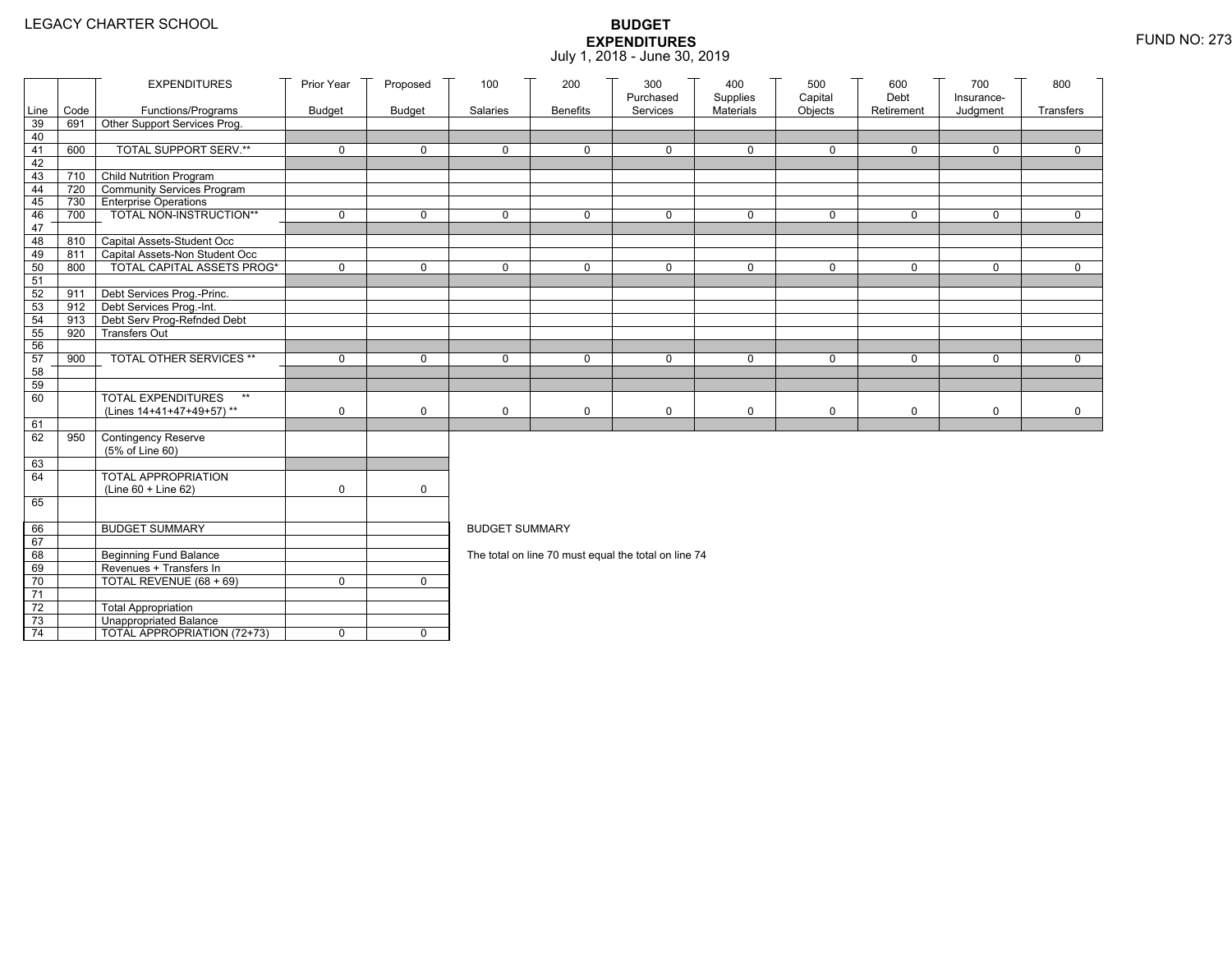LEGACY CHARTER SCHOOL

# BUDGET EXPENDITURES

July 1, 2018 - June 30, 2019

FUND NO: 273

| Line | Code | EXPENDITURES Functions/Programs | Prior Year Budget | Proposed Budget | 100 Salaries | 200 Benefits | 300 Purchased Services | 400 Supplies Materials | 500 Capital Objects | 600 Debt Retirement | 700 Insurance-Judgment | 800 Transfers |
|---|---|---|---|---|---|---|---|---|---|---|---|---|
| 39 | 691 | Other Support Services Prog. | | | | | | | | | | |
| 40 | | | | | | | | | | | | |
| 41 | 600 | TOTAL SUPPORT SERV.** | 0 | 0 | 0 | 0 | 0 | 0 | 0 | 0 | 0 | 0 |
| 42 | | | | | | | | | | | | |
| 43 | 710 | Child Nutrition Program | | | | | | | | | | |
| 44 | 720 | Community Services Program | | | | | | | | | | |
| 45 | 730 | Enterprise Operations | | | | | | | | | | |
| 46 | 700 | TOTAL NON-INSTRUCTION** | 0 | 0 | 0 | 0 | 0 | 0 | 0 | 0 | 0 | 0 |
| 47 | | | | | | | | | | | | |
| 48 | 810 | Capital Assets-Student Occ | | | | | | | | | | |
| 49 | 811 | Capital Assets-Non Student Occ | | | | | | | | | | |
| 50 | 800 | TOTAL CAPITAL ASSETS PROG* | 0 | 0 | 0 | 0 | 0 | 0 | 0 | 0 | 0 | 0 |
| 51 | | | | | | | | | | | | |
| 52 | 911 | Debt Services Prog.-Princ. | | | | | | | | | | |
| 53 | 912 | Debt Services Prog.-Int. | | | | | | | | | | |
| 54 | 913 | Debt Serv Prog-Refnded Debt | | | | | | | | | | |
| 55 | 920 | Transfers Out | | | | | | | | | | |
| 56 | | | | | | | | | | | | |
| 57 | 900 | TOTAL OTHER SERVICES ** | 0 | 0 | 0 | 0 | 0 | 0 | 0 | 0 | 0 | 0 |
| 58 | | | | | | | | | | | | |
| 59 | | | | | | | | | | | | |
| 60 | | TOTAL EXPENDITURES ** (Lines 14+41+47+49+57) ** | 0 | 0 | 0 | 0 | 0 | 0 | 0 | 0 | 0 | 0 |
| 61 | | | | | | | | | | | | |
| 62 | 950 | Contingency Reserve (5% of Line 60) | | | | | | | | | | |
| 63 | | | | | | | | | | | | |
| 64 | | TOTAL APPROPRIATION (Line 60 + Line 62) | 0 | 0 | | | | | | | | |
| 65 | | | | | | | | | | | | |

| Line | Code | BUDGET SUMMARY | Prior Year Budget | Proposed Budget |
|---|---|---|---|---|
| 66 | | BUDGET SUMMARY | | |
| 67 | | | | |
| 68 | | Beginning Fund Balance | | |
| 69 | | Revenues + Transfers In | | |
| 70 | | TOTAL REVENUE (68 + 69) | 0 | 0 |
| 71 | | | | |
| 72 | | Total Appropriation | | |
| 73 | | Unappropriated Balance | | |
| 74 | | TOTAL APPROPRIATION (72+73) | 0 | 0 |

BUDGET SUMMARY

The total on line 70 must equal the total on line 74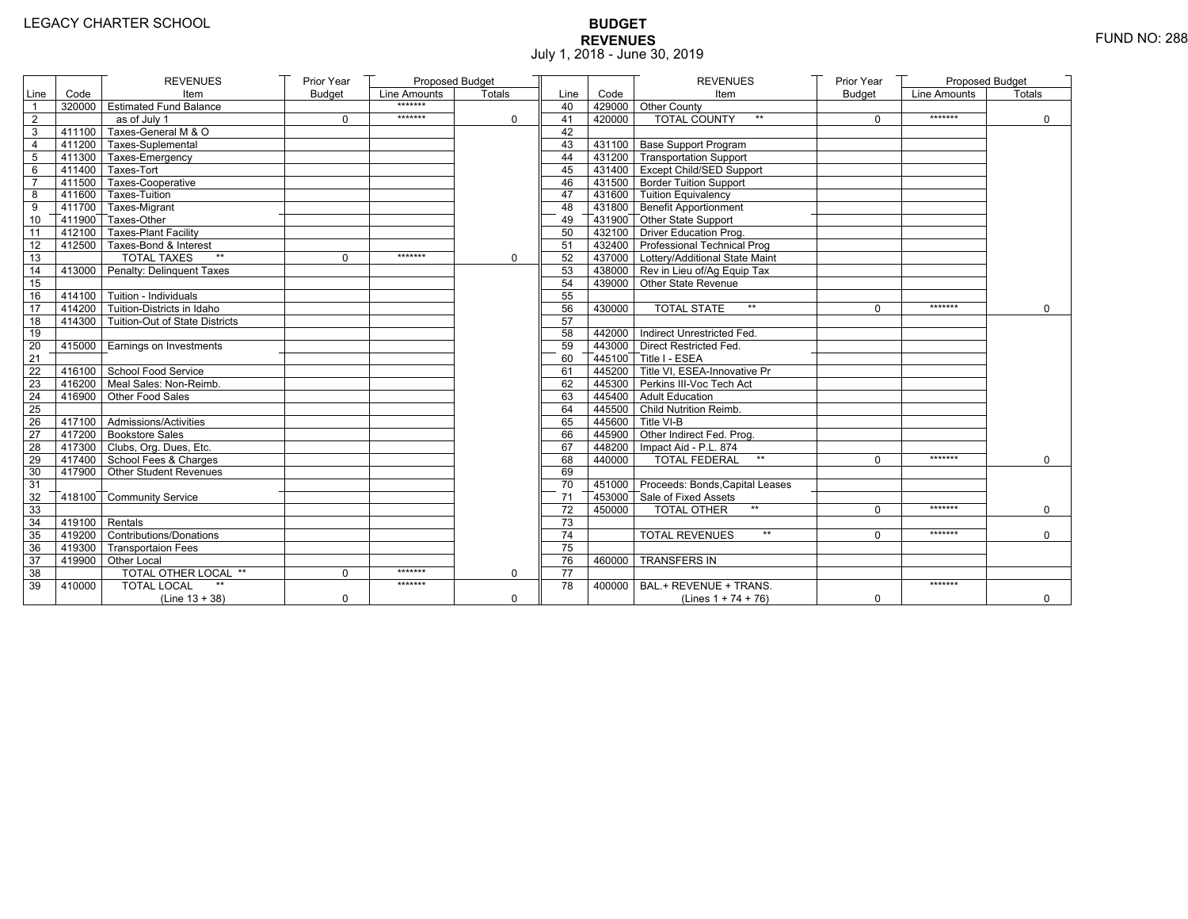LEGACY CHARTER SCHOOL

# BUDGET
## REVENUES
July 1, 2018 - June 30, 2019

FUND NO: 288

| Line | Code | REVENUES Item | Prior Year Budget | Proposed Budget Line Amounts | Proposed Budget Totals |
|---|---|---|---|---|---|
| 1 | 320000 | Estimated Fund Balance | | ******* | |
| 2 | | as of July 1 | 0 | ******* | 0 |
| 3 | 411100 | Taxes-General M & O | | | |
| 4 | 411200 | Taxes-Suplemental | | | |
| 5 | 411300 | Taxes-Emergency | | | |
| 6 | 411400 | Taxes-Tort | | | |
| 7 | 411500 | Taxes-Cooperative | | | |
| 8 | 411600 | Taxes-Tuition | | | |
| 9 | 411700 | Taxes-Migrant | | | |
| 10 | 411900 | Taxes-Other | | | |
| 11 | 412100 | Taxes-Plant Facility | | | |
| 12 | 412500 | Taxes-Bond & Interest | | | |
| 13 | | TOTAL TAXES ** | 0 | ******* | 0 |
| 14 | 413000 | Penalty: Delinquent Taxes | | | |
| 15 | | | | | |
| 16 | 414100 | Tuition - Individuals | | | |
| 17 | 414200 | Tuition-Districts in Idaho | | | |
| 18 | 414300 | Tuition-Out of State Districts | | | |
| 19 | | | | | |
| 20 | 415000 | Earnings on Investments | | | |
| 21 | | | | | |
| 22 | 416100 | School Food Service | | | |
| 23 | 416200 | Meal Sales: Non-Reimb. | | | |
| 24 | 416900 | Other Food Sales | | | |
| 25 | | | | | |
| 26 | 417100 | Admissions/Activities | | | |
| 27 | 417200 | Bookstore Sales | | | |
| 28 | 417300 | Clubs, Org. Dues, Etc. | | | |
| 29 | 417400 | School Fees & Charges | | | |
| 30 | 417900 | Other Student Revenues | | | |
| 31 | | | | | |
| 32 | 418100 | Community Service | | | |
| 33 | | | | | |
| 34 | 419100 | Rentals | | | |
| 35 | 419200 | Contributions/Donations | | | |
| 36 | 419300 | Transportaion Fees | | | |
| 37 | 419900 | Other Local | | | |
| 38 | | TOTAL OTHER LOCAL ** | 0 | ******* | 0 |
| 39 | 410000 | TOTAL LOCAL ** (Line 13 + 38) | 0 | ******* | 0 |

| Line | Code | REVENUES Item | Prior Year Budget | Proposed Budget Line Amounts | Proposed Budget Totals |
|---|---|---|---|---|---|
| 40 | 429000 | Other County | | | |
| 41 | 420000 | TOTAL COUNTY ** | 0 | ******* | 0 |
| 42 | | | | | |
| 43 | 431100 | Base Support Program | | | |
| 44 | 431200 | Transportation Support | | | |
| 45 | 431400 | Except Child/SED Support | | | |
| 46 | 431500 | Border Tuition Support | | | |
| 47 | 431600 | Tuition Equivalency | | | |
| 48 | 431800 | Benefit Apportionment | | | |
| 49 | 431900 | Other State Support | | | |
| 50 | 432100 | Driver Education Prog. | | | |
| 51 | 432400 | Professional Technical Prog | | | |
| 52 | 437000 | Lottery/Additional State Maint | | | |
| 53 | 438000 | Rev in Lieu of/Ag Equip Tax | | | |
| 54 | 439000 | Other State Revenue | | | |
| 55 | | | | | |
| 56 | 430000 | TOTAL STATE ** | 0 | ******* | 0 |
| 57 | | | | | |
| 58 | 442000 | Indirect Unrestricted Fed. | | | |
| 59 | 443000 | Direct Restricted Fed. | | | |
| 60 | 445100 | Title I - ESEA | | | |
| 61 | 445200 | Title VI, ESEA-Innovative Pr | | | |
| 62 | 445300 | Perkins III-Voc Tech Act | | | |
| 63 | 445400 | Adult Education | | | |
| 64 | 445500 | Child Nutrition Reimb. | | | |
| 65 | 445600 | Title VI-B | | | |
| 66 | 445900 | Other Indirect Fed. Prog. | | | |
| 67 | 448200 | Impact Aid - P.L. 874 | | | |
| 68 | 440000 | TOTAL FEDERAL ** | 0 | ******* | 0 |
| 69 | | | | | |
| 70 | 451000 | Proceeds: Bonds,Capital Leases | | | |
| 71 | 453000 | Sale of Fixed Assets | | | |
| 72 | 450000 | TOTAL OTHER ** | 0 | ******* | 0 |
| 73 | | | | | |
| 74 | | TOTAL REVENUES ** | 0 | ******* | 0 |
| 75 | | | | | |
| 76 | 460000 | TRANSFERS IN | | | |
| 77 | | | | | |
| 78 | 400000 | BAL.+ REVENUE + TRANS. (Lines 1 + 74 + 76) | 0 | ******* | 0 |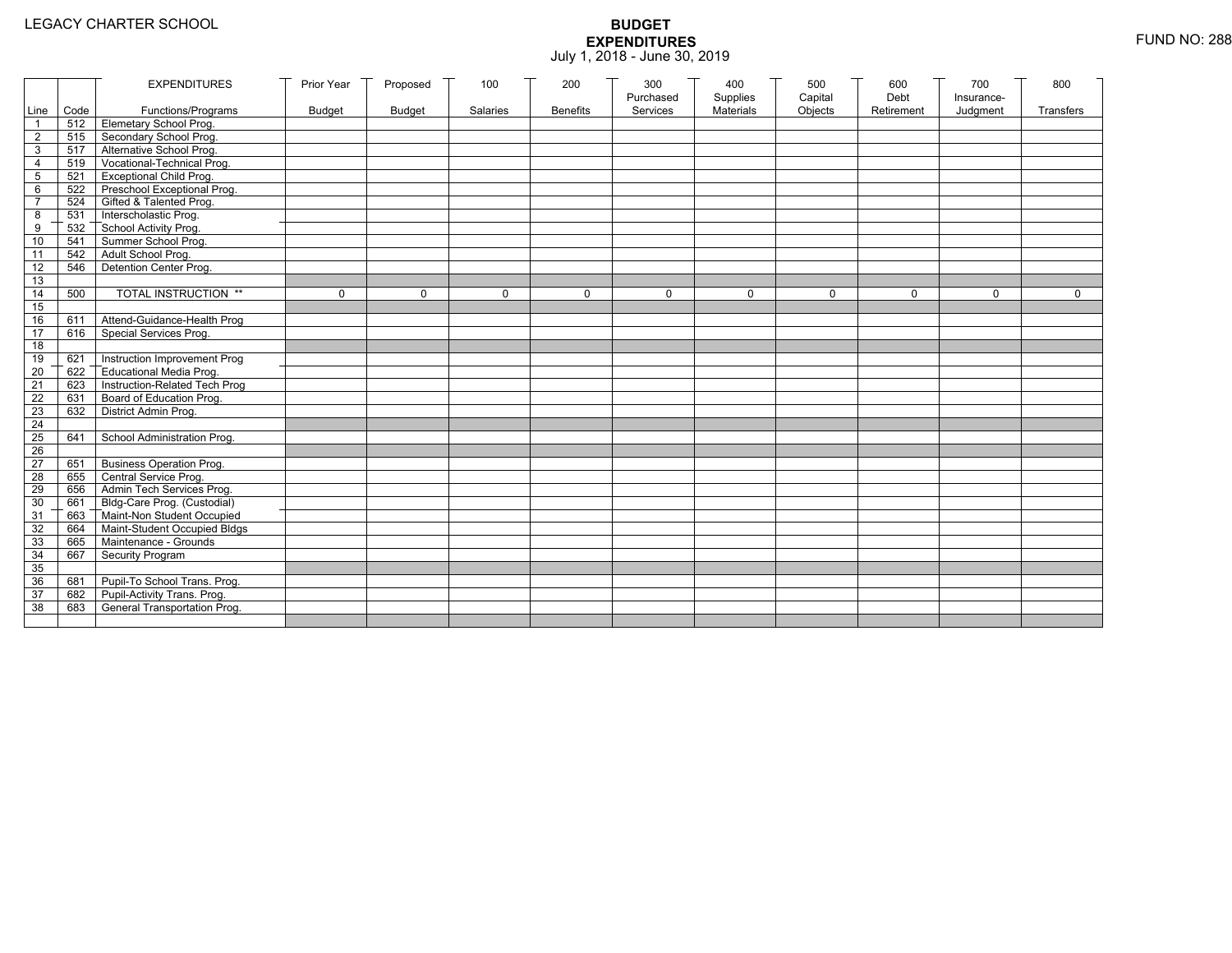LEGACY CHARTER SCHOOL

# BUDGET
## EXPENDITURES
July 1, 2018 - June 30, 2019

FUND NO: 288

| Line | Code | EXPENDITURES Functions/Programs | Prior Year Budget | Proposed Budget | 100 Salaries | 200 Benefits | 300 Purchased Services | 400 Supplies Materials | 500 Capital Objects | 600 Debt Retirement | 700 Insurance-Judgment | 800 Transfers |
|---|---|---|---|---|---|---|---|---|---|---|---|---|
| 1 | 512 | Elemetary School Prog. | | | | | | | | | | |
| 2 | 515 | Secondary School Prog. | | | | | | | | | | |
| 3 | 517 | Alternative School Prog. | | | | | | | | | | |
| 4 | 519 | Vocational-Technical Prog. | | | | | | | | | | |
| 5 | 521 | Exceptional Child Prog. | | | | | | | | | | |
| 6 | 522 | Preschool Exceptional Prog. | | | | | | | | | | |
| 7 | 524 | Gifted & Talented Prog. | | | | | | | | | | |
| 8 | 531 | Interscholastic Prog. | | | | | | | | | | |
| 9 | 532 | School Activity Prog. | | | | | | | | | | |
| 10 | 541 | Summer School Prog. | | | | | | | | | | |
| 11 | 542 | Adult School Prog. | | | | | | | | | | |
| 12 | 546 | Detention Center Prog. | | | | | | | | | | |
| 13 | | | | | | | | | | | | |
| 14 | 500 | TOTAL INSTRUCTION ** | 0 | 0 | 0 | 0 | 0 | 0 | 0 | 0 | 0 | 0 |
| 15 | | | | | | | | | | | | |
| 16 | 611 | Attend-Guidance-Health Prog | | | | | | | | | | |
| 17 | 616 | Special Services Prog. | | | | | | | | | | |
| 18 | | | | | | | | | | | | |
| 19 | 621 | Instruction Improvement Prog | | | | | | | | | | |
| 20 | 622 | Educational Media Prog. | | | | | | | | | | |
| 21 | 623 | Instruction-Related Tech Prog | | | | | | | | | | |
| 22 | 631 | Board of Education Prog. | | | | | | | | | | |
| 23 | 632 | District Admin Prog. | | | | | | | | | | |
| 24 | | | | | | | | | | | | |
| 25 | 641 | School Administration Prog. | | | | | | | | | | |
| 26 | | | | | | | | | | | | |
| 27 | 651 | Business Operation Prog. | | | | | | | | | | |
| 28 | 655 | Central Service Prog. | | | | | | | | | | |
| 29 | 656 | Admin Tech Services Prog. | | | | | | | | | | |
| 30 | 661 | Bldg-Care Prog. (Custodial) | | | | | | | | | | |
| 31 | 663 | Maint-Non Student Occupied | | | | | | | | | | |
| 32 | 664 | Maint-Student Occupied Bldgs | | | | | | | | | | |
| 33 | 665 | Maintenance - Grounds | | | | | | | | | | |
| 34 | 667 | Security Program | | | | | | | | | | |
| 35 | | | | | | | | | | | | |
| 36 | 681 | Pupil-To School Trans. Prog. | | | | | | | | | | |
| 37 | 682 | Pupil-Activity Trans. Prog. | | | | | | | | | | |
| 38 | 683 | General Transportation Prog. | | | | | | | | | | |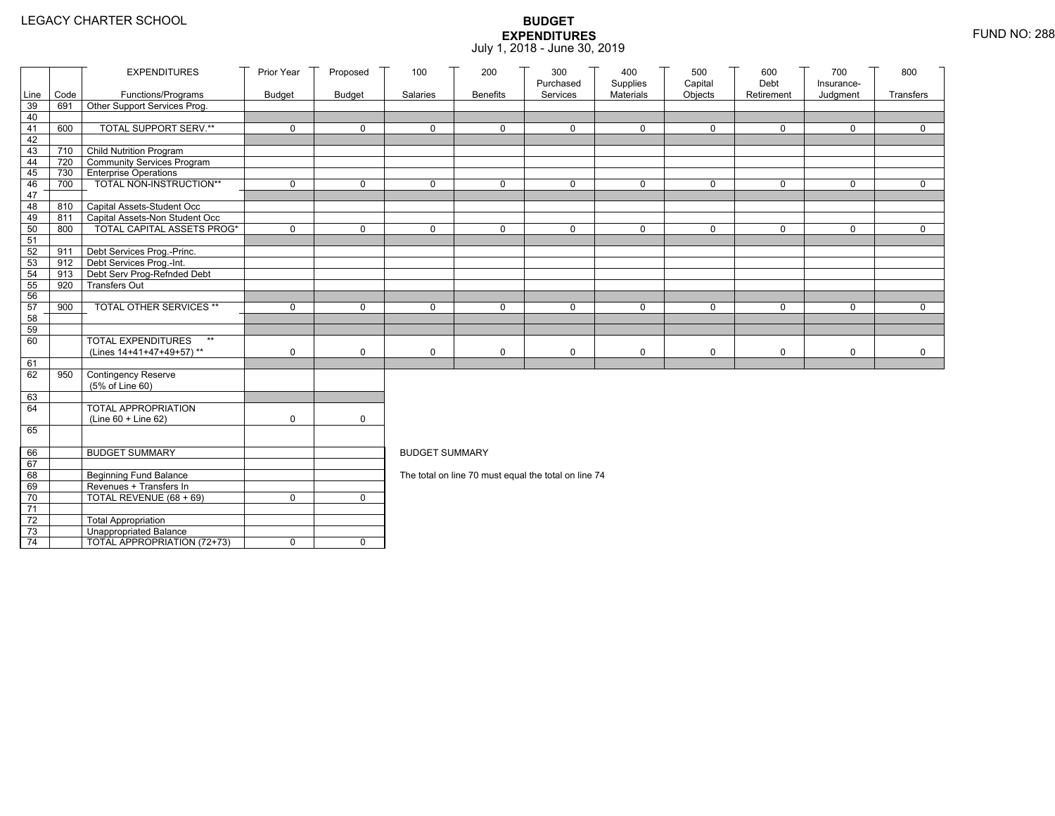LEGACY CHARTER SCHOOL

# BUDGET EXPENDITURES

July 1, 2018 - June 30, 2019

FUND NO: 288

| Line | Code | EXPENDITURES Functions/Programs | Prior Year Budget | Proposed Budget | 100 Salaries | 200 Benefits | 300 Purchased Services | 400 Supplies Materials | 500 Capital Objects | 600 Debt Retirement | 700 Insurance-Judgment | 800 Transfers |
|---|---|---|---|---|---|---|---|---|---|---|---|---|
| 39 | 691 | Other Support Services Prog. | | | | | | | | | | |
| 40 | | | | | | | | | | | | |
| 41 | 600 | TOTAL SUPPORT SERV.** | 0 | 0 | 0 | 0 | 0 | 0 | 0 | 0 | 0 | 0 |
| 42 | | | | | | | | | | | | |
| 43 | 710 | Child Nutrition Program | | | | | | | | | | |
| 44 | 720 | Community Services Program | | | | | | | | | | |
| 45 | 730 | Enterprise Operations | | | | | | | | | | |
| 46 | 700 | TOTAL NON-INSTRUCTION** | 0 | 0 | 0 | 0 | 0 | 0 | 0 | 0 | 0 | 0 |
| 47 | | | | | | | | | | | | |
| 48 | 810 | Capital Assets-Student Occ | | | | | | | | | | |
| 49 | 811 | Capital Assets-Non Student Occ | | | | | | | | | | |
| 50 | 800 | TOTAL CAPITAL ASSETS PROG* | 0 | 0 | 0 | 0 | 0 | 0 | 0 | 0 | 0 | 0 |
| 51 | | | | | | | | | | | | |
| 52 | 911 | Debt Services Prog.-Princ. | | | | | | | | | | |
| 53 | 912 | Debt Services Prog.-Int. | | | | | | | | | | |
| 54 | 913 | Debt Serv Prog-Refnded Debt | | | | | | | | | | |
| 55 | 920 | Transfers Out | | | | | | | | | | |
| 56 | | | | | | | | | | | | |
| 57 | 900 | TOTAL OTHER SERVICES ** | 0 | 0 | 0 | 0 | 0 | 0 | 0 | 0 | 0 | 0 |
| 58 | | | | | | | | | | | | |
| 59 | | | | | | | | | | | | |
| 60 | | TOTAL EXPENDITURES ** (Lines 14+41+47+49+57) ** | 0 | 0 | 0 | 0 | 0 | 0 | 0 | 0 | 0 | 0 |
| 61 | | | | | | | | | | | | |
| 62 | 950 | Contingency Reserve (5% of Line 60) | | | | | | | | | | |
| 63 | | | | | | | | | | | | |
| 64 | | TOTAL APPROPRIATION (Line 60 + Line 62) | 0 | 0 | | | | | | | | |
| 65 | | | | | | | | | | | | |
| 66 | | BUDGET SUMMARY | | | | | | | | | | |
| 67 | | | | | | | | | | | | |
| 68 | | Beginning Fund Balance | | | | | | | | | | |
| 69 | | Revenues + Transfers In | | | | | | | | | | |
| 70 | | TOTAL REVENUE (68 + 69) | 0 | 0 | | | | | | | | |
| 71 | | | | | | | | | | | | |
| 72 | | Total Appropriation | | | | | | | | | | |
| 73 | | Unappropriated Balance | | | | | | | | | | |
| 74 | | TOTAL APPROPRIATION (72+73) | 0 | 0 | | | | | | | | |

BUDGET SUMMARY

The total on line 70 must equal the total on line 74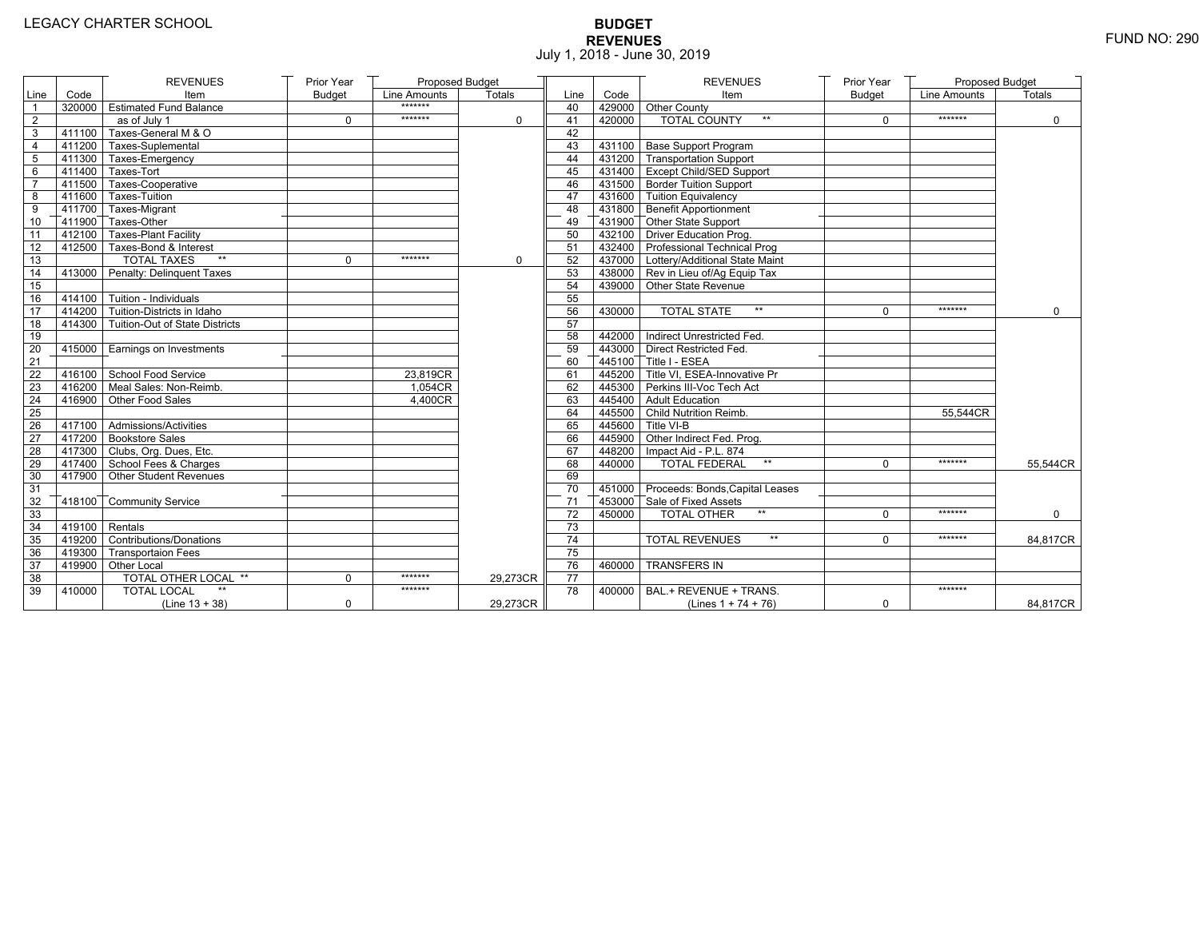LEGACY CHARTER SCHOOL

# BUDGET
## REVENUES
July 1, 2018 - June 30, 2019

FUND NO: 290

| Line | Code | REVENUES Item | Prior Year Budget | Proposed Budget Line Amounts | Proposed Budget Totals | Line | Code | REVENUES Item | Prior Year Budget | Proposed Budget Line Amounts | Proposed Budget Totals |
|---|---|---|---|---|---|---|---|---|---|---|---|
| 1 | 320000 | Estimated Fund Balance | | ******* | | 40 | 429000 | Other County | | | |
| 2 | | as of July 1 | 0 | ******* | 0 | 41 | 420000 | TOTAL COUNTY ** | 0 | ******* | 0 |
| 3 | 411100 | Taxes-General M & O | | | | 42 | | | | | |
| 4 | 411200 | Taxes-Suplemental | | | | 43 | 431100 | Base Support Program | | | |
| 5 | 411300 | Taxes-Emergency | | | | 44 | 431200 | Transportation Support | | | |
| 6 | 411400 | Taxes-Tort | | | | 45 | 431400 | Except Child/SED Support | | | |
| 7 | 411500 | Taxes-Cooperative | | | | 46 | 431500 | Border Tuition Support | | | |
| 8 | 411600 | Taxes-Tuition | | | | 47 | 431600 | Tuition Equivalency | | | |
| 9 | 411700 | Taxes-Migrant | | | | 48 | 431800 | Benefit Apportionment | | | |
| 10 | 411900 | Taxes-Other | | | | 49 | 431900 | Other State Support | | | |
| 11 | 412100 | Taxes-Plant Facility | | | | 50 | 432100 | Driver Education Prog. | | | |
| 12 | 412500 | Taxes-Bond & Interest | | | | 51 | 432400 | Professional Technical Prog | | | |
| 13 | | TOTAL TAXES ** | 0 | ******* | 0 | 52 | 437000 | Lottery/Additional State Maint | | | |
| 14 | 413000 | Penalty: Delinquent Taxes | | | | 53 | 438000 | Rev in Lieu of/Ag Equip Tax | | | |
| 15 | | | | | | 54 | 439000 | Other State Revenue | | | |
| 16 | 414100 | Tuition - Individuals | | | | 55 | | | | | |
| 17 | 414200 | Tuition-Districts in Idaho | | | | 56 | 430000 | TOTAL STATE ** | 0 | ******* | 0 |
| 18 | 414300 | Tuition-Out of State Districts | | | | 57 | | | | | |
| 19 | | | | | | 58 | 442000 | Indirect Unrestricted Fed. | | | |
| 20 | 415000 | Earnings on Investments | | | | 59 | 443000 | Direct Restricted Fed. | | | |
| 21 | | | | | | 60 | 445100 | Title I - ESEA | | | |
| 22 | 416100 | School Food Service | | 23,819CR | | 61 | 445200 | Title VI, ESEA-Innovative Pr | | | |
| 23 | 416200 | Meal Sales: Non-Reimb. | | 1,054CR | | 62 | 445300 | Perkins III-Voc Tech Act | | | |
| 24 | 416900 | Other Food Sales | | 4,400CR | | 63 | 445400 | Adult Education | | | |
| 25 | | | | | | 64 | 445500 | Child Nutrition Reimb. | | 55,544CR | |
| 26 | 417100 | Admissions/Activities | | | | 65 | 445600 | Title VI-B | | | |
| 27 | 417200 | Bookstore Sales | | | | 66 | 445900 | Other Indirect Fed. Prog. | | | |
| 28 | 417300 | Clubs, Org. Dues, Etc. | | | | 67 | 448200 | Impact Aid - P.L. 874 | | | |
| 29 | 417400 | School Fees & Charges | | | | 68 | 440000 | TOTAL FEDERAL ** | 0 | ******* | 55,544CR |
| 30 | 417900 | Other Student Revenues | | | | 69 | | | | | |
| 31 | | | | | | 70 | 451000 | Proceeds: Bonds,Capital Leases | | | |
| 32 | 418100 | Community Service | | | | 71 | 453000 | Sale of Fixed Assets | | | |
| 33 | | | | | | 72 | 450000 | TOTAL OTHER ** | 0 | ******* | 0 |
| 34 | 419100 | Rentals | | | | 73 | | | | | |
| 35 | 419200 | Contributions/Donations | | | | 74 | | TOTAL REVENUES ** | 0 | ******* | 84,817CR |
| 36 | 419300 | Transportaion Fees | | | | 75 | | | | | |
| 37 | 419900 | Other Local | | | | 76 | 460000 | TRANSFERS IN | | | |
| 38 | | TOTAL OTHER LOCAL ** | 0 | ******* | 29,273CR | 77 | | | | | |
| 39 | 410000 | TOTAL LOCAL ** (Line 13 + 38) | 0 | ******* | 29,273CR | 78 | 400000 | BAL.+ REVENUE + TRANS. (Lines 1 + 74 + 76) | 0 | ******* | 84,817CR |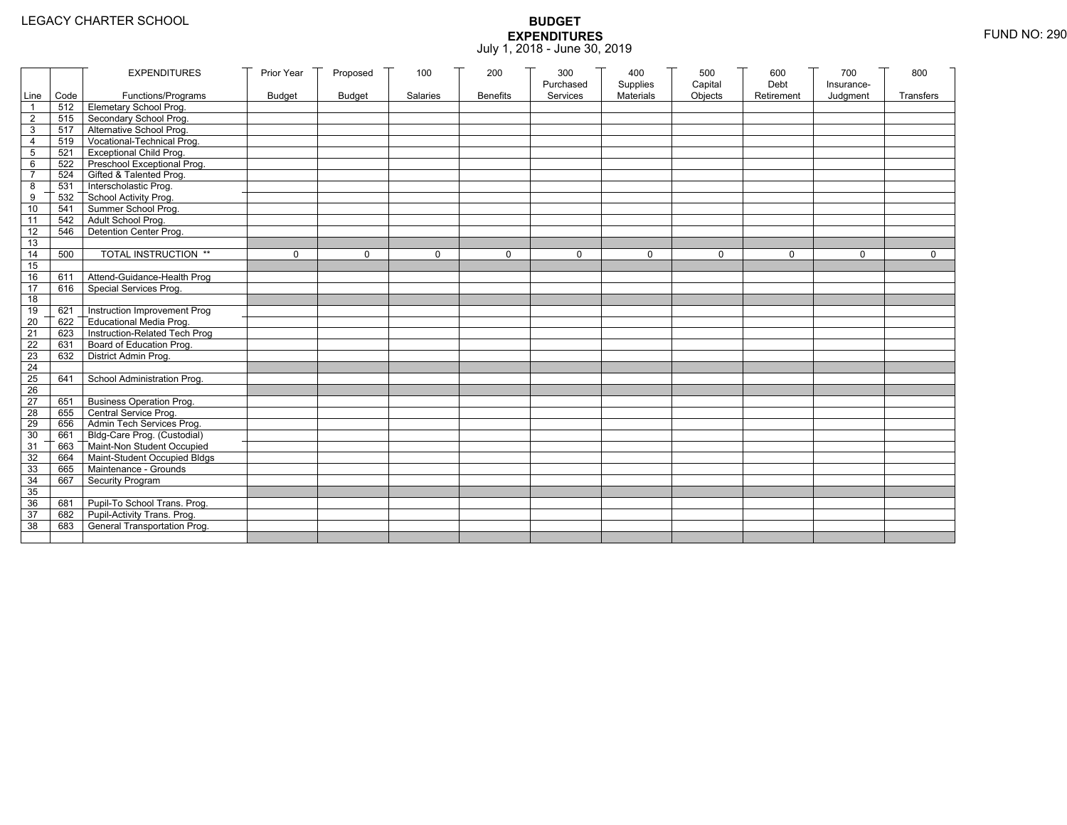LEGACY CHARTER SCHOOL

# BUDGET EXPENDITURES

July 1, 2018 - June 30, 2019

FUND NO: 290

| Line | Code | EXPENDITURES Functions/Programs | Prior Year Budget | Proposed Budget | 100 Salaries | 200 Benefits | 300 Purchased Services | 400 Supplies Materials | 500 Capital Objects | 600 Debt Retirement | 700 Insurance-Judgment | 800 Transfers |
|---|---|---|---|---|---|---|---|---|---|---|---|---|
| 1 | 512 | Elemetary School Prog. | | | | | | | | | | |
| 2 | 515 | Secondary School Prog. | | | | | | | | | | |
| 3 | 517 | Alternative School Prog. | | | | | | | | | | |
| 4 | 519 | Vocational-Technical Prog. | | | | | | | | | | |
| 5 | 521 | Exceptional Child Prog. | | | | | | | | | | |
| 6 | 522 | Preschool Exceptional Prog. | | | | | | | | | | |
| 7 | 524 | Gifted & Talented Prog. | | | | | | | | | | |
| 8 | 531 | Interscholastic Prog. | | | | | | | | | | |
| 9 | 532 | School Activity Prog. | | | | | | | | | | |
| 10 | 541 | Summer School Prog. | | | | | | | | | | |
| 11 | 542 | Adult School Prog. | | | | | | | | | | |
| 12 | 546 | Detention Center Prog. | | | | | | | | | | |
| 13 | | | | | | | | | | | | |
| 14 | 500 | TOTAL INSTRUCTION ** | 0 | 0 | 0 | 0 | 0 | 0 | 0 | 0 | 0 | 0 |
| 15 | | | | | | | | | | | | |
| 16 | 611 | Attend-Guidance-Health Prog | | | | | | | | | | |
| 17 | 616 | Special Services Prog. | | | | | | | | | | |
| 18 | | | | | | | | | | | | |
| 19 | 621 | Instruction Improvement Prog | | | | | | | | | | |
| 20 | 622 | Educational Media Prog. | | | | | | | | | | |
| 21 | 623 | Instruction-Related Tech Prog | | | | | | | | | | |
| 22 | 631 | Board of Education Prog. | | | | | | | | | | |
| 23 | 632 | District Admin Prog. | | | | | | | | | | |
| 24 | | | | | | | | | | | | |
| 25 | 641 | School Administration Prog. | | | | | | | | | | |
| 26 | | | | | | | | | | | | |
| 27 | 651 | Business Operation Prog. | | | | | | | | | | |
| 28 | 655 | Central Service Prog. | | | | | | | | | | |
| 29 | 656 | Admin Tech Services Prog. | | | | | | | | | | |
| 30 | 661 | Bldg-Care Prog. (Custodial) | | | | | | | | | | |
| 31 | 663 | Maint-Non Student Occupied | | | | | | | | | | |
| 32 | 664 | Maint-Student Occupied Bldgs | | | | | | | | | | |
| 33 | 665 | Maintenance - Grounds | | | | | | | | | | |
| 34 | 667 | Security Program | | | | | | | | | | |
| 35 | | | | | | | | | | | | |
| 36 | 681 | Pupil-To School Trans. Prog. | | | | | | | | | | |
| 37 | 682 | Pupil-Activity Trans. Prog. | | | | | | | | | | |
| 38 | 683 | General Transportation Prog. | | | | | | | | | | |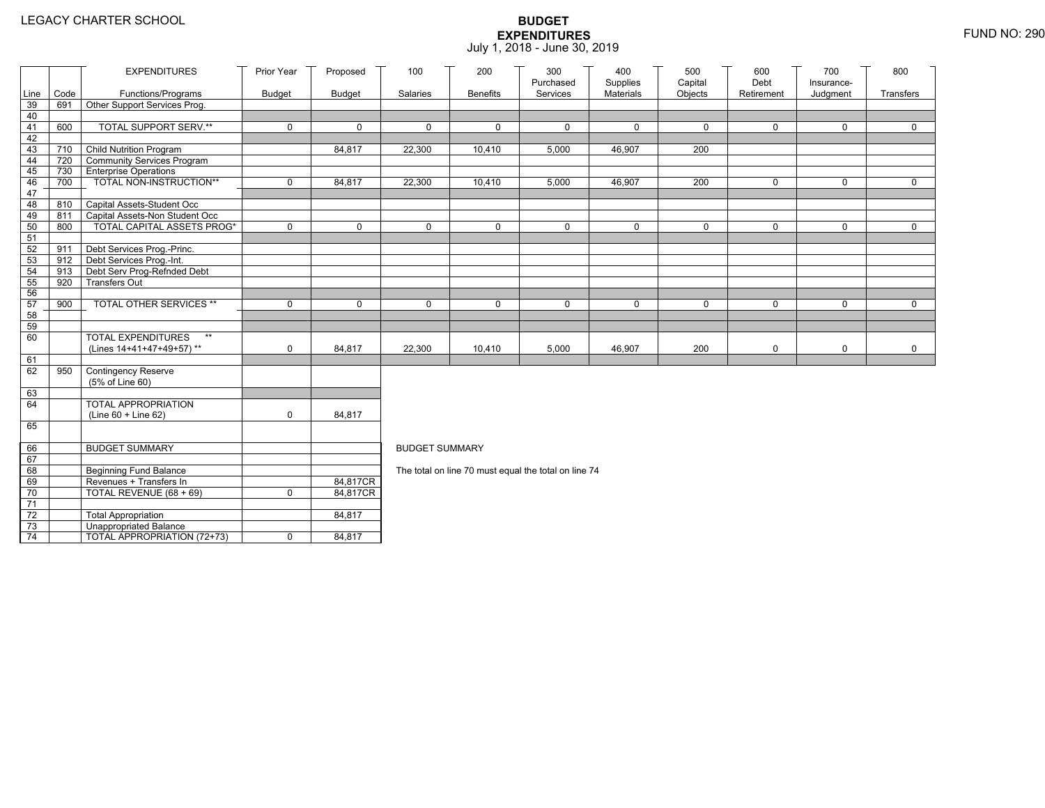LEGACY CHARTER SCHOOL

# BUDGET EXPENDITURES

July 1, 2018 - June 30, 2019

FUND NO: 290

| Line | Code | EXPENDITURES Functions/Programs | Prior Year Budget | Proposed Budget | 100 Salaries | 200 Benefits | 300 Purchased Services | 400 Supplies Materials | 500 Capital Objects | 600 Debt Retirement | 700 Insurance-Judgment | 800 Transfers |
|---|---|---|---|---|---|---|---|---|---|---|---|---|
| 39 | 691 | Other Support Services Prog. | | | | | | | | | | |
| 40 | | | | | | | | | | | | |
| 41 | 600 | TOTAL SUPPORT SERV.** | 0 | 0 | 0 | 0 | 0 | 0 | 0 | 0 | 0 | 0 |
| 42 | | | | | | | | | | | | |
| 43 | 710 | Child Nutrition Program | | 84,817 | 22,300 | 10,410 | 5,000 | 46,907 | 200 | | | |
| 44 | 720 | Community Services Program | | | | | | | | | | |
| 45 | 730 | Enterprise Operations | | | | | | | | | | |
| 46 | 700 | TOTAL NON-INSTRUCTION** | 0 | 84,817 | 22,300 | 10,410 | 5,000 | 46,907 | 200 | 0 | 0 | 0 |
| 47 | | | | | | | | | | | | |
| 48 | 810 | Capital Assets-Student Occ | | | | | | | | | | |
| 49 | 811 | Capital Assets-Non Student Occ | | | | | | | | | | |
| 50 | 800 | TOTAL CAPITAL ASSETS PROG* | 0 | 0 | 0 | 0 | 0 | 0 | 0 | 0 | 0 | 0 |
| 51 | | | | | | | | | | | | |
| 52 | 911 | Debt Services Prog.-Princ. | | | | | | | | | | |
| 53 | 912 | Debt Services Prog.-Int. | | | | | | | | | | |
| 54 | 913 | Debt Serv Prog-Refnded Debt | | | | | | | | | | |
| 55 | 920 | Transfers Out | | | | | | | | | | |
| 56 | | | | | | | | | | | | |
| 57 | 900 | TOTAL OTHER SERVICES ** | 0 | 0 | 0 | 0 | 0 | 0 | 0 | 0 | 0 | 0 |
| 58 | | | | | | | | | | | | |
| 59 | | | | | | | | | | | | |
| 60 | | TOTAL EXPENDITURES ** (Lines 14+41+47+49+57) ** | 0 | 84,817 | 22,300 | 10,410 | 5,000 | 46,907 | 200 | 0 | 0 | 0 |
| 61 | | | | | | | | | | | | |
| 62 | 950 | Contingency Reserve (5% of Line 60) | | | | | | | | | | |
| 63 | | | | | | | | | | | | |
| 64 | | TOTAL APPROPRIATION (Line 60 + Line 62) | 0 | 84,817 | | | | | | | | |
| 65 | | | | | | | | | | | | |

| Line | Code | | Prior Year Budget | Proposed Budget |
|---|---|---|---|---|
| 66 | | BUDGET SUMMARY | | |
| 67 | | | | |
| 68 | | Beginning Fund Balance | | |
| 69 | | Revenues + Transfers In | | 84,817CR |
| 70 | | TOTAL REVENUE (68 + 69) | 0 | 84,817CR |
| 71 | | | | |
| 72 | | Total Appropriation | | 84,817 |
| 73 | | Unappropriated Balance | | |
| 74 | | TOTAL APPROPRIATION (72+73) | 0 | 84,817 |

BUDGET SUMMARY

The total on line 70 must equal the total on line 74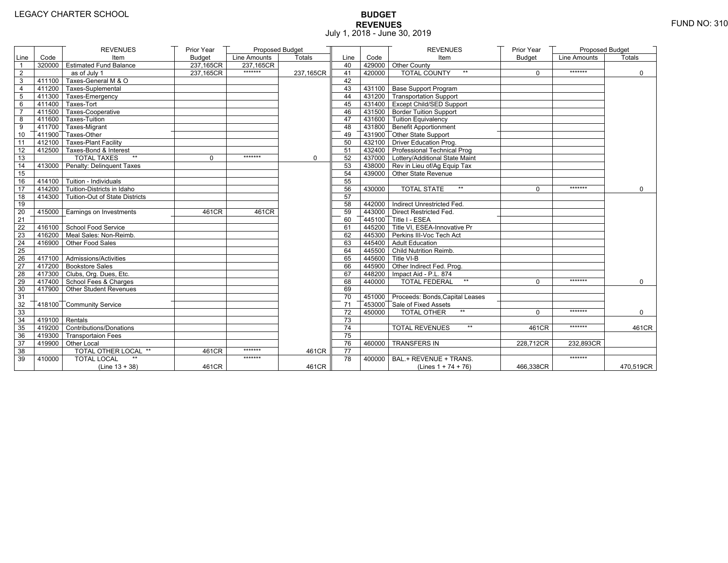LEGACY CHARTER SCHOOL

# BUDGET
## REVENUES
July 1, 2018 - June 30, 2019

FUND NO: 310

| Line | Code | REVENUES Item | Prior Year Budget | Proposed Budget Line Amounts | Proposed Budget Totals |
|---|---|---|---|---|---|
| 1 | 320000 | Estimated Fund Balance | 237,165CR | 237,165CR | |
| 2 | | as of July 1 | 237,165CR | ******* | 237,165CR |
| 3 | 411100 | Taxes-General M & O | | | |
| 4 | 411200 | Taxes-Suplemental | | | |
| 5 | 411300 | Taxes-Emergency | | | |
| 6 | 411400 | Taxes-Tort | | | |
| 7 | 411500 | Taxes-Cooperative | | | |
| 8 | 411600 | Taxes-Tuition | | | |
| 9 | 411700 | Taxes-Migrant | | | |
| 10 | 411900 | Taxes-Other | | | |
| 11 | 412100 | Taxes-Plant Facility | | | |
| 12 | 412500 | Taxes-Bond & Interest | | | |
| 13 | | TOTAL TAXES ** | 0 | ******* | 0 |
| 14 | 413000 | Penalty: Delinquent Taxes | | | |
| 15 | | | | | |
| 16 | 414100 | Tuition - Individuals | | | |
| 17 | 414200 | Tuition-Districts in Idaho | | | |
| 18 | 414300 | Tuition-Out of State Districts | | | |
| 19 | | | | | |
| 20 | 415000 | Earnings on Investments | 461CR | 461CR | |
| 21 | | | | | |
| 22 | 416100 | School Food Service | | | |
| 23 | 416200 | Meal Sales: Non-Reimb. | | | |
| 24 | 416900 | Other Food Sales | | | |
| 25 | | | | | |
| 26 | 417100 | Admissions/Activities | | | |
| 27 | 417200 | Bookstore Sales | | | |
| 28 | 417300 | Clubs, Org. Dues, Etc. | | | |
| 29 | 417400 | School Fees & Charges | | | |
| 30 | 417900 | Other Student Revenues | | | |
| 31 | | | | | |
| 32 | 418100 | Community Service | | | |
| 33 | | | | | |
| 34 | 419100 | Rentals | | | |
| 35 | 419200 | Contributions/Donations | | | |
| 36 | 419300 | Transportaion Fees | | | |
| 37 | 419900 | Other Local | | | |
| 38 | | TOTAL OTHER LOCAL ** | 461CR | ******* | 461CR |
| 39 | 410000 | TOTAL LOCAL ** (Line 13 + 38) | 461CR | ******* | 461CR |

| Line | Code | REVENUES Item | Prior Year Budget | Proposed Budget Line Amounts | Proposed Budget Totals |
|---|---|---|---|---|---|
| 40 | 429000 | Other County | | | |
| 41 | 420000 | TOTAL COUNTY ** | 0 | ******* | 0 |
| 42 | | | | | |
| 43 | 431100 | Base Support Program | | | |
| 44 | 431200 | Transportation Support | | | |
| 45 | 431400 | Except Child/SED Support | | | |
| 46 | 431500 | Border Tuition Support | | | |
| 47 | 431600 | Tuition Equivalency | | | |
| 48 | 431800 | Benefit Apportionment | | | |
| 49 | 431900 | Other State Support | | | |
| 50 | 432100 | Driver Education Prog. | | | |
| 51 | 432400 | Professional Technical Prog | | | |
| 52 | 437000 | Lottery/Additional State Maint | | | |
| 53 | 438000 | Rev in Lieu of/Ag Equip Tax | | | |
| 54 | 439000 | Other State Revenue | | | |
| 55 | | | | | |
| 56 | 430000 | TOTAL STATE ** | 0 | ******* | 0 |
| 57 | | | | | |
| 58 | 442000 | Indirect Unrestricted Fed. | | | |
| 59 | 443000 | Direct Restricted Fed. | | | |
| 60 | 445100 | Title I - ESEA | | | |
| 61 | 445200 | Title VI, ESEA-Innovative Pr | | | |
| 62 | 445300 | Perkins III-Voc Tech Act | | | |
| 63 | 445400 | Adult Education | | | |
| 64 | 445500 | Child Nutrition Reimb. | | | |
| 65 | 445600 | Title VI-B | | | |
| 66 | 445900 | Other Indirect Fed. Prog. | | | |
| 67 | 448200 | Impact Aid - P.L. 874 | | | |
| 68 | 440000 | TOTAL FEDERAL ** | 0 | ******* | 0 |
| 69 | | | | | |
| 70 | 451000 | Proceeds: Bonds,Capital Leases | | | |
| 71 | 453000 | Sale of Fixed Assets | | | |
| 72 | 450000 | TOTAL OTHER ** | 0 | ******* | 0 |
| 73 | | | | | |
| 74 | | TOTAL REVENUES ** | 461CR | ******* | 461CR |
| 75 | | | | | |
| 76 | 460000 | TRANSFERS IN | 228,712CR | 232,893CR | |
| 77 | | | | | |
| 78 | 400000 | BAL.+ REVENUE + TRANS. (Lines 1 + 74 + 76) | 466,338CR | ******* | 470,519CR |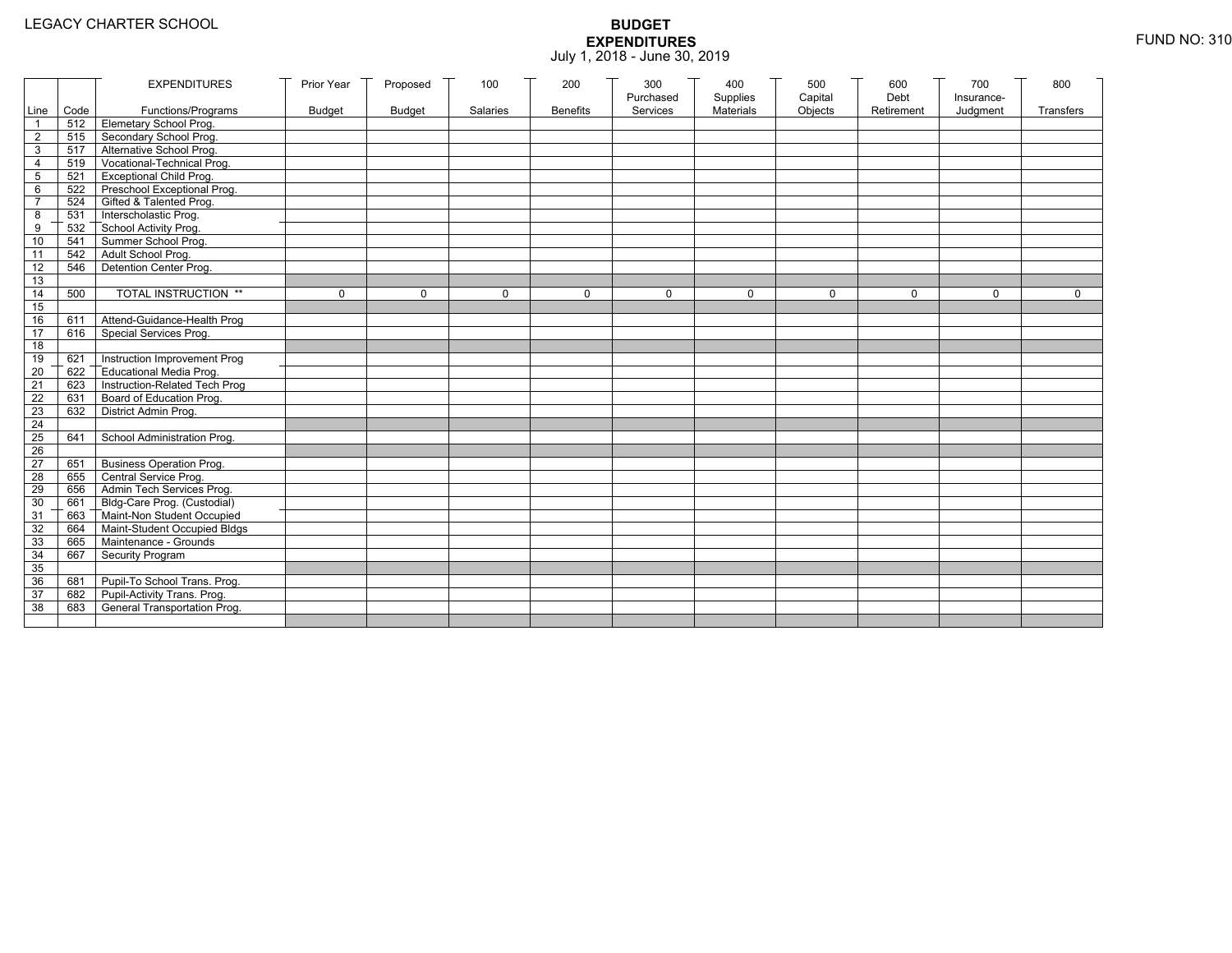LEGACY CHARTER SCHOOL

# BUDGET EXPENDITURES

July 1, 2018 - June 30, 2019

FUND NO: 310

| Line | Code | EXPENDITURES Functions/Programs | Prior Year Budget | Proposed Budget | 100 Salaries | 200 Benefits | 300 Purchased Services | 400 Supplies Materials | 500 Capital Objects | 600 Debt Retirement | 700 Insurance-Judgment | 800 Transfers |
|---|---|---|---|---|---|---|---|---|---|---|---|---|
| 1 | 512 | Elemetary School Prog. | | | | | | | | | | |
| 2 | 515 | Secondary School Prog. | | | | | | | | | | |
| 3 | 517 | Alternative School Prog. | | | | | | | | | | |
| 4 | 519 | Vocational-Technical Prog. | | | | | | | | | | |
| 5 | 521 | Exceptional Child Prog. | | | | | | | | | | |
| 6 | 522 | Preschool Exceptional Prog. | | | | | | | | | | |
| 7 | 524 | Gifted & Talented Prog. | | | | | | | | | | |
| 8 | 531 | Interscholastic Prog. | | | | | | | | | | |
| 9 | 532 | School Activity Prog. | | | | | | | | | | |
| 10 | 541 | Summer School Prog. | | | | | | | | | | |
| 11 | 542 | Adult School Prog. | | | | | | | | | | |
| 12 | 546 | Detention Center Prog. | | | | | | | | | | |
| 13 | | | | | | | | | | | | |
| 14 | 500 | TOTAL INSTRUCTION ** | 0 | 0 | 0 | 0 | 0 | 0 | 0 | 0 | 0 | 0 |
| 15 | | | | | | | | | | | | |
| 16 | 611 | Attend-Guidance-Health Prog | | | | | | | | | | |
| 17 | 616 | Special Services Prog. | | | | | | | | | | |
| 18 | | | | | | | | | | | | |
| 19 | 621 | Instruction Improvement Prog | | | | | | | | | | |
| 20 | 622 | Educational Media Prog. | | | | | | | | | | |
| 21 | 623 | Instruction-Related Tech Prog | | | | | | | | | | |
| 22 | 631 | Board of Education Prog. | | | | | | | | | | |
| 23 | 632 | District Admin Prog. | | | | | | | | | | |
| 24 | | | | | | | | | | | | |
| 25 | 641 | School Administration Prog. | | | | | | | | | | |
| 26 | | | | | | | | | | | | |
| 27 | 651 | Business Operation Prog. | | | | | | | | | | |
| 28 | 655 | Central Service Prog. | | | | | | | | | | |
| 29 | 656 | Admin Tech Services Prog. | | | | | | | | | | |
| 30 | 661 | Bldg-Care Prog. (Custodial) | | | | | | | | | | |
| 31 | 663 | Maint-Non Student Occupied | | | | | | | | | | |
| 32 | 664 | Maint-Student Occupied Bldgs | | | | | | | | | | |
| 33 | 665 | Maintenance - Grounds | | | | | | | | | | |
| 34 | 667 | Security Program | | | | | | | | | | |
| 35 | | | | | | | | | | | | |
| 36 | 681 | Pupil-To School Trans. Prog. | | | | | | | | | | |
| 37 | 682 | Pupil-Activity Trans. Prog. | | | | | | | | | | |
| 38 | 683 | General Transportation Prog. | | | | | | | | | | |
| | | | | | | | | | | | | |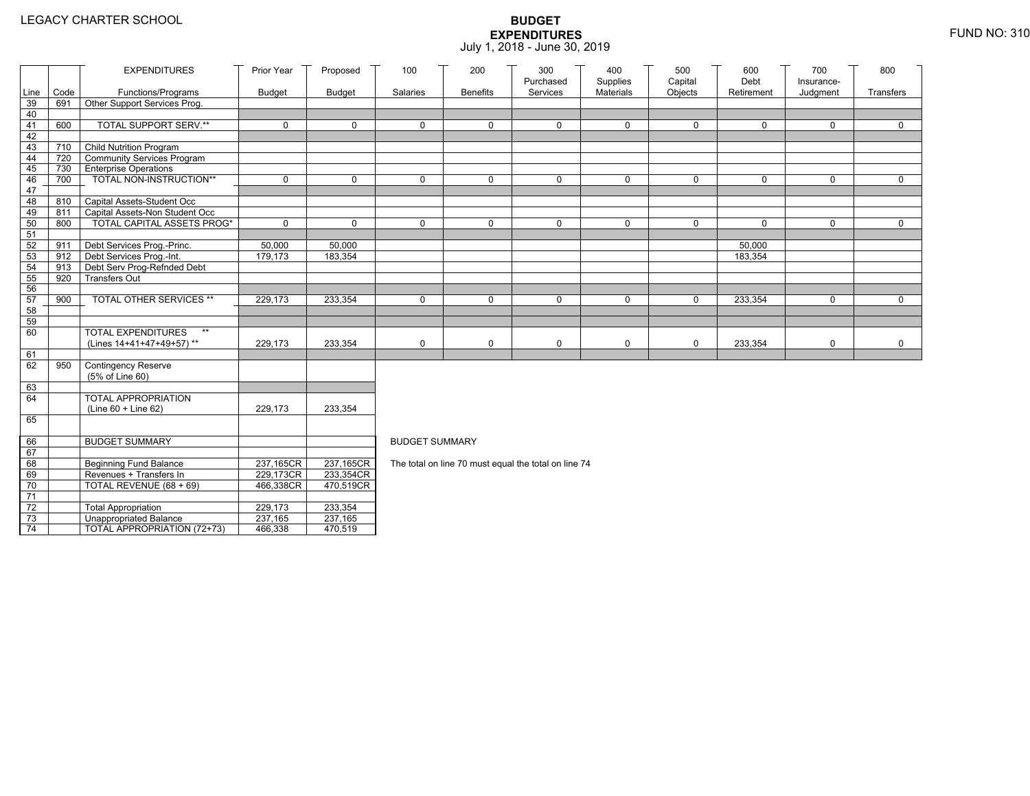LEGACY CHARTER SCHOOL

# BUDGET EXPENDITURES

July 1, 2018 - June 30, 2019

FUND NO: 310

| Line | Code | EXPENDITURES Functions/Programs | Prior Year Budget | Proposed Budget | 100 Salaries | 200 Benefits | 300 Purchased Services | 400 Supplies Materials | 500 Capital Objects | 600 Debt Retirement | 700 Insurance-Judgment | 800 Transfers |
|---|---|---|---|---|---|---|---|---|---|---|---|---|
| 39 | 691 | Other Support Services Prog. | | | | | | | | | | |
| 40 | | | | | | | | | | | | |
| 41 | 600 | TOTAL SUPPORT SERV.** | 0 | 0 | 0 | 0 | 0 | 0 | 0 | 0 | 0 | 0 |
| 42 | | | | | | | | | | | | |
| 43 | 710 | Child Nutrition Program | | | | | | | | | | |
| 44 | 720 | Community Services Program | | | | | | | | | | |
| 45 | 730 | Enterprise Operations | | | | | | | | | | |
| 46 | 700 | TOTAL NON-INSTRUCTION** | 0 | 0 | 0 | 0 | 0 | 0 | 0 | 0 | 0 | 0 |
| 47 | | | | | | | | | | | | |
| 48 | 810 | Capital Assets-Student Occ | | | | | | | | | | |
| 49 | 811 | Capital Assets-Non Student Occ | | | | | | | | | | |
| 50 | 800 | TOTAL CAPITAL ASSETS PROG* | 0 | 0 | 0 | 0 | 0 | 0 | 0 | 0 | 0 | 0 |
| 51 | | | | | | | | | | | | |
| 52 | 911 | Debt Services Prog.-Princ. | 50,000 | 50,000 | | | | | | 50,000 | | |
| 53 | 912 | Debt Services Prog.-Int. | 179,173 | 183,354 | | | | | | 183,354 | | |
| 54 | 913 | Debt Serv Prog-Refnded Debt | | | | | | | | | | |
| 55 | 920 | Transfers Out | | | | | | | | | | |
| 56 | | | | | | | | | | | | |
| 57 | 900 | TOTAL OTHER SERVICES ** | 229,173 | 233,354 | 0 | 0 | 0 | 0 | 0 | 233,354 | 0 | 0 |
| 58 | | | | | | | | | | | | |
| 59 | | | | | | | | | | | | |
| 60 | | TOTAL EXPENDITURES ** (Lines 14+41+47+49+57) ** | 229,173 | 233,354 | 0 | 0 | 0 | 0 | 0 | 233,354 | 0 | 0 |
| 61 | | | | | | | | | | | | |
| 62 | 950 | Contingency Reserve (5% of Line 60) | | | | | | | | | | |
| 63 | | | | | | | | | | | | |
| 64 | | TOTAL APPROPRIATION (Line 60 + Line 62) | 229,173 | 233,354 | | | | | | | | |
| 65 | | | | | | | | | | | | |
| 66 | | BUDGET SUMMARY | | | | | | | | | | |
| 67 | | | | | | | | | | | | |
| 68 | | Beginning Fund Balance | 237,165CR | 237,165CR | | | | | | | | |
| 69 | | Revenues + Transfers In | 229,173CR | 233,354CR | | | | | | | | |
| 70 | | TOTAL REVENUE (68 + 69) | 466,338CR | 470,519CR | | | | | | | | |
| 71 | | | | | | | | | | | | |
| 72 | | Total Appropriation | 229,173 | 233,354 | | | | | | | | |
| 73 | | Unappropriated Balance | 237,165 | 237,165 | | | | | | | | |
| 74 | | TOTAL APPROPRIATION (72+73) | 466,338 | 470,519 | | | | | | | | |

BUDGET SUMMARY

The total on line 70 must equal the total on line 74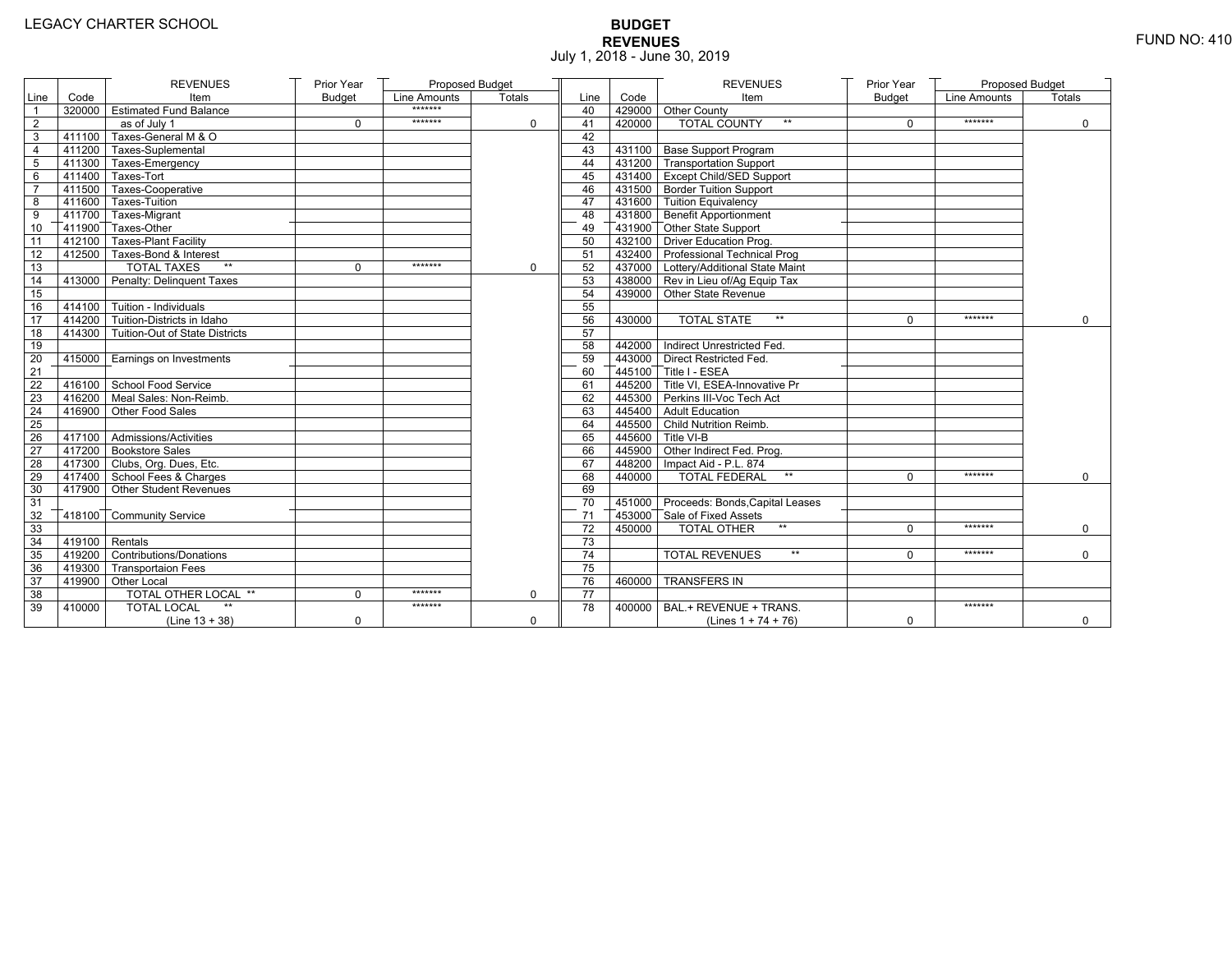LEGACY CHARTER SCHOOL

FUND NO: 410

# BUDGET
## REVENUES
July 1, 2018 - June 30, 2019

| Line | Code | REVENUES Item | Prior Year Budget | Proposed Budget Line Amounts | Proposed Budget Totals |
|---|---|---|---|---|---|
| 1 | 320000 | Estimated Fund Balance | | ******* | |
| 2 | | as of July 1 | 0 | ******* | 0 |
| 3 | 411100 | Taxes-General M & O | | | |
| 4 | 411200 | Taxes-Suplemental | | | |
| 5 | 411300 | Taxes-Emergency | | | |
| 6 | 411400 | Taxes-Tort | | | |
| 7 | 411500 | Taxes-Cooperative | | | |
| 8 | 411600 | Taxes-Tuition | | | |
| 9 | 411700 | Taxes-Migrant | | | |
| 10 | 411900 | Taxes-Other | | | |
| 11 | 412100 | Taxes-Plant Facility | | | |
| 12 | 412500 | Taxes-Bond & Interest | | | |
| 13 | | TOTAL TAXES ** | 0 | ******* | 0 |
| 14 | 413000 | Penalty: Delinquent Taxes | | | |
| 15 | | | | | |
| 16 | 414100 | Tuition - Individuals | | | |
| 17 | 414200 | Tuition-Districts in Idaho | | | |
| 18 | 414300 | Tuition-Out of State Districts | | | |
| 19 | | | | | |
| 20 | 415000 | Earnings on Investments | | | |
| 21 | | | | | |
| 22 | 416100 | School Food Service | | | |
| 23 | 416200 | Meal Sales: Non-Reimb. | | | |
| 24 | 416900 | Other Food Sales | | | |
| 25 | | | | | |
| 26 | 417100 | Admissions/Activities | | | |
| 27 | 417200 | Bookstore Sales | | | |
| 28 | 417300 | Clubs, Org. Dues, Etc. | | | |
| 29 | 417400 | School Fees & Charges | | | |
| 30 | 417900 | Other Student Revenues | | | |
| 31 | | | | | |
| 32 | 418100 | Community Service | | | |
| 33 | | | | | |
| 34 | 419100 | Rentals | | | |
| 35 | 419200 | Contributions/Donations | | | |
| 36 | 419300 | Transportaion Fees | | | |
| 37 | 419900 | Other Local | | | |
| 38 | | TOTAL OTHER LOCAL ** | 0 | ******* | 0 |
| 39 | 410000 | TOTAL LOCAL ** (Line 13 + 38) | 0 | ******* | 0 |

| Line | Code | REVENUES Item | Prior Year Budget | Proposed Budget Line Amounts | Proposed Budget Totals |
|---|---|---|---|---|---|
| 40 | 429000 | Other County | | | |
| 41 | 420000 | TOTAL COUNTY ** | 0 | ******* | 0 |
| 42 | | | | | |
| 43 | 431100 | Base Support Program | | | |
| 44 | 431200 | Transportation Support | | | |
| 45 | 431400 | Except Child/SED Support | | | |
| 46 | 431500 | Border Tuition Support | | | |
| 47 | 431600 | Tuition Equivalency | | | |
| 48 | 431800 | Benefit Apportionment | | | |
| 49 | 431900 | Other State Support | | | |
| 50 | 432100 | Driver Education Prog. | | | |
| 51 | 432400 | Professional Technical Prog | | | |
| 52 | 437000 | Lottery/Additional State Maint | | | |
| 53 | 438000 | Rev in Lieu of/Ag Equip Tax | | | |
| 54 | 439000 | Other State Revenue | | | |
| 55 | | | | | |
| 56 | 430000 | TOTAL STATE ** | 0 | ******* | 0 |
| 57 | | | | | |
| 58 | 442000 | Indirect Unrestricted Fed. | | | |
| 59 | 443000 | Direct Restricted Fed. | | | |
| 60 | 445100 | Title I - ESEA | | | |
| 61 | 445200 | Title VI, ESEA-Innovative Pr | | | |
| 62 | 445300 | Perkins III-Voc Tech Act | | | |
| 63 | 445400 | Adult Education | | | |
| 64 | 445500 | Child Nutrition Reimb. | | | |
| 65 | 445600 | Title VI-B | | | |
| 66 | 445900 | Other Indirect Fed. Prog. | | | |
| 67 | 448200 | Impact Aid - P.L. 874 | | | |
| 68 | 440000 | TOTAL FEDERAL ** | 0 | ******* | 0 |
| 69 | | | | | |
| 70 | 451000 | Proceeds: Bonds,Capital Leases | | | |
| 71 | 453000 | Sale of Fixed Assets | | | |
| 72 | 450000 | TOTAL OTHER ** | 0 | ******* | 0 |
| 73 | | | | | |
| 74 | | TOTAL REVENUES ** | 0 | ******* | 0 |
| 75 | | | | | |
| 76 | 460000 | TRANSFERS IN | | | |
| 77 | | | | | |
| 78 | 400000 | BAL.+ REVENUE + TRANS. (Lines 1 + 74 + 76) | 0 | ******* | 0 |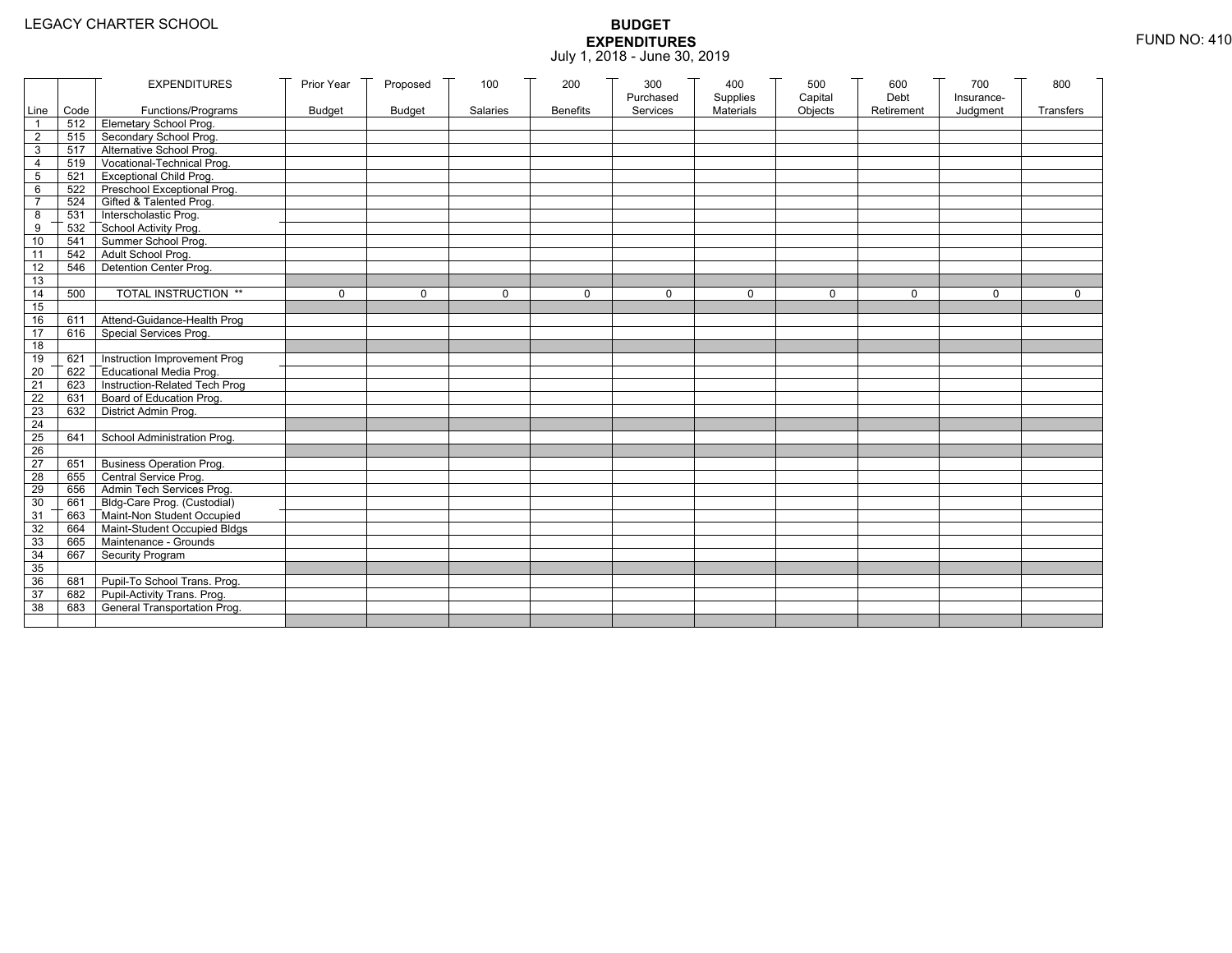LEGACY CHARTER SCHOOL

# BUDGET
## EXPENDITURES
July 1, 2018 - June 30, 2019

FUND NO: 410

| Line | Code | EXPENDITURES Functions/Programs | Prior Year Budget | Proposed Budget | 100 Salaries | 200 Benefits | 300 Purchased Services | 400 Supplies Materials | 500 Capital Objects | 600 Debt Retirement | 700 Insurance-Judgment | 800 Transfers |
|---|---|---|---|---|---|---|---|---|---|---|---|---|
| 1 | 512 | Elemetary School Prog. | | | | | | | | | | |
| 2 | 515 | Secondary School Prog. | | | | | | | | | | |
| 3 | 517 | Alternative School Prog. | | | | | | | | | | |
| 4 | 519 | Vocational-Technical Prog. | | | | | | | | | | |
| 5 | 521 | Exceptional Child Prog. | | | | | | | | | | |
| 6 | 522 | Preschool Exceptional Prog. | | | | | | | | | | |
| 7 | 524 | Gifted & Talented Prog. | | | | | | | | | | |
| 8 | 531 | Interscholastic Prog. | | | | | | | | | | |
| 9 | 532 | School Activity Prog. | | | | | | | | | | |
| 10 | 541 | Summer School Prog. | | | | | | | | | | |
| 11 | 542 | Adult School Prog. | | | | | | | | | | |
| 12 | 546 | Detention Center Prog. | | | | | | | | | | |
| 13 | | | | | | | | | | | | |
| 14 | 500 | TOTAL INSTRUCTION ** | 0 | 0 | 0 | 0 | 0 | 0 | 0 | 0 | 0 | 0 |
| 15 | | | | | | | | | | | | |
| 16 | 611 | Attend-Guidance-Health Prog | | | | | | | | | | |
| 17 | 616 | Special Services Prog. | | | | | | | | | | |
| 18 | | | | | | | | | | | | |
| 19 | 621 | Instruction Improvement Prog | | | | | | | | | | |
| 20 | 622 | Educational Media Prog. | | | | | | | | | | |
| 21 | 623 | Instruction-Related Tech Prog | | | | | | | | | | |
| 22 | 631 | Board of Education Prog. | | | | | | | | | | |
| 23 | 632 | District Admin Prog. | | | | | | | | | | |
| 24 | | | | | | | | | | | | |
| 25 | 641 | School Administration Prog. | | | | | | | | | | |
| 26 | | | | | | | | | | | | |
| 27 | 651 | Business Operation Prog. | | | | | | | | | | |
| 28 | 655 | Central Service Prog. | | | | | | | | | | |
| 29 | 656 | Admin Tech Services Prog. | | | | | | | | | | |
| 30 | 661 | Bldg-Care Prog. (Custodial) | | | | | | | | | | |
| 31 | 663 | Maint-Non Student Occupied | | | | | | | | | | |
| 32 | 664 | Maint-Student Occupied Bldgs | | | | | | | | | | |
| 33 | 665 | Maintenance - Grounds | | | | | | | | | | |
| 34 | 667 | Security Program | | | | | | | | | | |
| 35 | | | | | | | | | | | | |
| 36 | 681 | Pupil-To School Trans. Prog. | | | | | | | | | | |
| 37 | 682 | Pupil-Activity Trans. Prog. | | | | | | | | | | |
| 38 | 683 | General Transportation Prog. | | | | | | | | | | |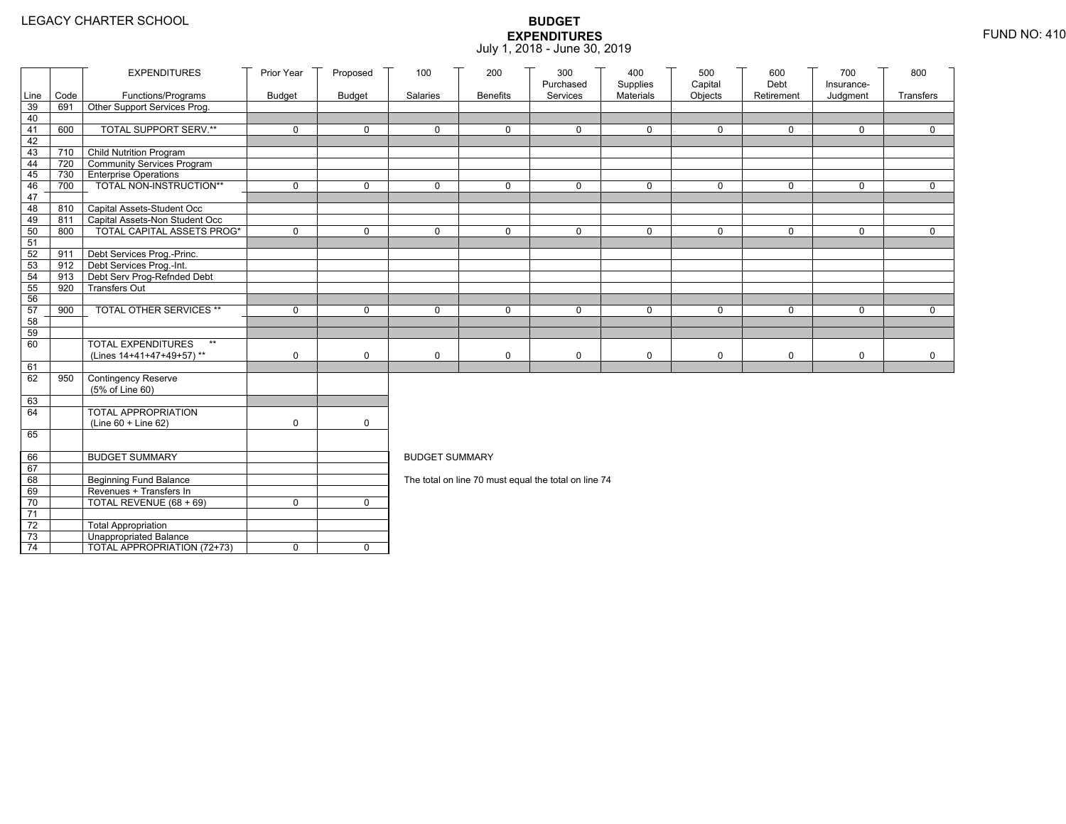LEGACY CHARTER SCHOOL

# BUDGET EXPENDITURES

July 1, 2018 - June 30, 2019

FUND NO: 410

| Line | Code | EXPENDITURES Functions/Programs | Prior Year Budget | Proposed Budget | 100 Salaries | 200 Benefits | 300 Purchased Services | 400 Supplies Materials | 500 Capital Objects | 600 Debt Retirement | 700 Insurance-Judgment | 800 Transfers |
|---|---|---|---|---|---|---|---|---|---|---|---|---|
| 39 | 691 | Other Support Services Prog. | | | | | | | | | | |
| 40 | | | | | | | | | | | | |
| 41 | 600 | TOTAL SUPPORT SERV.** | 0 | 0 | 0 | 0 | 0 | 0 | 0 | 0 | 0 | 0 |
| 42 | | | | | | | | | | | | |
| 43 | 710 | Child Nutrition Program | | | | | | | | | | |
| 44 | 720 | Community Services Program | | | | | | | | | | |
| 45 | 730 | Enterprise Operations | | | | | | | | | | |
| 46 | 700 | TOTAL NON-INSTRUCTION** | 0 | 0 | 0 | 0 | 0 | 0 | 0 | 0 | 0 | 0 |
| 47 | | | | | | | | | | | | |
| 48 | 810 | Capital Assets-Student Occ | | | | | | | | | | |
| 49 | 811 | Capital Assets-Non Student Occ | | | | | | | | | | |
| 50 | 800 | TOTAL CAPITAL ASSETS PROG* | 0 | 0 | 0 | 0 | 0 | 0 | 0 | 0 | 0 | 0 |
| 51 | | | | | | | | | | | | |
| 52 | 911 | Debt Services Prog.-Princ. | | | | | | | | | | |
| 53 | 912 | Debt Services Prog.-Int. | | | | | | | | | | |
| 54 | 913 | Debt Serv Prog-Refnded Debt | | | | | | | | | | |
| 55 | 920 | Transfers Out | | | | | | | | | | |
| 56 | | | | | | | | | | | | |
| 57 | 900 | TOTAL OTHER SERVICES ** | 0 | 0 | 0 | 0 | 0 | 0 | 0 | 0 | 0 | 0 |
| 58 | | | | | | | | | | | | |
| 59 | | | | | | | | | | | | |
| 60 | | TOTAL EXPENDITURES ** (Lines 14+41+47+49+57) ** | 0 | 0 | 0 | 0 | 0 | 0 | 0 | 0 | 0 | 0 |
| 61 | | | | | | | | | | | | |
| 62 | 950 | Contingency Reserve (5% of Line 60) | | | | | | | | | | |
| 63 | | | | | | | | | | | | |
| 64 | | TOTAL APPROPRIATION (Line 60 + Line 62) | 0 | 0 | | | | | | | | |
| 65 | | | | | | | | | | | | |

| Line | Code | | Prior Year Budget | Proposed Budget |
|---|---|---|---|---|
| 66 | | BUDGET SUMMARY | | |
| 67 | | | | |
| 68 | | Beginning Fund Balance | | |
| 69 | | Revenues + Transfers In | | |
| 70 | | TOTAL REVENUE (68 + 69) | 0 | 0 |
| 71 | | | | |
| 72 | | Total Appropriation | | |
| 73 | | Unappropriated Balance | | |
| 74 | | TOTAL APPROPRIATION (72+73) | 0 | 0 |

BUDGET SUMMARY

The total on line 70 must equal the total on line 74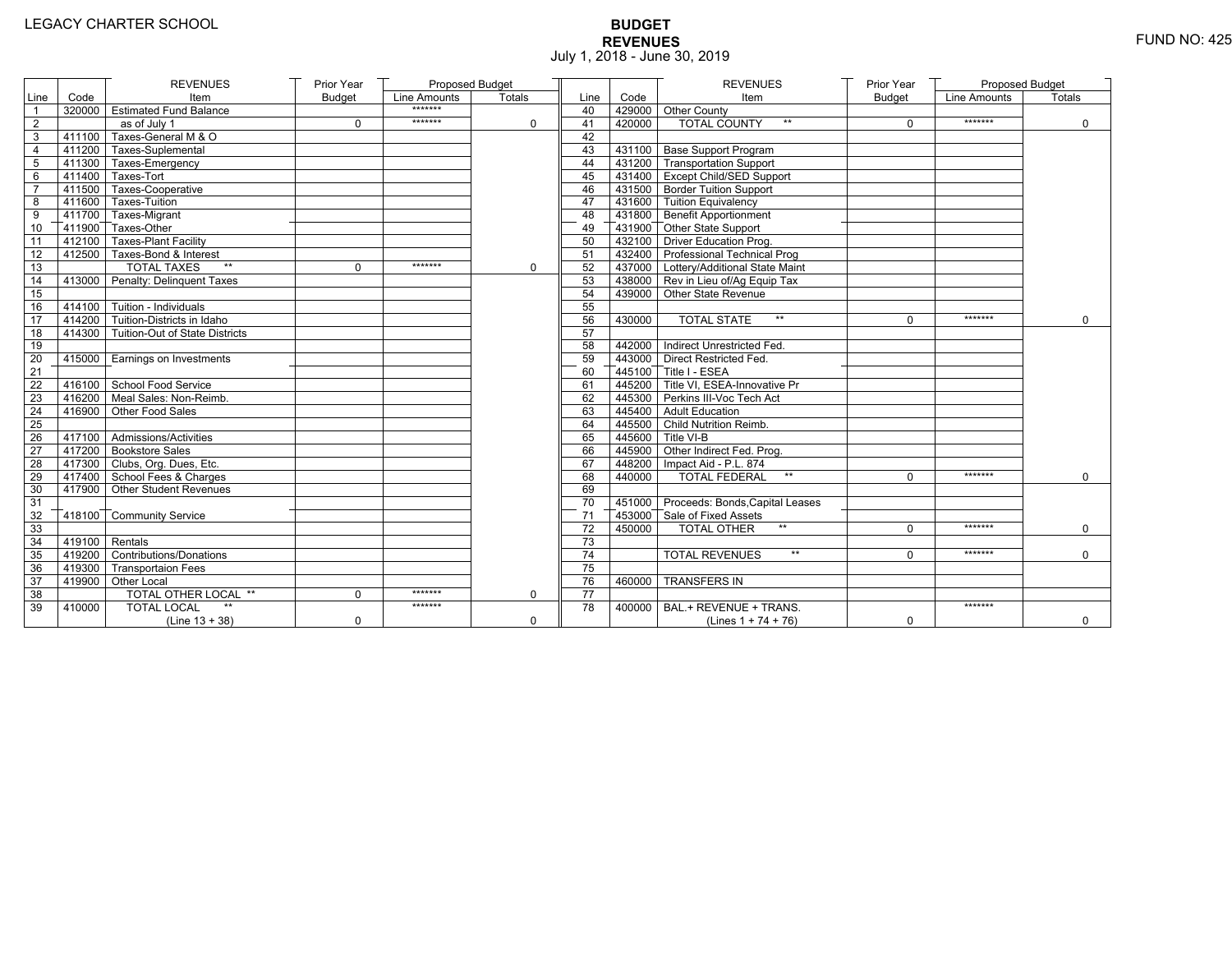LEGACY CHARTER SCHOOL

# BUDGET
## REVENUES
July 1, 2018 - June 30, 2019

FUND NO: 425

| Line | Code | REVENUES Item | Prior Year Budget | Proposed Budget Line Amounts | Proposed Budget Totals |
|---|---|---|---|---|---|
| 1 | 320000 | Estimated Fund Balance | | ******* | |
| 2 | | as of July 1 | 0 | ******* | 0 |
| 3 | 411100 | Taxes-General M & O | | | |
| 4 | 411200 | Taxes-Suplemental | | | |
| 5 | 411300 | Taxes-Emergency | | | |
| 6 | 411400 | Taxes-Tort | | | |
| 7 | 411500 | Taxes-Cooperative | | | |
| 8 | 411600 | Taxes-Tuition | | | |
| 9 | 411700 | Taxes-Migrant | | | |
| 10 | 411900 | Taxes-Other | | | |
| 11 | 412100 | Taxes-Plant Facility | | | |
| 12 | 412500 | Taxes-Bond & Interest | | | |
| 13 | | TOTAL TAXES ** | 0 | ******* | 0 |
| 14 | 413000 | Penalty: Delinquent Taxes | | | |
| 15 | | | | | |
| 16 | 414100 | Tuition - Individuals | | | |
| 17 | 414200 | Tuition-Districts in Idaho | | | |
| 18 | 414300 | Tuition-Out of State Districts | | | |
| 19 | | | | | |
| 20 | 415000 | Earnings on Investments | | | |
| 21 | | | | | |
| 22 | 416100 | School Food Service | | | |
| 23 | 416200 | Meal Sales: Non-Reimb. | | | |
| 24 | 416900 | Other Food Sales | | | |
| 25 | | | | | |
| 26 | 417100 | Admissions/Activities | | | |
| 27 | 417200 | Bookstore Sales | | | |
| 28 | 417300 | Clubs, Org. Dues, Etc. | | | |
| 29 | 417400 | School Fees & Charges | | | |
| 30 | 417900 | Other Student Revenues | | | |
| 31 | | | | | |
| 32 | 418100 | Community Service | | | |
| 33 | | | | | |
| 34 | 419100 | Rentals | | | |
| 35 | 419200 | Contributions/Donations | | | |
| 36 | 419300 | Transportaion Fees | | | |
| 37 | 419900 | Other Local | | | |
| 38 | | TOTAL OTHER LOCAL ** | 0 | ******* | 0 |
| 39 | 410000 | TOTAL LOCAL ** (Line 13 + 38) | 0 | ******* | 0 |
| 40 | 429000 | Other County | | | |
| 41 | 420000 | TOTAL COUNTY ** | 0 | ******* | 0 |
| 42 | | | | | |
| 43 | 431100 | Base Support Program | | | |
| 44 | 431200 | Transportation Support | | | |
| 45 | 431400 | Except Child/SED Support | | | |
| 46 | 431500 | Border Tuition Support | | | |
| 47 | 431600 | Tuition Equivalency | | | |
| 48 | 431800 | Benefit Apportionment | | | |
| 49 | 431900 | Other State Support | | | |
| 50 | 432100 | Driver Education Prog. | | | |
| 51 | 432400 | Professional Technical Prog | | | |
| 52 | 437000 | Lottery/Additional State Maint | | | |
| 53 | 438000 | Rev in Lieu of/Ag Equip Tax | | | |
| 54 | 439000 | Other State Revenue | | | |
| 55 | | | | | |
| 56 | 430000 | TOTAL STATE ** | 0 | ******* | 0 |
| 57 | | | | | |
| 58 | 442000 | Indirect Unrestricted Fed. | | | |
| 59 | 443000 | Direct Restricted Fed. | | | |
| 60 | 445100 | Title I - ESEA | | | |
| 61 | 445200 | Title VI, ESEA-Innovative Pr | | | |
| 62 | 445300 | Perkins III-Voc Tech Act | | | |
| 63 | 445400 | Adult Education | | | |
| 64 | 445500 | Child Nutrition Reimb. | | | |
| 65 | 445600 | Title VI-B | | | |
| 66 | 445900 | Other Indirect Fed. Prog. | | | |
| 67 | 448200 | Impact Aid - P.L. 874 | | | |
| 68 | 440000 | TOTAL FEDERAL ** | 0 | ******* | 0 |
| 69 | | | | | |
| 70 | 451000 | Proceeds: Bonds,Capital Leases | | | |
| 71 | 453000 | Sale of Fixed Assets | | | |
| 72 | 450000 | TOTAL OTHER ** | 0 | ******* | 0 |
| 73 | | | | | |
| 74 | | TOTAL REVENUES ** | 0 | ******* | 0 |
| 75 | | | | | |
| 76 | 460000 | TRANSFERS IN | | | |
| 77 | | | | | |
| 78 | 400000 | BAL.+ REVENUE + TRANS. (Lines 1 + 74 + 76) | 0 | ******* | 0 |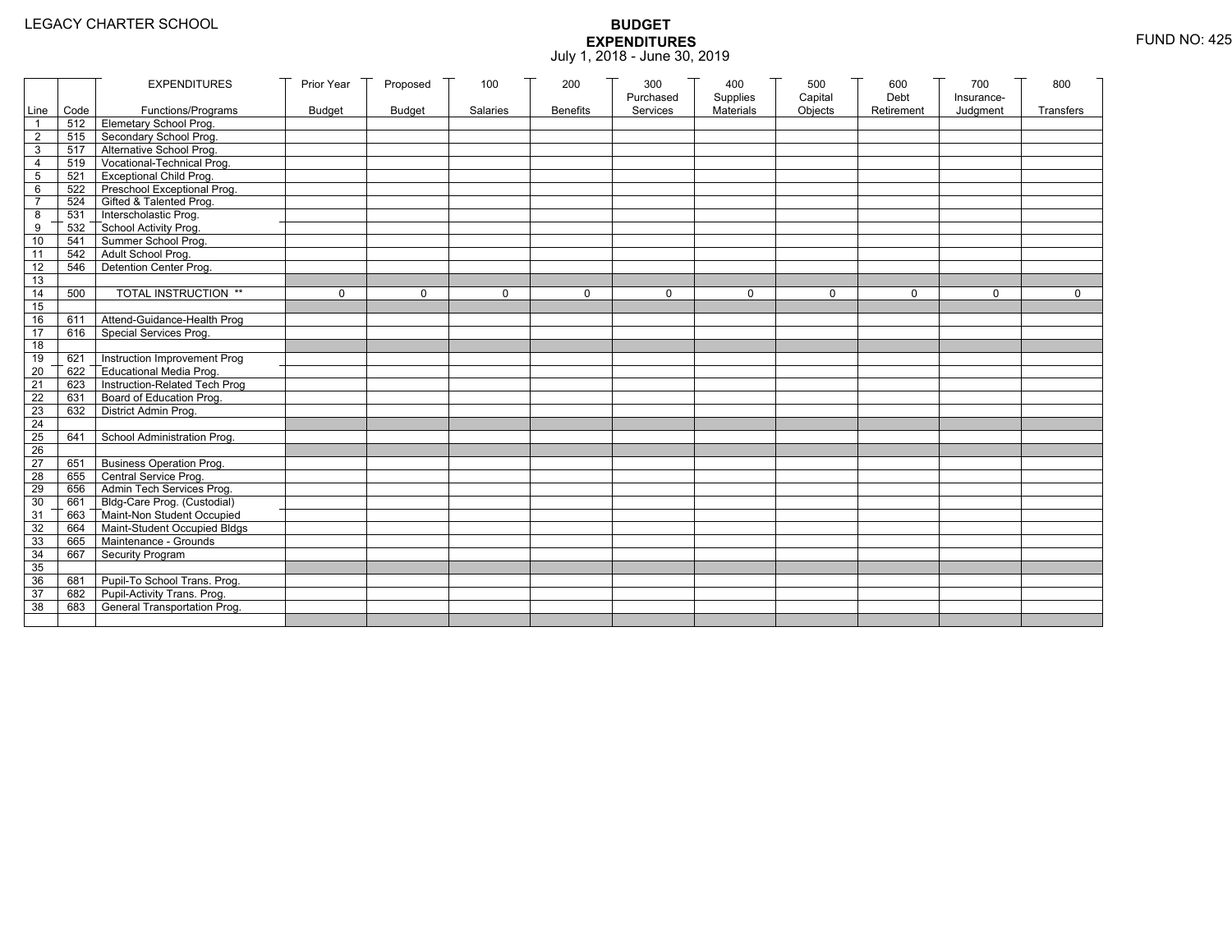LEGACY CHARTER SCHOOL

# BUDGET EXPENDITURES

July 1, 2018 - June 30, 2019

FUND NO: 425

| Line | Code | EXPENDITURES Functions/Programs | Prior Year Budget | Proposed Budget | 100 Salaries | 200 Benefits | 300 Purchased Services | 400 Supplies Materials | 500 Capital Objects | 600 Debt Retirement | 700 Insurance-Judgment | 800 Transfers |
|---|---|---|---|---|---|---|---|---|---|---|---|---|
| 1 | 512 | Elemetary School Prog. | | | | | | | | | | |
| 2 | 515 | Secondary School Prog. | | | | | | | | | | |
| 3 | 517 | Alternative School Prog. | | | | | | | | | | |
| 4 | 519 | Vocational-Technical Prog. | | | | | | | | | | |
| 5 | 521 | Exceptional Child Prog. | | | | | | | | | | |
| 6 | 522 | Preschool Exceptional Prog. | | | | | | | | | | |
| 7 | 524 | Gifted & Talented Prog. | | | | | | | | | | |
| 8 | 531 | Interscholastic Prog. | | | | | | | | | | |
| 9 | 532 | School Activity Prog. | | | | | | | | | | |
| 10 | 541 | Summer School Prog. | | | | | | | | | | |
| 11 | 542 | Adult School Prog. | | | | | | | | | | |
| 12 | 546 | Detention Center Prog. | | | | | | | | | | |
| 13 | | | | | | | | | | | | |
| 14 | 500 | TOTAL INSTRUCTION ** | 0 | 0 | 0 | 0 | 0 | 0 | 0 | 0 | 0 | 0 |
| 15 | | | | | | | | | | | | |
| 16 | 611 | Attend-Guidance-Health Prog | | | | | | | | | | |
| 17 | 616 | Special Services Prog. | | | | | | | | | | |
| 18 | | | | | | | | | | | | |
| 19 | 621 | Instruction Improvement Prog | | | | | | | | | | |
| 20 | 622 | Educational Media Prog. | | | | | | | | | | |
| 21 | 623 | Instruction-Related Tech Prog | | | | | | | | | | |
| 22 | 631 | Board of Education Prog. | | | | | | | | | | |
| 23 | 632 | District Admin Prog. | | | | | | | | | | |
| 24 | | | | | | | | | | | | |
| 25 | 641 | School Administration Prog. | | | | | | | | | | |
| 26 | | | | | | | | | | | | |
| 27 | 651 | Business Operation Prog. | | | | | | | | | | |
| 28 | 655 | Central Service Prog. | | | | | | | | | | |
| 29 | 656 | Admin Tech Services Prog. | | | | | | | | | | |
| 30 | 661 | Bldg-Care Prog. (Custodial) | | | | | | | | | | |
| 31 | 663 | Maint-Non Student Occupied | | | | | | | | | | |
| 32 | 664 | Maint-Student Occupied Bldgs | | | | | | | | | | |
| 33 | 665 | Maintenance - Grounds | | | | | | | | | | |
| 34 | 667 | Security Program | | | | | | | | | | |
| 35 | | | | | | | | | | | | |
| 36 | 681 | Pupil-To School Trans. Prog. | | | | | | | | | | |
| 37 | 682 | Pupil-Activity Trans. Prog. | | | | | | | | | | |
| 38 | 683 | General Transportation Prog. | | | | | | | | | | |
| | | | | | | | | | | | | |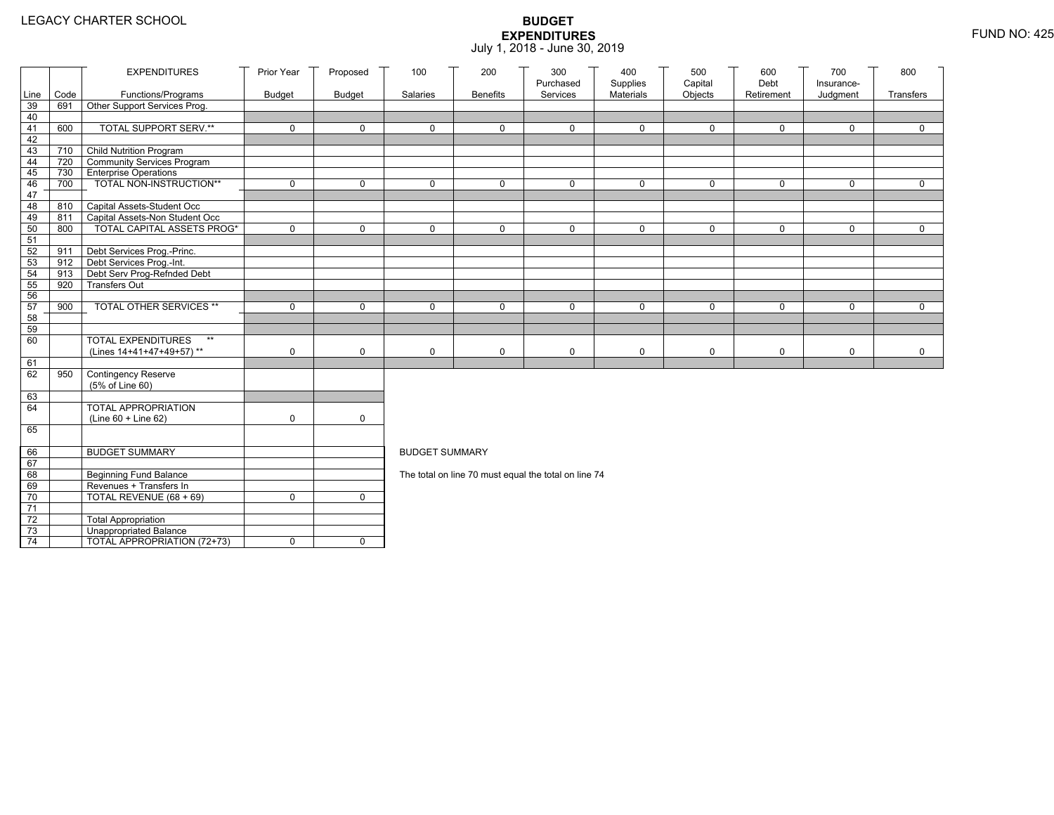LEGACY CHARTER SCHOOL

# BUDGET EXPENDITURES

July 1, 2018 - June 30, 2019

FUND NO: 425

| Line | Code | EXPENDITURES Functions/Programs | Prior Year Budget | Proposed Budget | 100 Salaries | 200 Benefits | 300 Purchased Services | 400 Supplies Materials | 500 Capital Objects | 600 Debt Retirement | 700 Insurance-Judgment | 800 Transfers |
|---|---|---|---|---|---|---|---|---|---|---|---|---|
| 39 | 691 | Other Support Services Prog. | | | | | | | | | | |
| 40 | | | | | | | | | | | | |
| 41 | 600 | TOTAL SUPPORT SERV.** | 0 | 0 | 0 | 0 | 0 | 0 | 0 | 0 | 0 | 0 |
| 42 | | | | | | | | | | | | |
| 43 | 710 | Child Nutrition Program | | | | | | | | | | |
| 44 | 720 | Community Services Program | | | | | | | | | | |
| 45 | 730 | Enterprise Operations | | | | | | | | | | |
| 46 | 700 | TOTAL NON-INSTRUCTION** | 0 | 0 | 0 | 0 | 0 | 0 | 0 | 0 | 0 | 0 |
| 47 | | | | | | | | | | | | |
| 48 | 810 | Capital Assets-Student Occ | | | | | | | | | | |
| 49 | 811 | Capital Assets-Non Student Occ | | | | | | | | | | |
| 50 | 800 | TOTAL CAPITAL ASSETS PROG* | 0 | 0 | 0 | 0 | 0 | 0 | 0 | 0 | 0 | 0 |
| 51 | | | | | | | | | | | | |
| 52 | 911 | Debt Services Prog.-Princ. | | | | | | | | | | |
| 53 | 912 | Debt Services Prog.-Int. | | | | | | | | | | |
| 54 | 913 | Debt Serv Prog-Refnded Debt | | | | | | | | | | |
| 55 | 920 | Transfers Out | | | | | | | | | | |
| 56 | | | | | | | | | | | | |
| 57 | 900 | TOTAL OTHER SERVICES ** | 0 | 0 | 0 | 0 | 0 | 0 | 0 | 0 | 0 | 0 |
| 58 | | | | | | | | | | | | |
| 59 | | | | | | | | | | | | |
| 60 | | TOTAL EXPENDITURES ** (Lines 14+41+47+49+57) ** | 0 | 0 | 0 | 0 | 0 | 0 | 0 | 0 | 0 | 0 |
| 61 | | | | | | | | | | | | |
| 62 | 950 | Contingency Reserve (5% of Line 60) | | | | | | | | | | |
| 63 | | | | | | | | | | | | |
| 64 | | TOTAL APPROPRIATION (Line 60 + Line 62) | 0 | 0 | | | | | | | | |
| 65 | | | | | | | | | | | | |
| 66 | | BUDGET SUMMARY | | | | | | | | | | |
| 67 | | | | | | | | | | | | |
| 68 | | Beginning Fund Balance | | | | | | | | | | |
| 69 | | Revenues + Transfers In | | | | | | | | | | |
| 70 | | TOTAL REVENUE (68 + 69) | 0 | 0 | | | | | | | | |
| 71 | | | | | | | | | | | | |
| 72 | | Total Appropriation | | | | | | | | | | |
| 73 | | Unappropriated Balance | | | | | | | | | | |
| 74 | | TOTAL APPROPRIATION (72+73) | 0 | 0 | | | | | | | | |

BUDGET SUMMARY

The total on line 70 must equal the total on line 74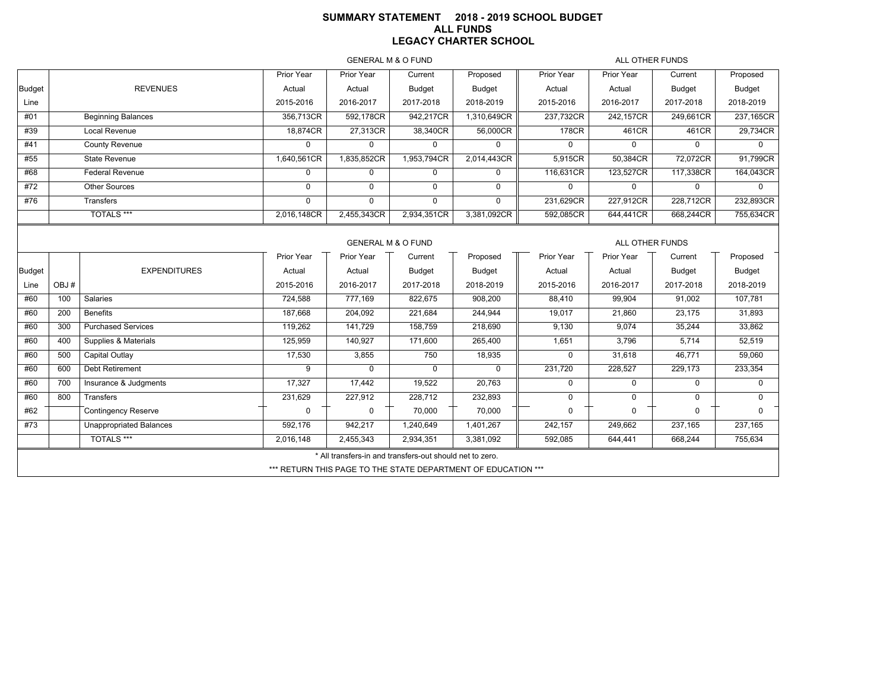## SUMMARY STATEMENT 2018 - 2019 SCHOOL BUDGET
## ALL FUNDS
## LEGACY CHARTER SCHOOL

| Budget Line | REVENUES | GENERAL M & O FUND Prior Year Actual 2015-2016 | Prior Year Actual 2016-2017 | Current Budget 2017-2018 | Proposed Budget 2018-2019 | ALL OTHER FUNDS Prior Year Actual 2015-2016 | Prior Year Actual 2016-2017 | Current Budget 2017-2018 | Proposed Budget 2018-2019 |
|---|---|---|---|---|---|---|---|---|---|
| #01 | Beginning Balances | 356,713CR | 592,178CR | 942,217CR | 1,310,649CR | 237,732CR | 242,157CR | 249,661CR | 237,165CR |
| #39 | Local Revenue | 18,874CR | 27,313CR | 38,340CR | 56,000CR | 178CR | 461CR | 461CR | 29,734CR |
| #41 | County Revenue | 0 | 0 | 0 | 0 | 0 | 0 | 0 | 0 |
| #55 | State Revenue | 1,640,561CR | 1,835,852CR | 1,953,794CR | 2,014,443CR | 5,915CR | 50,384CR | 72,072CR | 91,799CR |
| #68 | Federal Revenue | 0 | 0 | 0 | 0 | 116,631CR | 123,527CR | 117,338CR | 164,043CR |
| #72 | Other Sources | 0 | 0 | 0 | 0 | 0 | 0 | 0 | 0 |
| #76 | Transfers | 0 | 0 | 0 | 0 | 231,629CR | 227,912CR | 228,712CR | 232,893CR |
| | TOTALS *** | 2,016,148CR | 2,455,343CR | 2,934,351CR | 3,381,092CR | 592,085CR | 644,441CR | 668,244CR | 755,634CR |

| Budget Line | OBJ # | EXPENDITURES | GENERAL M & O FUND Prior Year Actual 2015-2016 | Prior Year Actual 2016-2017 | Current Budget 2017-2018 | Proposed Budget 2018-2019 | ALL OTHER FUNDS Prior Year Actual 2015-2016 | Prior Year Actual 2016-2017 | Current Budget 2017-2018 | Proposed Budget 2018-2019 |
|---|---|---|---|---|---|---|---|---|---|---|
| #60 | 100 | Salaries | 724,588 | 777,169 | 822,675 | 908,200 | 88,410 | 99,904 | 91,002 | 107,781 |
| #60 | 200 | Benefits | 187,668 | 204,092 | 221,684 | 244,944 | 19,017 | 21,860 | 23,175 | 31,893 |
| #60 | 300 | Purchased Services | 119,262 | 141,729 | 158,759 | 218,690 | 9,130 | 9,074 | 35,244 | 33,862 |
| #60 | 400 | Supplies & Materials | 125,959 | 140,927 | 171,600 | 265,400 | 1,651 | 3,796 | 5,714 | 52,519 |
| #60 | 500 | Capital Outlay | 17,530 | 3,855 | 750 | 18,935 | 0 | 31,618 | 46,771 | 59,060 |
| #60 | 600 | Debt Retirement | 9 | 0 | 0 | 0 | 231,720 | 228,527 | 229,173 | 233,354 |
| #60 | 700 | Insurance & Judgments | 17,327 | 17,442 | 19,522 | 20,763 | 0 | 0 | 0 | 0 |
| #60 | 800 | Transfers | 231,629 | 227,912 | 228,712 | 232,893 | 0 | 0 | 0 | 0 |
| #62 | | Contingency Reserve | 0 | 0 | 70,000 | 70,000 | 0 | 0 | 0 | 0 |
| #73 | | Unappropriated Balances | 592,176 | 942,217 | 1,240,649 | 1,401,267 | 242,157 | 249,662 | 237,165 | 237,165 |
| | | TOTALS *** | 2,016,148 | 2,455,343 | 2,934,351 | 3,381,092 | 592,085 | 644,441 | 668,244 | 755,634 |

* All transfers-in and transfers-out should net to zero.

*** RETURN THIS PAGE TO THE STATE DEPARTMENT OF EDUCATION ***